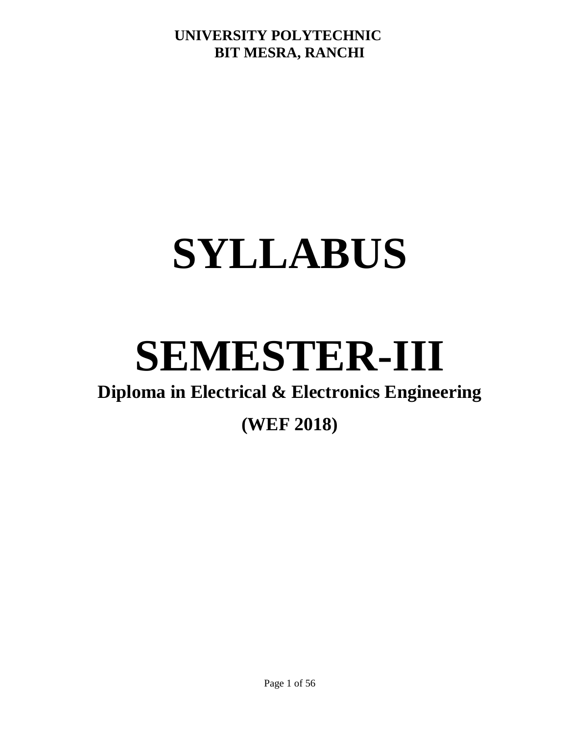**UNIVERSITY POLYTECHNIC**
**BIT MESRA, RANCHI**

# SYLLABUS

# SEMESTER-III

## Diploma in Electrical & Electronics Engineering

## (WEF 2018)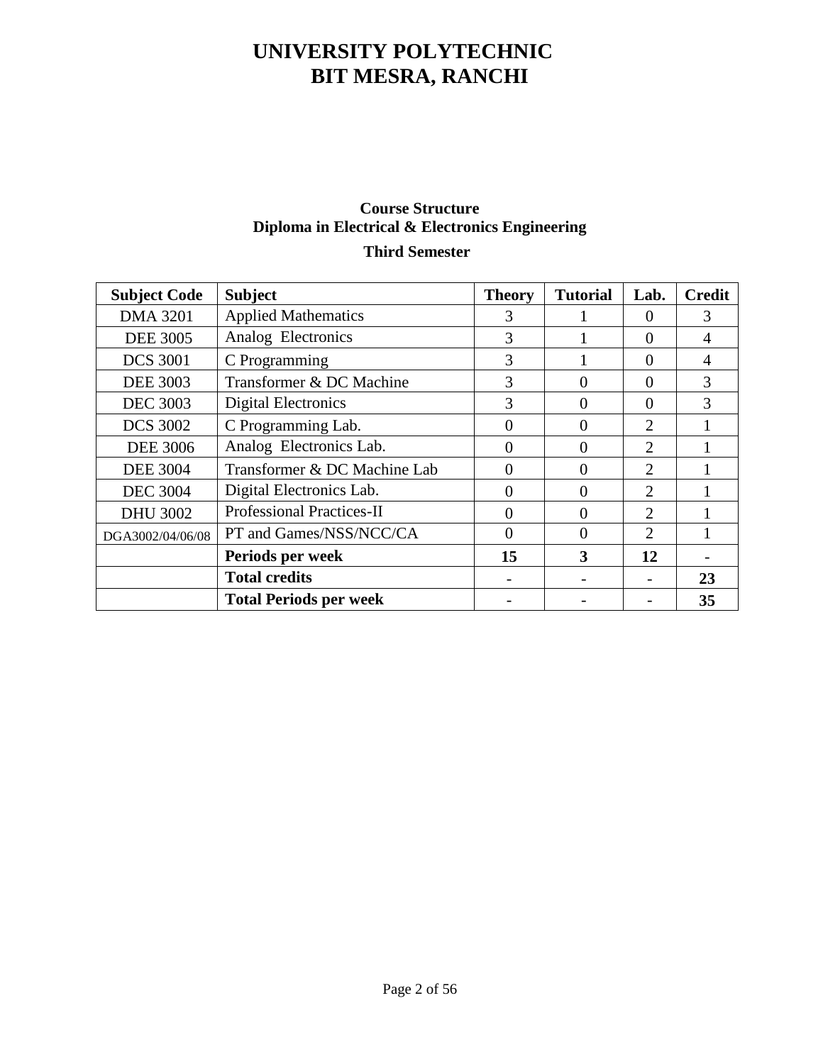# UNIVERSITY POLYTECHNIC
# BIT MESRA, RANCHI

## Course Structure
## Diploma in Electrical & Electronics Engineering
### Third Semester

| Subject Code | Subject | Theory | Tutorial | Lab. | Credit |
|---|---|---|---|---|---|
| DMA 3201 | Applied Mathematics | 3 | 1 | 0 | 3 |
| DEE 3005 | Analog Electronics | 3 | 1 | 0 | 4 |
| DCS 3001 | C Programming | 3 | 1 | 0 | 4 |
| DEE 3003 | Transformer & DC Machine | 3 | 0 | 0 | 3 |
| DEC 3003 | Digital Electronics | 3 | 0 | 0 | 3 |
| DCS 3002 | C Programming Lab. | 0 | 0 | 2 | 1 |
| DEE 3006 | Analog Electronics Lab. | 0 | 0 | 2 | 1 |
| DEE 3004 | Transformer & DC Machine Lab | 0 | 0 | 2 | 1 |
| DEC 3004 | Digital Electronics Lab. | 0 | 0 | 2 | 1 |
| DHU 3002 | Professional Practices-II | 0 | 0 | 2 | 1 |
| DGA3002/04/06/08 | PT and Games/NSS/NCC/CA | 0 | 0 | 2 | 1 |
| | **Periods per week** | **15** | **3** | **12** | **-** |
| | **Total credits** | **-** | **-** | **-** | **23** |
| | **Total Periods per week** | **-** | **-** | **-** | **35** |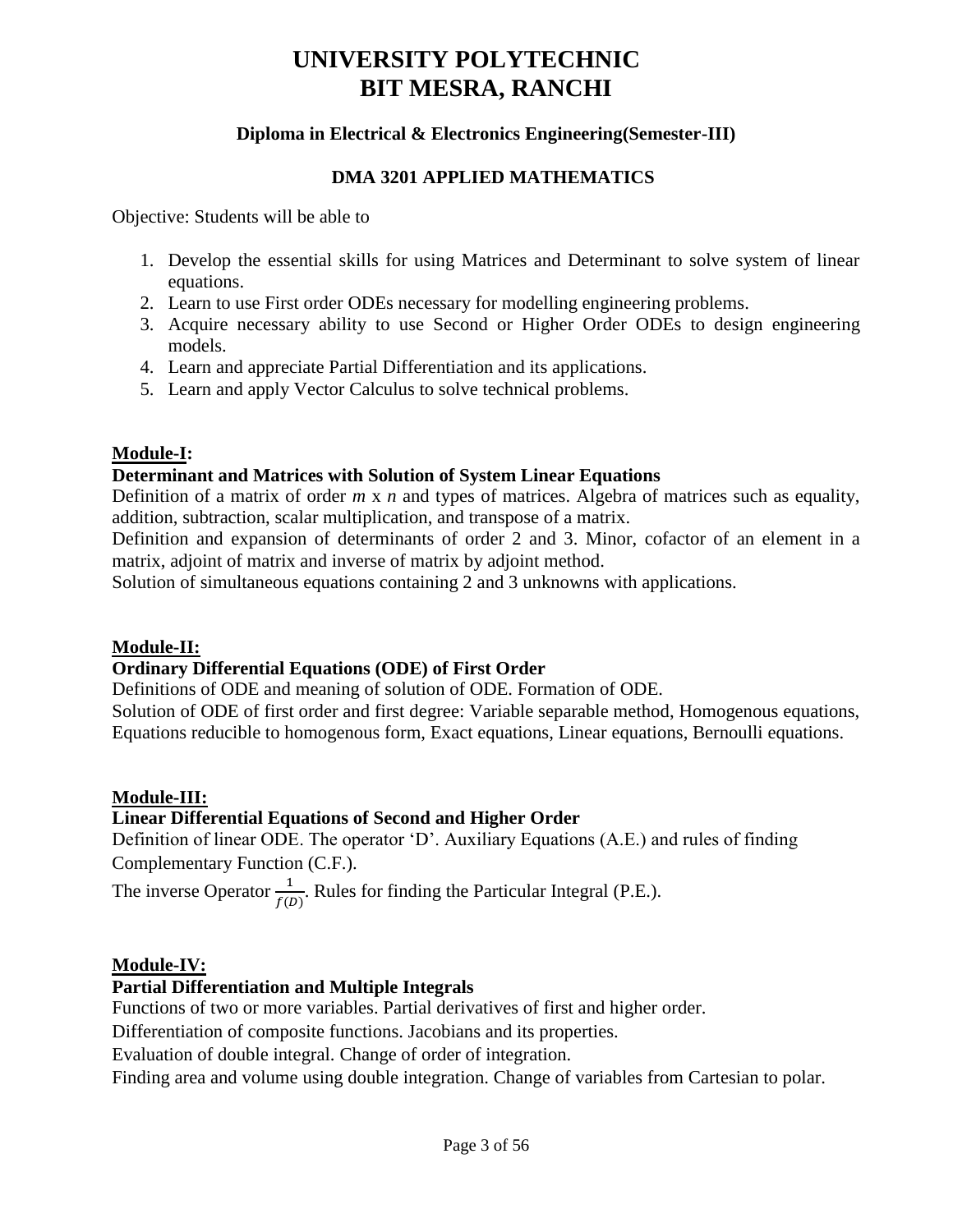# UNIVERSITY POLYTECHNIC
# BIT MESRA, RANCHI

### Diploma in Electrical & Electronics Engineering(Semester-III)

### DMA 3201 APPLIED MATHEMATICS

Objective: Students will be able to

1. Develop the essential skills for using Matrices and Determinant to solve system of linear equations.
2. Learn to use First order ODEs necessary for modelling engineering problems.
3. Acquire necessary ability to use Second or Higher Order ODEs to design engineering models.
4. Learn and appreciate Partial Differentiation and its applications.
5. Learn and apply Vector Calculus to solve technical problems.

**Module-I:**

**Determinant and Matrices with Solution of System Linear Equations**

Definition of a matrix of order $m$ x $n$ and types of matrices. Algebra of matrices such as equality, addition, subtraction, scalar multiplication, and transpose of a matrix.

Definition and expansion of determinants of order 2 and 3. Minor, cofactor of an element in a matrix, adjoint of matrix and inverse of matrix by adjoint method.

Solution of simultaneous equations containing 2 and 3 unknowns with applications.

**Module-II:**

**Ordinary Differential Equations (ODE) of First Order**

Definitions of ODE and meaning of solution of ODE. Formation of ODE.

Solution of ODE of first order and first degree: Variable separable method, Homogenous equations, Equations reducible to homogenous form, Exact equations, Linear equations, Bernoulli equations.

**Module-III:**

**Linear Differential Equations of Second and Higher Order**

Definition of linear ODE. The operator 'D'. Auxiliary Equations (A.E.) and rules of finding Complementary Function (C.F.).

The inverse Operator $\frac{1}{f(D)}$. Rules for finding the Particular Integral (P.E.).

**Module-IV:**

**Partial Differentiation and Multiple Integrals**

Functions of two or more variables. Partial derivatives of first and higher order.

Differentiation of composite functions. Jacobians and its properties.

Evaluation of double integral. Change of order of integration.

Finding area and volume using double integration. Change of variables from Cartesian to polar.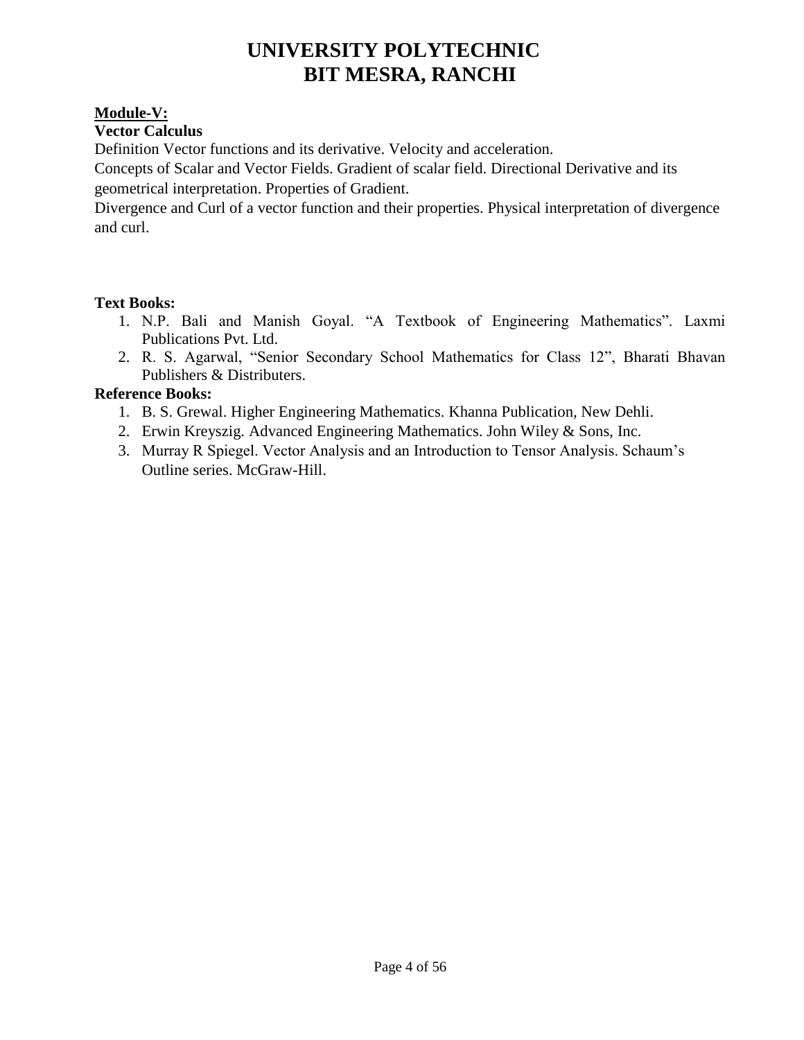# UNIVERSITY POLYTECHNIC
# BIT MESRA, RANCHI

**Module-V:**

**Vector Calculus**

Definition Vector functions and its derivative. Velocity and acceleration.

Concepts of Scalar and Vector Fields. Gradient of scalar field. Directional Derivative and its geometrical interpretation. Properties of Gradient.

Divergence and Curl of a vector function and their properties. Physical interpretation of divergence and curl.

**Text Books:**

1. N.P. Bali and Manish Goyal. "A Textbook of Engineering Mathematics". Laxmi Publications Pvt. Ltd.
2. R. S. Agarwal, "Senior Secondary School Mathematics for Class 12", Bharati Bhavan Publishers & Distributers.

**Reference Books:**

1. B. S. Grewal. Higher Engineering Mathematics. Khanna Publication, New Dehli.
2. Erwin Kreyszig. Advanced Engineering Mathematics. John Wiley & Sons, Inc.
3. Murray R Spiegel. Vector Analysis and an Introduction to Tensor Analysis. Schaum's Outline series. McGraw-Hill.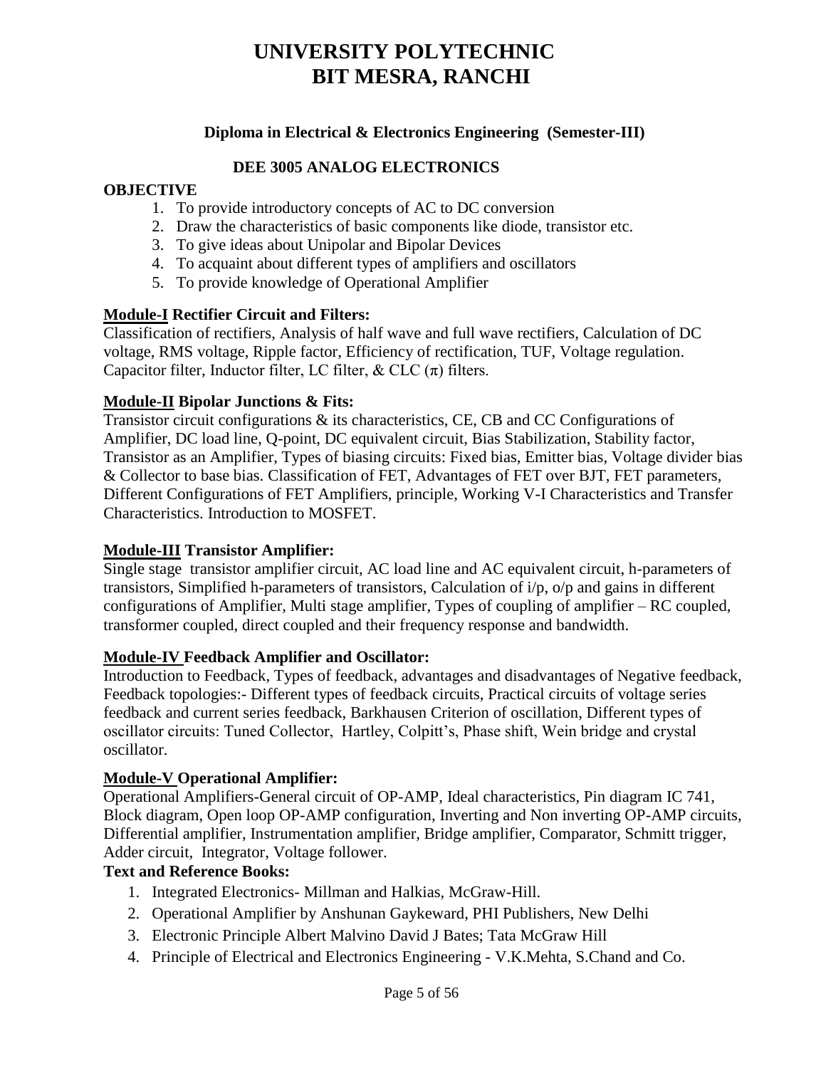# UNIVERSITY POLYTECHNIC
# BIT MESRA, RANCHI

### Diploma in Electrical & Electronics Engineering (Semester-III)

### DEE 3005 ANALOG ELECTRONICS

**OBJECTIVE**

1. To provide introductory concepts of AC to DC conversion
2. Draw the characteristics of basic components like diode, transistor etc.
3. To give ideas about Unipolar and Bipolar Devices
4. To acquaint about different types of amplifiers and oscillators
5. To provide knowledge of Operational Amplifier

**Module-I Rectifier Circuit and Filters:**

Classification of rectifiers, Analysis of half wave and full wave rectifiers, Calculation of DC voltage, RMS voltage, Ripple factor, Efficiency of rectification, TUF, Voltage regulation. Capacitor filter, Inductor filter, LC filter, & CLC ($\pi$) filters.

**Module-II Bipolar Junctions & Fits:**

Transistor circuit configurations & its characteristics, CE, CB and CC Configurations of Amplifier, DC load line, Q-point, DC equivalent circuit, Bias Stabilization, Stability factor, Transistor as an Amplifier, Types of biasing circuits: Fixed bias, Emitter bias, Voltage divider bias & Collector to base bias. Classification of FET, Advantages of FET over BJT, FET parameters, Different Configurations of FET Amplifiers, principle, Working V-I Characteristics and Transfer Characteristics. Introduction to MOSFET.

**Module-III Transistor Amplifier:**

Single stage transistor amplifier circuit, AC load line and AC equivalent circuit, h-parameters of transistors, Simplified h-parameters of transistors, Calculation of i/p, o/p and gains in different configurations of Amplifier, Multi stage amplifier, Types of coupling of amplifier – RC coupled, transformer coupled, direct coupled and their frequency response and bandwidth.

**Module-IV Feedback Amplifier and Oscillator:**

Introduction to Feedback, Types of feedback, advantages and disadvantages of Negative feedback, Feedback topologies:- Different types of feedback circuits, Practical circuits of voltage series feedback and current series feedback, Barkhausen Criterion of oscillation, Different types of oscillator circuits: Tuned Collector, Hartley, Colpitt's, Phase shift, Wein bridge and crystal oscillator.

**Module-V Operational Amplifier:**

Operational Amplifiers-General circuit of OP-AMP, Ideal characteristics, Pin diagram IC 741, Block diagram, Open loop OP-AMP configuration, Inverting and Non inverting OP-AMP circuits, Differential amplifier, Instrumentation amplifier, Bridge amplifier, Comparator, Schmitt trigger, Adder circuit, Integrator, Voltage follower.

**Text and Reference Books:**

1. Integrated Electronics- Millman and Halkias, McGraw-Hill.
2. Operational Amplifier by Anshunan Gaykeward, PHI Publishers, New Delhi
3. Electronic Principle Albert Malvino David J Bates; Tata McGraw Hill
4. Principle of Electrical and Electronics Engineering - V.K.Mehta, S.Chand and Co.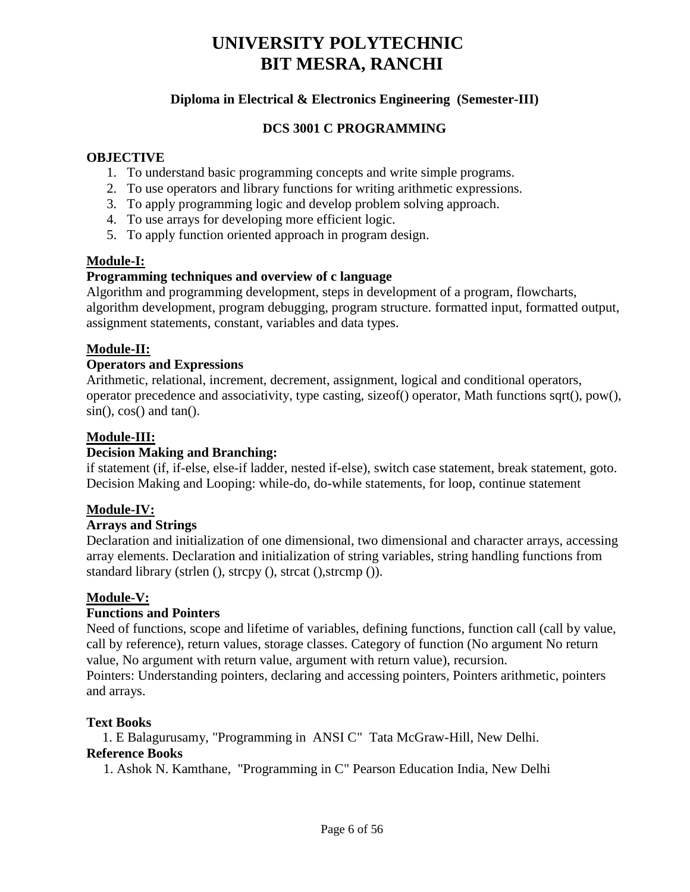# UNIVERSITY POLYTECHNIC
# BIT MESRA, RANCHI

### Diploma in Electrical & Electronics Engineering (Semester-III)

### DCS 3001 C PROGRAMMING

**OBJECTIVE**

1. To understand basic programming concepts and write simple programs.
2. To use operators and library functions for writing arithmetic expressions.
3. To apply programming logic and develop problem solving approach.
4. To use arrays for developing more efficient logic.
5. To apply function oriented approach in program design.

**Module-I:**

**Programming techniques and overview of c language**

Algorithm and programming development, steps in development of a program, flowcharts, algorithm development, program debugging, program structure. formatted input, formatted output, assignment statements, constant, variables and data types.

**Module-II:**

**Operators and Expressions**

Arithmetic, relational, increment, decrement, assignment, logical and conditional operators, operator precedence and associativity, type casting, sizeof() operator, Math functions sqrt(), pow(), sin(), cos() and tan().

**Module-III:**

**Decision Making and Branching:**

if statement (if, if-else, else-if ladder, nested if-else), switch case statement, break statement, goto. Decision Making and Looping: while-do, do-while statements, for loop, continue statement

**Module-IV:**

**Arrays and Strings**

Declaration and initialization of one dimensional, two dimensional and character arrays, accessing array elements. Declaration and initialization of string variables, string handling functions from standard library (strlen (), strcpy (), strcat (),strcmp ()).

**Module-V:**

**Functions and Pointers**

Need of functions, scope and lifetime of variables, defining functions, function call (call by value, call by reference), return values, storage classes. Category of function (No argument No return value, No argument with return value, argument with return value), recursion.

Pointers: Understanding pointers, declaring and accessing pointers, Pointers arithmetic, pointers and arrays.

**Text Books**

1. E Balagurusamy, "Programming in ANSI C" Tata McGraw-Hill, New Delhi.

**Reference Books**

1. Ashok N. Kamthane, "Programming in C" Pearson Education India, New Delhi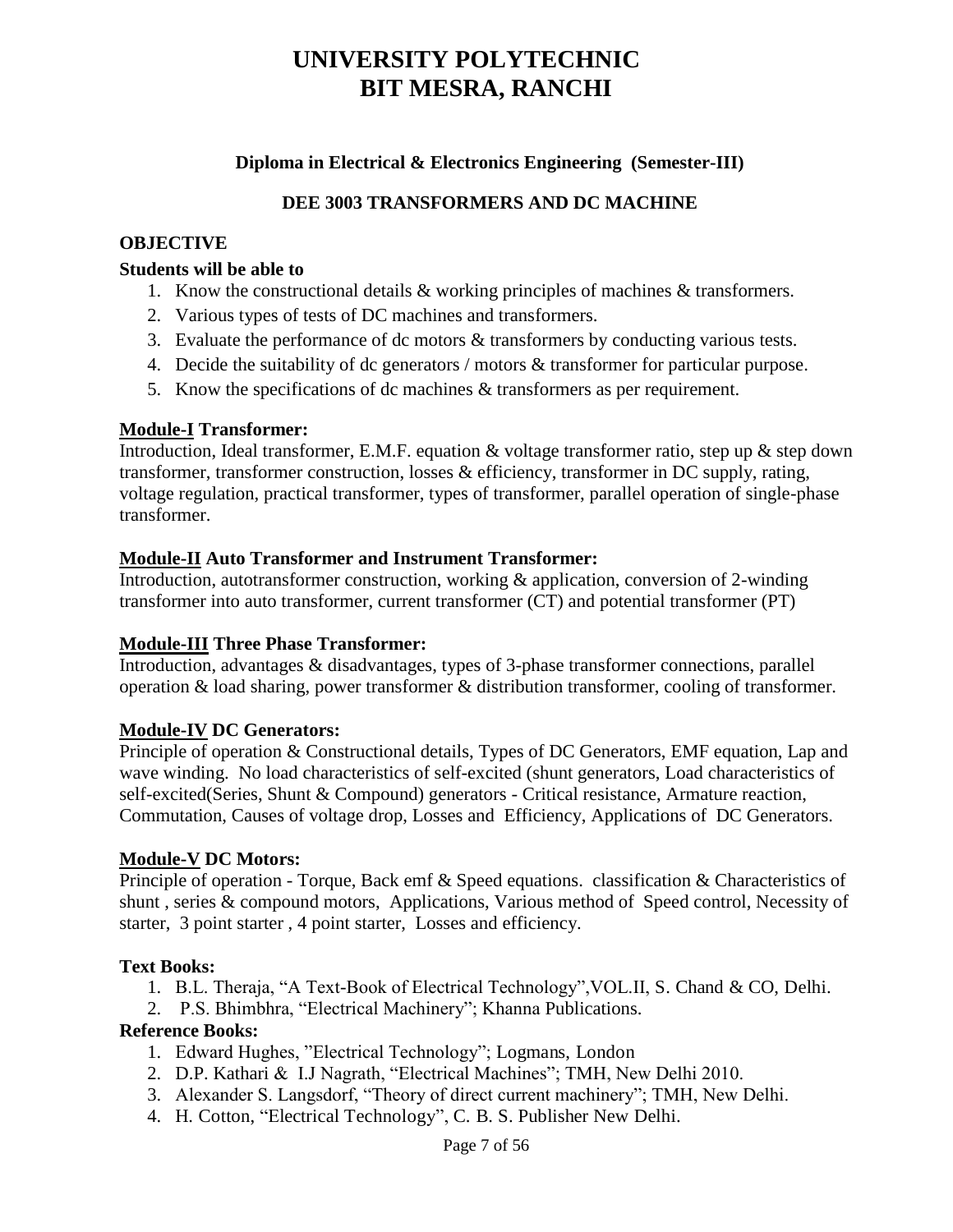# UNIVERSITY POLYTECHNIC
# BIT MESRA, RANCHI

### Diploma in Electrical & Electronics Engineering (Semester-III)

### DEE 3003 TRANSFORMERS AND DC MACHINE

**OBJECTIVE**

**Students will be able to**

1. Know the constructional details & working principles of machines & transformers.
2. Various types of tests of DC machines and transformers.
3. Evaluate the performance of dc motors & transformers by conducting various tests.
4. Decide the suitability of dc generators / motors & transformer for particular purpose.
5. Know the specifications of dc machines & transformers as per requirement.

**Module-I Transformer:**

Introduction, Ideal transformer, E.M.F. equation & voltage transformer ratio, step up & step down transformer, transformer construction, losses & efficiency, transformer in DC supply, rating, voltage regulation, practical transformer, types of transformer, parallel operation of single-phase transformer.

**Module-II Auto Transformer and Instrument Transformer:**

Introduction, autotransformer construction, working & application, conversion of 2-winding transformer into auto transformer, current transformer (CT) and potential transformer (PT)

**Module-III Three Phase Transformer:**

Introduction, advantages & disadvantages, types of 3-phase transformer connections, parallel operation & load sharing, power transformer & distribution transformer, cooling of transformer.

**Module-IV DC Generators:**

Principle of operation & Constructional details, Types of DC Generators, EMF equation, Lap and wave winding. No load characteristics of self-excited (shunt generators, Load characteristics of self-excited(Series, Shunt & Compound) generators - Critical resistance, Armature reaction, Commutation, Causes of voltage drop, Losses and Efficiency, Applications of DC Generators.

**Module-V DC Motors:**

Principle of operation - Torque, Back emf & Speed equations. classification & Characteristics of shunt , series & compound motors, Applications, Various method of Speed control, Necessity of starter, 3 point starter , 4 point starter, Losses and efficiency.

**Text Books:**

1. B.L. Theraja, "A Text-Book of Electrical Technology",VOL.II, S. Chand & CO, Delhi.
2. P.S. Bhimbhra, "Electrical Machinery"; Khanna Publications.

**Reference Books:**

1. Edward Hughes, "Electrical Technology"; Logmans, London
2. D.P. Kathari & I.J Nagrath, "Electrical Machines"; TMH, New Delhi 2010.
3. Alexander S. Langsdorf, "Theory of direct current machinery"; TMH, New Delhi.
4. H. Cotton, "Electrical Technology", C. B. S. Publisher New Delhi.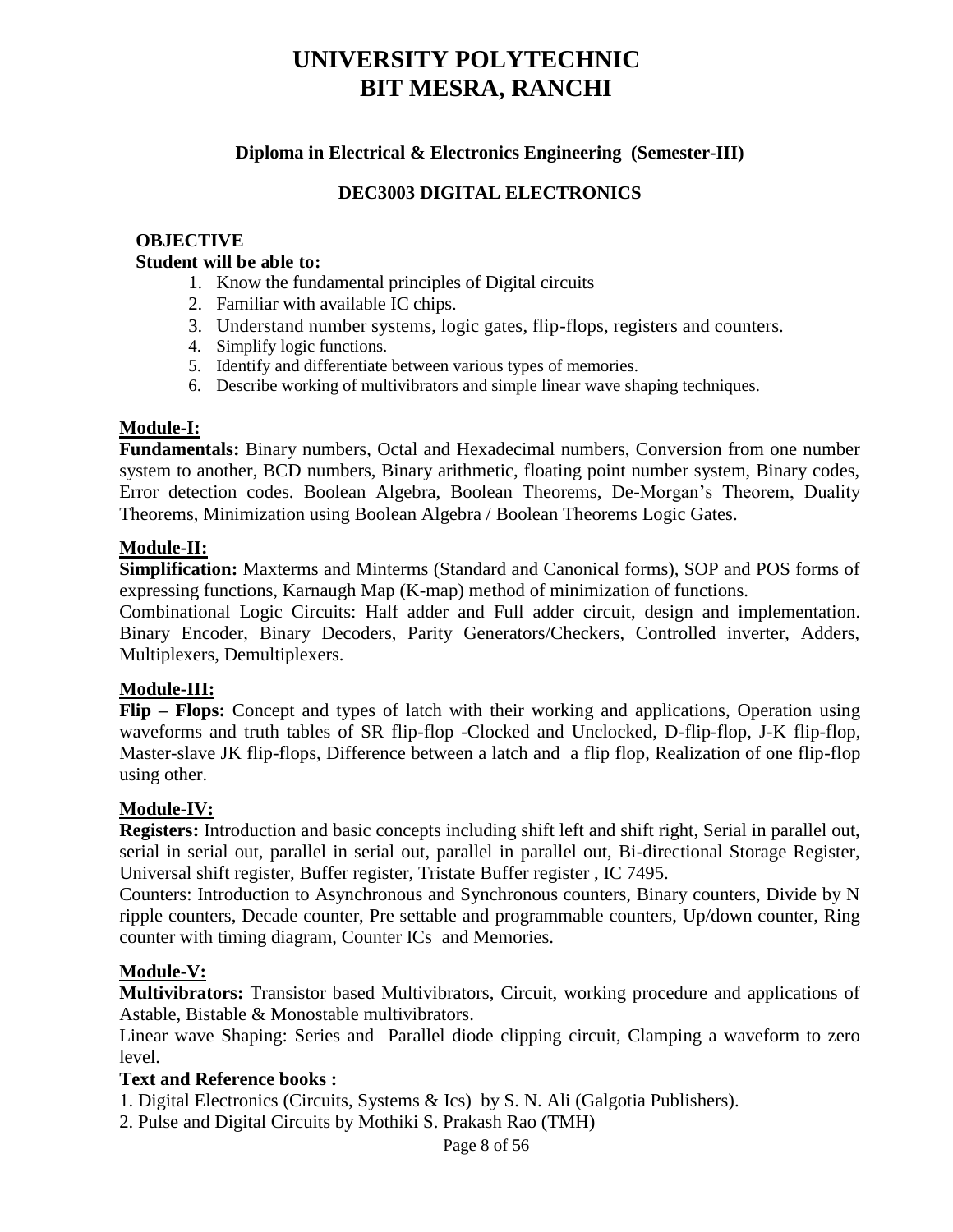# UNIVERSITY POLYTECHNIC
# BIT MESRA, RANCHI

### Diploma in Electrical & Electronics Engineering (Semester-III)

### DEC3003 DIGITAL ELECTRONICS

**OBJECTIVE**

**Student will be able to:**

1. Know the fundamental principles of Digital circuits
2. Familiar with available IC chips.
3. Understand number systems, logic gates, flip-flops, registers and counters.
4. Simplify logic functions.
5. Identify and differentiate between various types of memories.
6. Describe working of multivibrators and simple linear wave shaping techniques.

## Module-I:

**Fundamentals:** Binary numbers, Octal and Hexadecimal numbers, Conversion from one number system to another, BCD numbers, Binary arithmetic, floating point number system, Binary codes, Error detection codes. Boolean Algebra, Boolean Theorems, De-Morgan's Theorem, Duality Theorems, Minimization using Boolean Algebra / Boolean Theorems Logic Gates.

## Module-II:

**Simplification:** Maxterms and Minterms (Standard and Canonical forms), SOP and POS forms of expressing functions, Karnaugh Map (K-map) method of minimization of functions.

Combinational Logic Circuits: Half adder and Full adder circuit, design and implementation. Binary Encoder, Binary Decoders, Parity Generators/Checkers, Controlled inverter, Adders, Multiplexers, Demultiplexers.

## Module-III:

**Flip – Flops:** Concept and types of latch with their working and applications, Operation using waveforms and truth tables of SR flip-flop -Clocked and Unclocked, D-flip-flop, J-K flip-flop, Master-slave JK flip-flops, Difference between a latch and a flip flop, Realization of one flip-flop using other.

## Module-IV:

**Registers:** Introduction and basic concepts including shift left and shift right, Serial in parallel out, serial in serial out, parallel in serial out, parallel in parallel out, Bi-directional Storage Register, Universal shift register, Buffer register, Tristate Buffer register , IC 7495.

Counters: Introduction to Asynchronous and Synchronous counters, Binary counters, Divide by N ripple counters, Decade counter, Pre settable and programmable counters, Up/down counter, Ring counter with timing diagram, Counter ICs and Memories.

## Module-V:

**Multivibrators:** Transistor based Multivibrators, Circuit, working procedure and applications of Astable, Bistable & Monostable multivibrators.

Linear wave Shaping: Series and Parallel diode clipping circuit, Clamping a waveform to zero level.

**Text and Reference books :**

1. Digital Electronics (Circuits, Systems & Ics) by S. N. Ali (Galgotia Publishers).
2. Pulse and Digital Circuits by Mothiki S. Prakash Rao (TMH)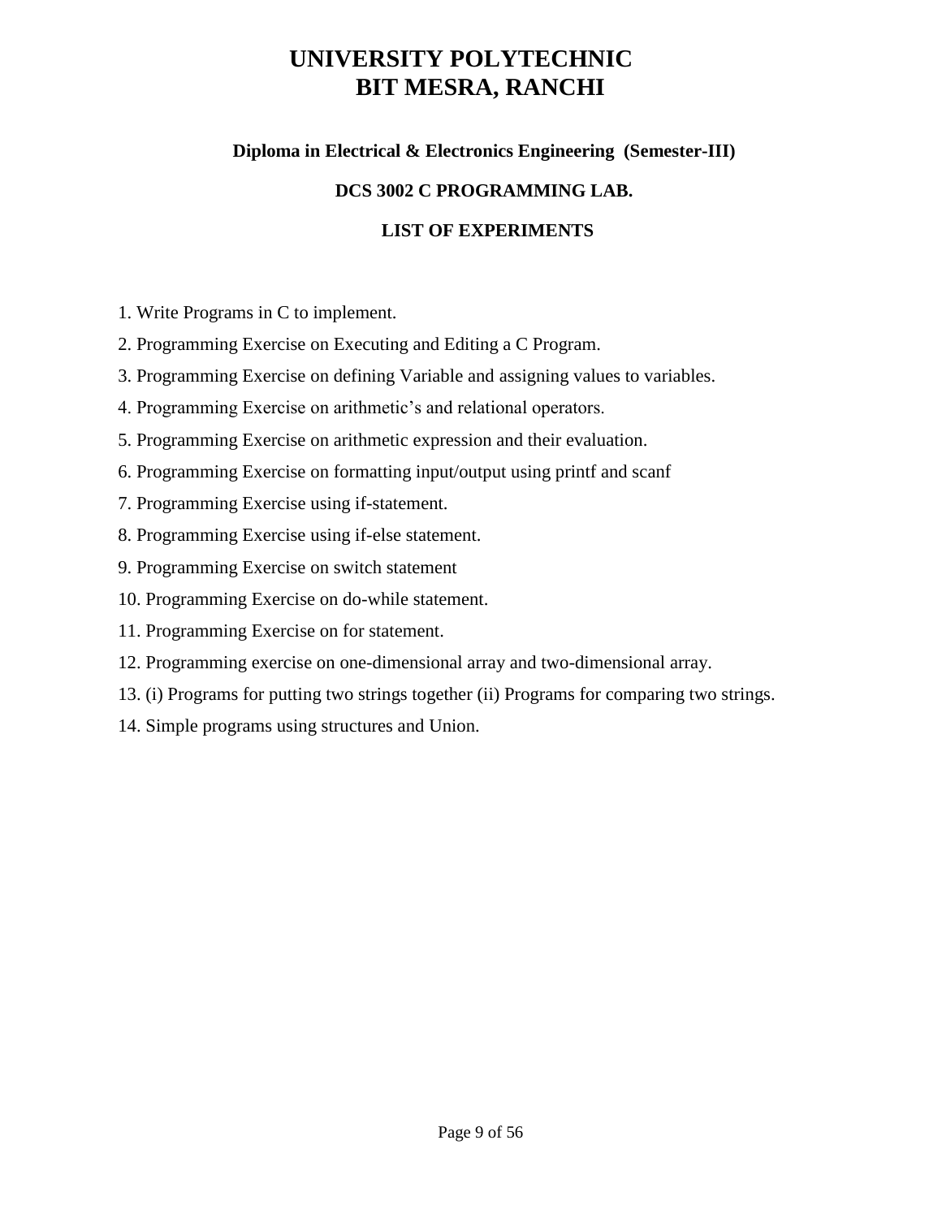# UNIVERSITY POLYTECHNIC
# BIT MESRA, RANCHI

### Diploma in Electrical & Electronics Engineering (Semester-III)

### DCS 3002 C PROGRAMMING LAB.

### LIST OF EXPERIMENTS

1. Write Programs in C to implement.
2. Programming Exercise on Executing and Editing a C Program.
3. Programming Exercise on defining Variable and assigning values to variables.
4. Programming Exercise on arithmetic's and relational operators.
5. Programming Exercise on arithmetic expression and their evaluation.
6. Programming Exercise on formatting input/output using printf and scanf
7. Programming Exercise using if-statement.
8. Programming Exercise using if-else statement.
9. Programming Exercise on switch statement
10. Programming Exercise on do-while statement.
11. Programming Exercise on for statement.
12. Programming exercise on one-dimensional array and two-dimensional array.
13. (i) Programs for putting two strings together (ii) Programs for comparing two strings.
14. Simple programs using structures and Union.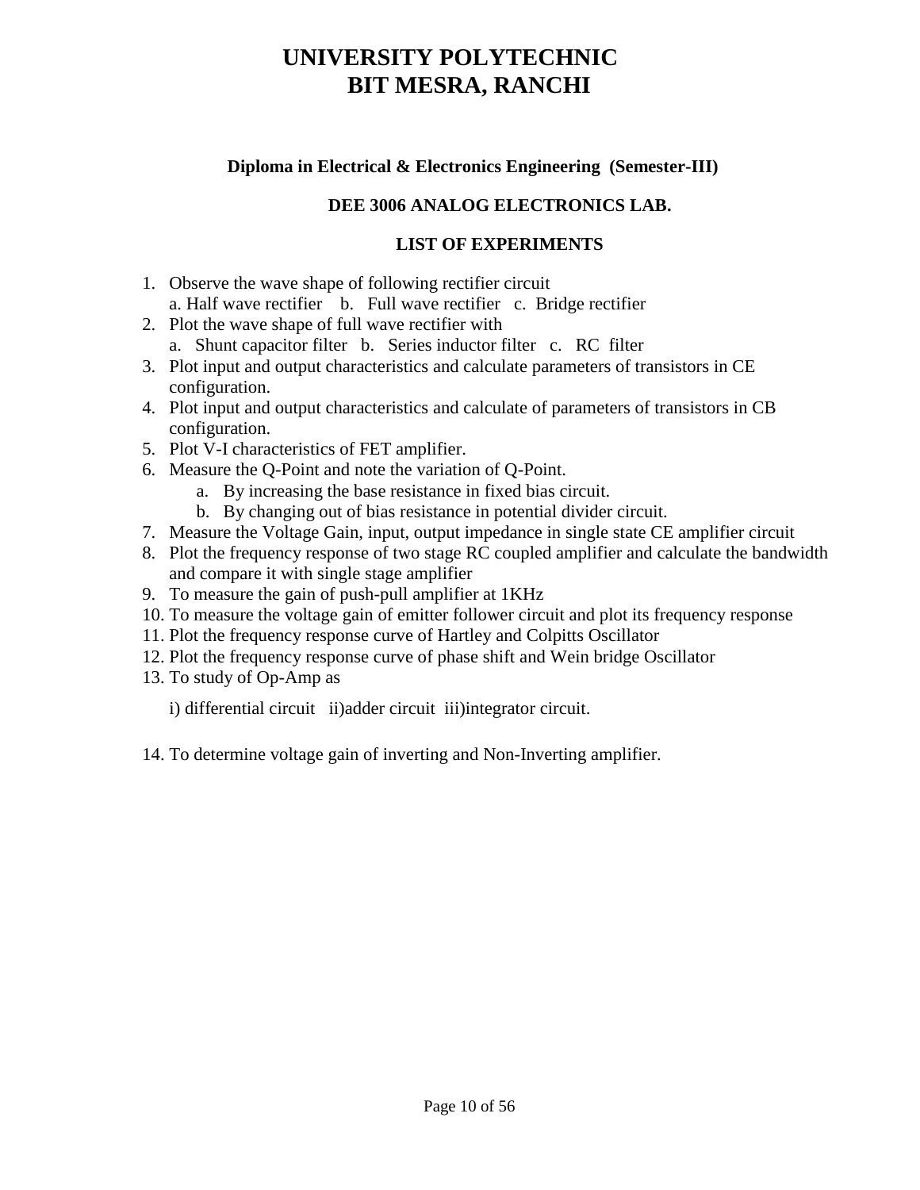# UNIVERSITY POLYTECHNIC
# BIT MESRA, RANCHI

**Diploma in Electrical & Electronics Engineering (Semester-III)**

**DEE 3006 ANALOG ELECTRONICS LAB.**

**LIST OF EXPERIMENTS**

1. Observe the wave shape of following rectifier circuit
   a. Half wave rectifier b. Full wave rectifier c. Bridge rectifier
2. Plot the wave shape of full wave rectifier with
   a. Shunt capacitor filter b. Series inductor filter c. RC filter
3. Plot input and output characteristics and calculate parameters of transistors in CE configuration.
4. Plot input and output characteristics and calculate of parameters of transistors in CB configuration.
5. Plot V-I characteristics of FET amplifier.
6. Measure the Q-Point and note the variation of Q-Point.
   a. By increasing the base resistance in fixed bias circuit.
   b. By changing out of bias resistance in potential divider circuit.
7. Measure the Voltage Gain, input, output impedance in single state CE amplifier circuit
8. Plot the frequency response of two stage RC coupled amplifier and calculate the bandwidth and compare it with single stage amplifier
9. To measure the gain of push-pull amplifier at 1KHz
10. To measure the voltage gain of emitter follower circuit and plot its frequency response
11. Plot the frequency response curve of Hartley and Colpitts Oscillator
12. Plot the frequency response curve of phase shift and Wein bridge Oscillator
13. To study of Op-Amp as

    i) differential circuit ii)adder circuit iii)integrator circuit.

14. To determine voltage gain of inverting and Non-Inverting amplifier.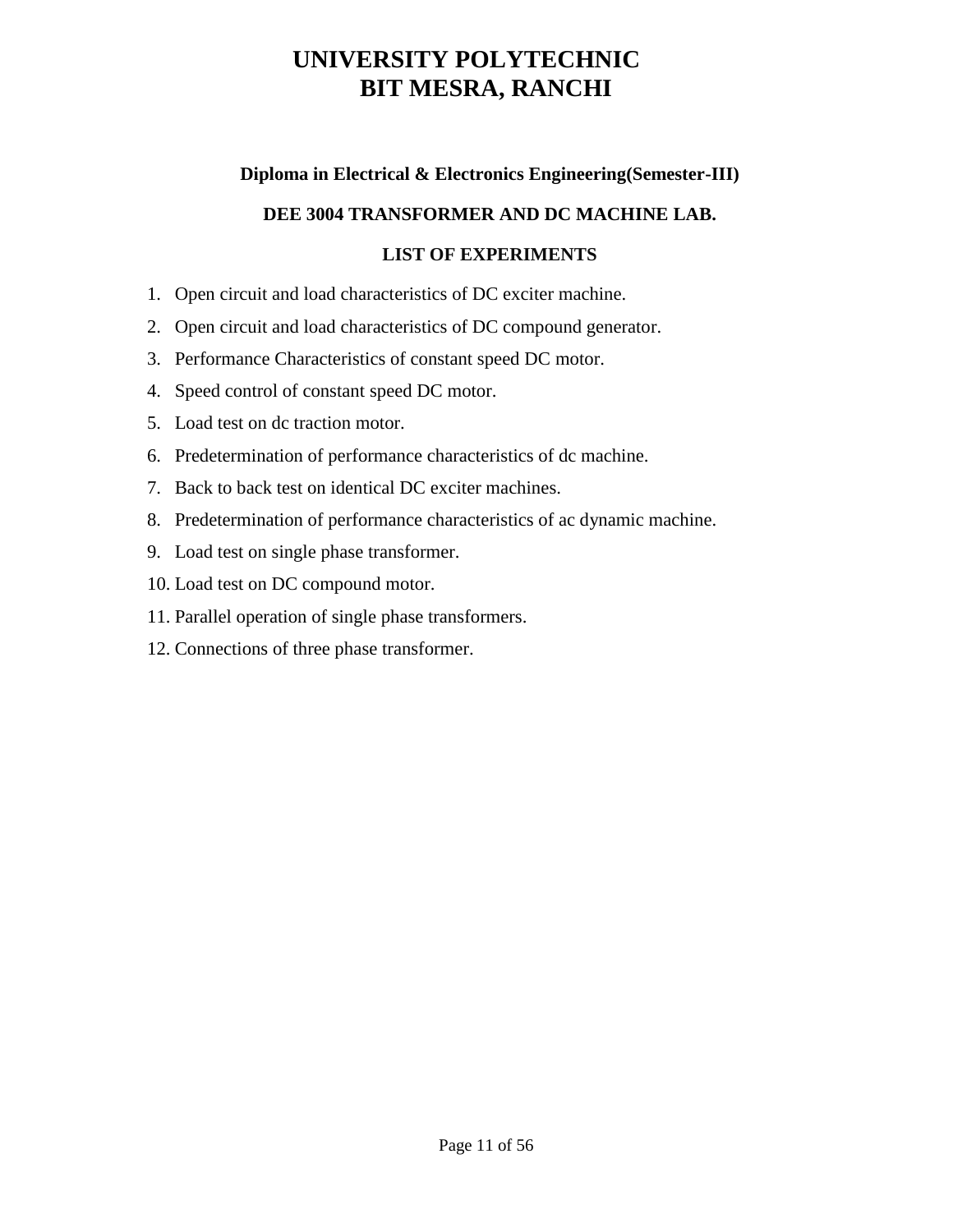# UNIVERSITY POLYTECHNIC
# BIT MESRA, RANCHI

**Diploma in Electrical & Electronics Engineering(Semester-III)**

**DEE 3004 TRANSFORMER AND DC MACHINE LAB.**

**LIST OF EXPERIMENTS**

1. Open circuit and load characteristics of DC exciter machine.
2. Open circuit and load characteristics of DC compound generator.
3. Performance Characteristics of constant speed DC motor.
4. Speed control of constant speed DC motor.
5. Load test on dc traction motor.
6. Predetermination of performance characteristics of dc machine.
7. Back to back test on identical DC exciter machines.
8. Predetermination of performance characteristics of ac dynamic machine.
9. Load test on single phase transformer.
10. Load test on DC compound motor.
11. Parallel operation of single phase transformers.
12. Connections of three phase transformer.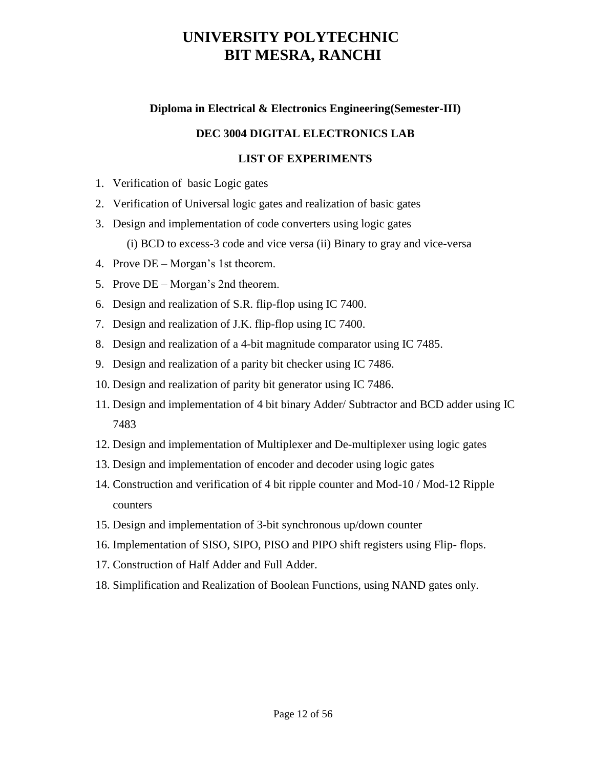# UNIVERSITY POLYTECHNIC
# BIT MESRA, RANCHI

**Diploma in Electrical & Electronics Engineering(Semester-III)**

**DEC 3004 DIGITAL ELECTRONICS LAB**

**LIST OF EXPERIMENTS**

1. Verification of basic Logic gates
2. Verification of Universal logic gates and realization of basic gates
3. Design and implementation of code converters using logic gates

   (i) BCD to excess-3 code and vice versa (ii) Binary to gray and vice-versa
4. Prove DE – Morgan's 1st theorem.
5. Prove DE – Morgan's 2nd theorem.
6. Design and realization of S.R. flip-flop using IC 7400.
7. Design and realization of J.K. flip-flop using IC 7400.
8. Design and realization of a 4-bit magnitude comparator using IC 7485.
9. Design and realization of a parity bit checker using IC 7486.
10. Design and realization of parity bit generator using IC 7486.
11. Design and implementation of 4 bit binary Adder/ Subtractor and BCD adder using IC 7483
12. Design and implementation of Multiplexer and De-multiplexer using logic gates
13. Design and implementation of encoder and decoder using logic gates
14. Construction and verification of 4 bit ripple counter and Mod-10 / Mod-12 Ripple counters
15. Design and implementation of 3-bit synchronous up/down counter
16. Implementation of SISO, SIPO, PISO and PIPO shift registers using Flip- flops.
17. Construction of Half Adder and Full Adder.
18. Simplification and Realization of Boolean Functions, using NAND gates only.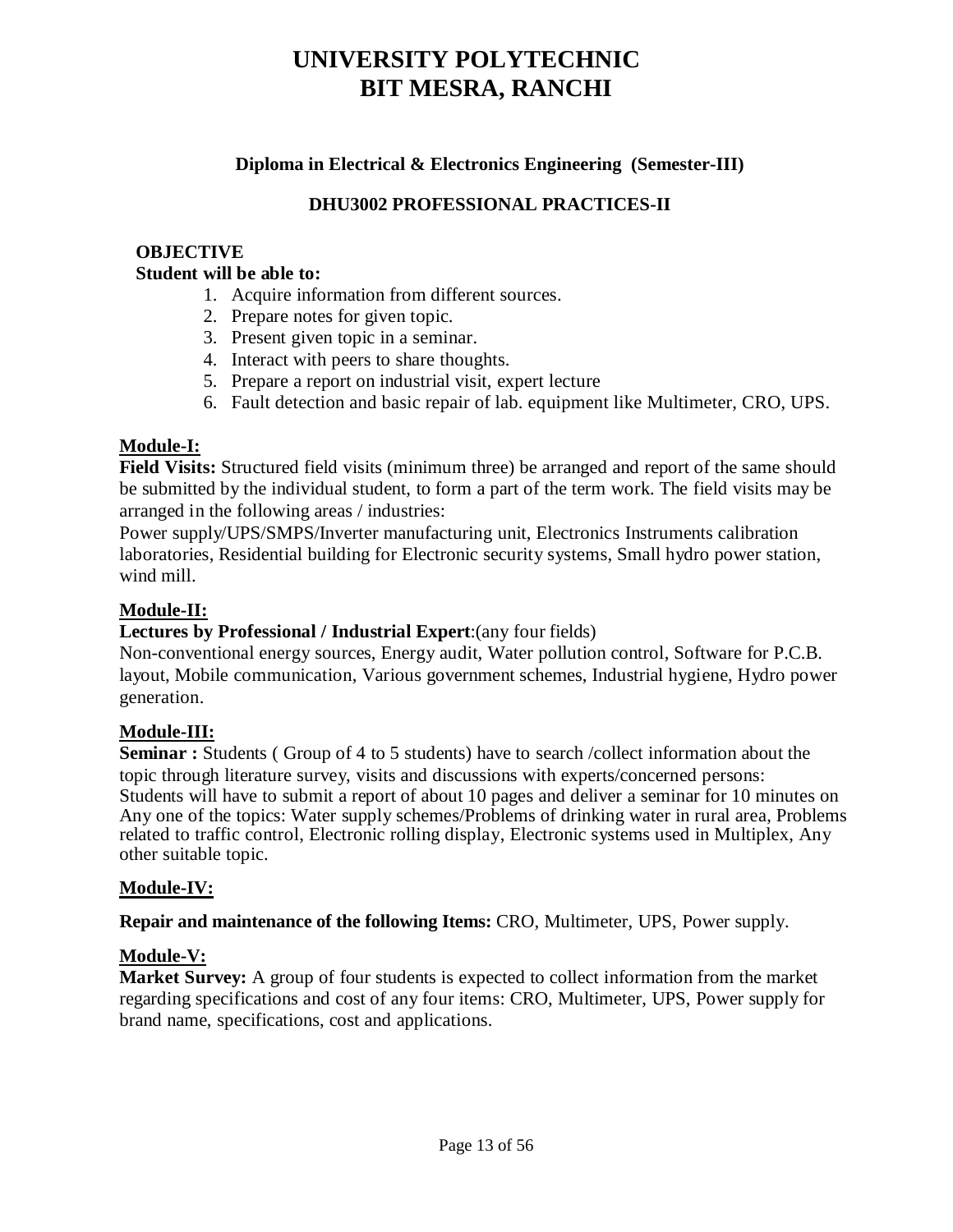# UNIVERSITY POLYTECHNIC
# BIT MESRA, RANCHI

### Diploma in Electrical & Electronics Engineering (Semester-III)

### DHU3002 PROFESSIONAL PRACTICES-II

**OBJECTIVE**

**Student will be able to:**

1. Acquire information from different sources.
2. Prepare notes for given topic.
3. Present given topic in a seminar.
4. Interact with peers to share thoughts.
5. Prepare a report on industrial visit, expert lecture
6. Fault detection and basic repair of lab. equipment like Multimeter, CRO, UPS.

**Module-I:**

**Field Visits:** Structured field visits (minimum three) be arranged and report of the same should be submitted by the individual student, to form a part of the term work. The field visits may be arranged in the following areas / industries:

Power supply/UPS/SMPS/Inverter manufacturing unit, Electronics Instruments calibration laboratories, Residential building for Electronic security systems, Small hydro power station, wind mill.

**Module-II:**

**Lectures by Professional / Industrial Expert**:(any four fields)

Non-conventional energy sources, Energy audit, Water pollution control, Software for P.C.B. layout, Mobile communication, Various government schemes, Industrial hygiene, Hydro power generation.

**Module-III:**

**Seminar :** Students ( Group of 4 to 5 students) have to search /collect information about the topic through literature survey, visits and discussions with experts/concerned persons: Students will have to submit a report of about 10 pages and deliver a seminar for 10 minutes on Any one of the topics: Water supply schemes/Problems of drinking water in rural area, Problems related to traffic control, Electronic rolling display, Electronic systems used in Multiplex, Any other suitable topic.

**Module-IV:**

**Repair and maintenance of the following Items:** CRO, Multimeter, UPS, Power supply.

**Module-V:**

**Market Survey:** A group of four students is expected to collect information from the market regarding specifications and cost of any four items: CRO, Multimeter, UPS, Power supply for brand name, specifications, cost and applications.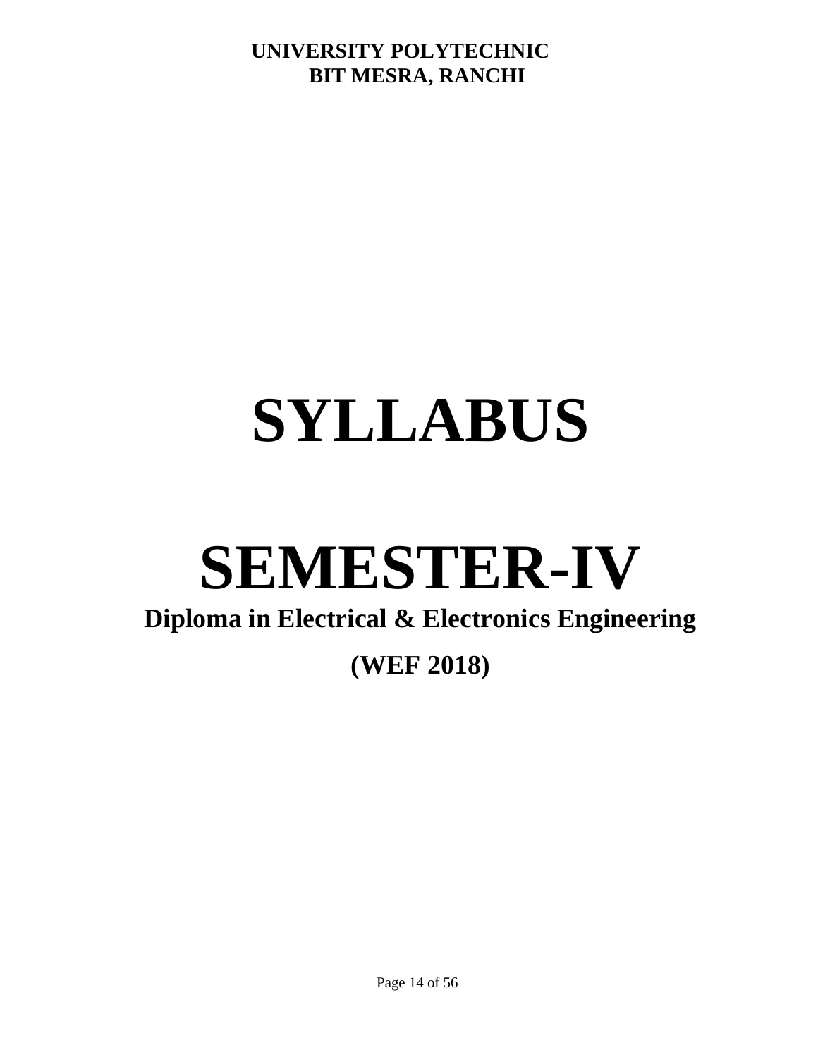**UNIVERSITY POLYTECHNIC**
**BIT MESRA, RANCHI**

# SYLLABUS

# SEMESTER-IV

## Diploma in Electrical & Electronics Engineering

## (WEF 2018)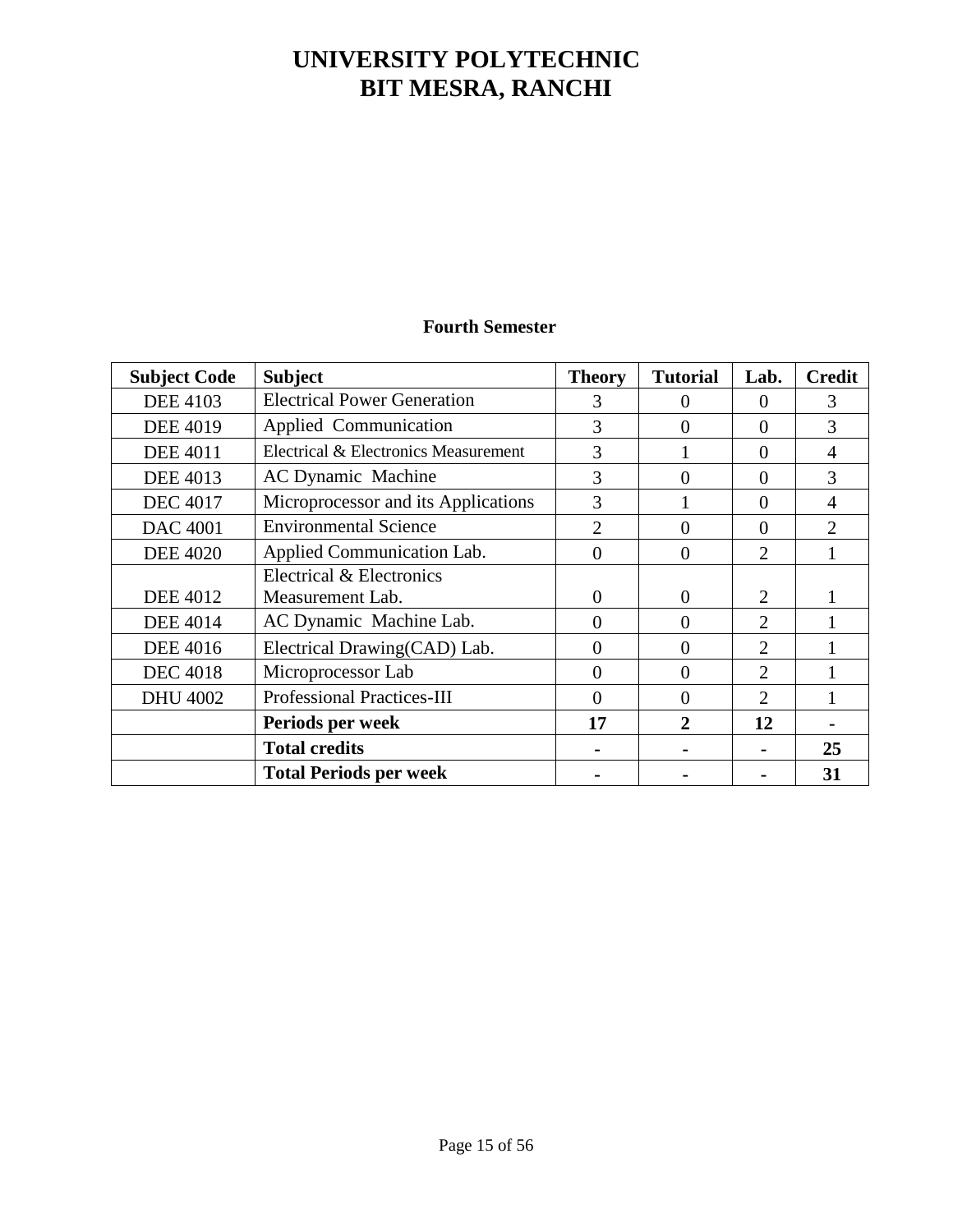# UNIVERSITY POLYTECHNIC
# BIT MESRA, RANCHI

## Fourth Semester

| Subject Code | Subject | Theory | Tutorial | Lab. | Credit |
|---|---|---|---|---|---|
| DEE 4103 | Electrical Power Generation | 3 | 0 | 0 | 3 |
| DEE 4019 | Applied Communication | 3 | 0 | 0 | 3 |
| DEE 4011 | Electrical & Electronics Measurement | 3 | 1 | 0 | 4 |
| DEE 4013 | AC Dynamic Machine | 3 | 0 | 0 | 3 |
| DEC 4017 | Microprocessor and its Applications | 3 | 1 | 0 | 4 |
| DAC 4001 | Environmental Science | 2 | 0 | 0 | 2 |
| DEE 4020 | Applied Communication Lab. | 0 | 0 | 2 | 1 |
| DEE 4012 | Electrical & Electronics Measurement Lab. | 0 | 0 | 2 | 1 |
| DEE 4014 | AC Dynamic Machine Lab. | 0 | 0 | 2 | 1 |
| DEE 4016 | Electrical Drawing(CAD) Lab. | 0 | 0 | 2 | 1 |
| DEC 4018 | Microprocessor Lab | 0 | 0 | 2 | 1 |
| DHU 4002 | Professional Practices-III | 0 | 0 | 2 | 1 |
| | **Periods per week** | **17** | **2** | **12** | **-** |
| | **Total credits** | **-** | **-** | **-** | **25** |
| | **Total Periods per week** | **-** | **-** | **-** | **31** |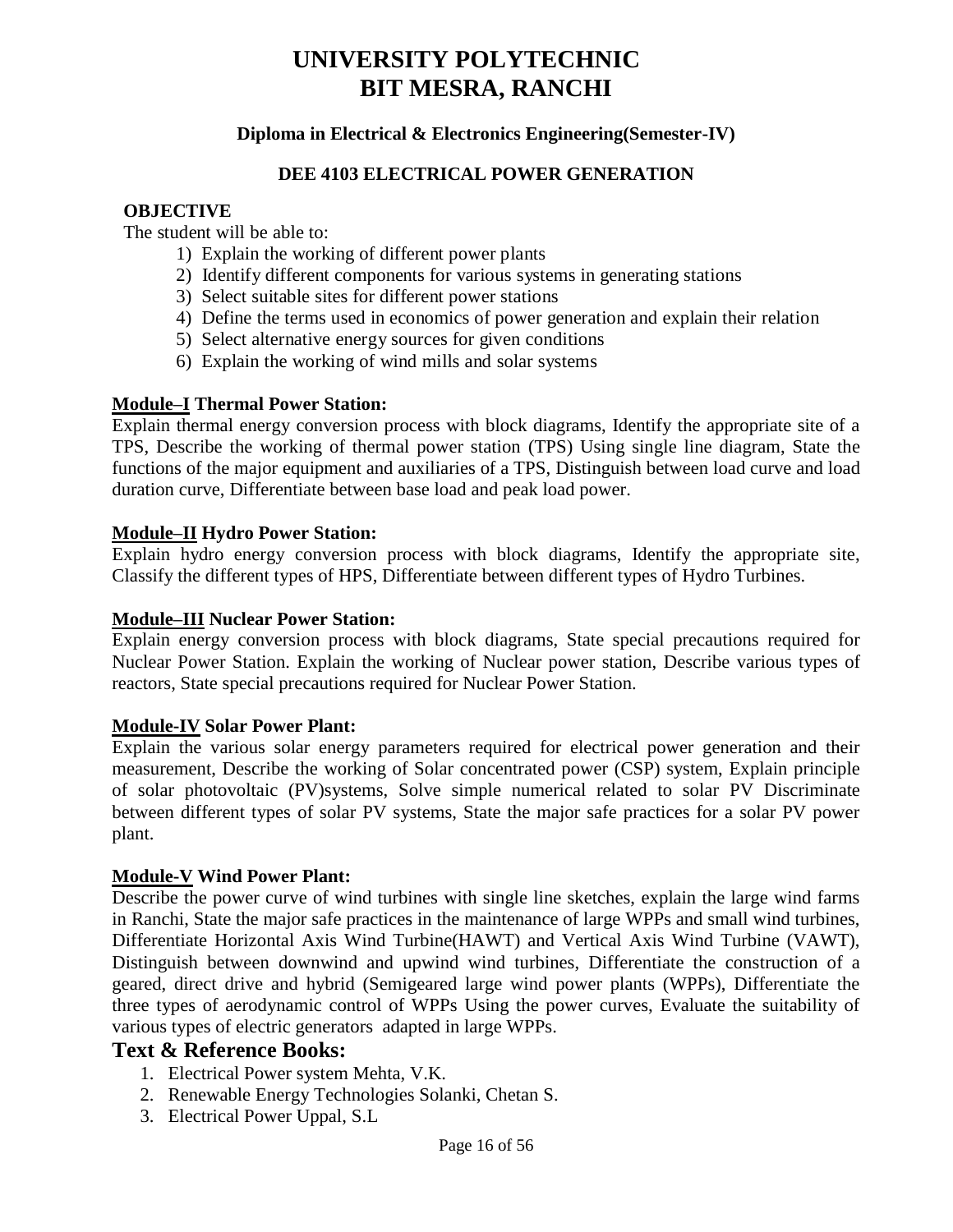# UNIVERSITY POLYTECHNIC
# BIT MESRA, RANCHI

### Diploma in Electrical & Electronics Engineering(Semester-IV)

### DEE 4103 ELECTRICAL POWER GENERATION

**OBJECTIVE**

The student will be able to:

1) Explain the working of different power plants
2) Identify different components for various systems in generating stations
3) Select suitable sites for different power stations
4) Define the terms used in economics of power generation and explain their relation
5) Select alternative energy sources for given conditions
6) Explain the working of wind mills and solar systems

**Module–I Thermal Power Station:**

Explain thermal energy conversion process with block diagrams, Identify the appropriate site of a TPS, Describe the working of thermal power station (TPS) Using single line diagram, State the functions of the major equipment and auxiliaries of a TPS, Distinguish between load curve and load duration curve, Differentiate between base load and peak load power.

**Module–II Hydro Power Station:**

Explain hydro energy conversion process with block diagrams, Identify the appropriate site, Classify the different types of HPS, Differentiate between different types of Hydro Turbines.

**Module–III Nuclear Power Station:**

Explain energy conversion process with block diagrams, State special precautions required for Nuclear Power Station. Explain the working of Nuclear power station, Describe various types of reactors, State special precautions required for Nuclear Power Station.

**Module-IV Solar Power Plant:**

Explain the various solar energy parameters required for electrical power generation and their measurement, Describe the working of Solar concentrated power (CSP) system, Explain principle of solar photovoltaic (PV)systems, Solve simple numerical related to solar PV Discriminate between different types of solar PV systems, State the major safe practices for a solar PV power plant.

**Module-V Wind Power Plant:**

Describe the power curve of wind turbines with single line sketches, explain the large wind farms in Ranchi, State the major safe practices in the maintenance of large WPPs and small wind turbines, Differentiate Horizontal Axis Wind Turbine(HAWT) and Vertical Axis Wind Turbine (VAWT), Distinguish between downwind and upwind wind turbines, Differentiate the construction of a geared, direct drive and hybrid (Semigeared large wind power plants (WPPs), Differentiate the three types of aerodynamic control of WPPs Using the power curves, Evaluate the suitability of various types of electric generators adapted in large WPPs.

## Text & Reference Books:

1. Electrical Power system Mehta, V.K.
2. Renewable Energy Technologies Solanki, Chetan S.
3. Electrical Power Uppal, S.L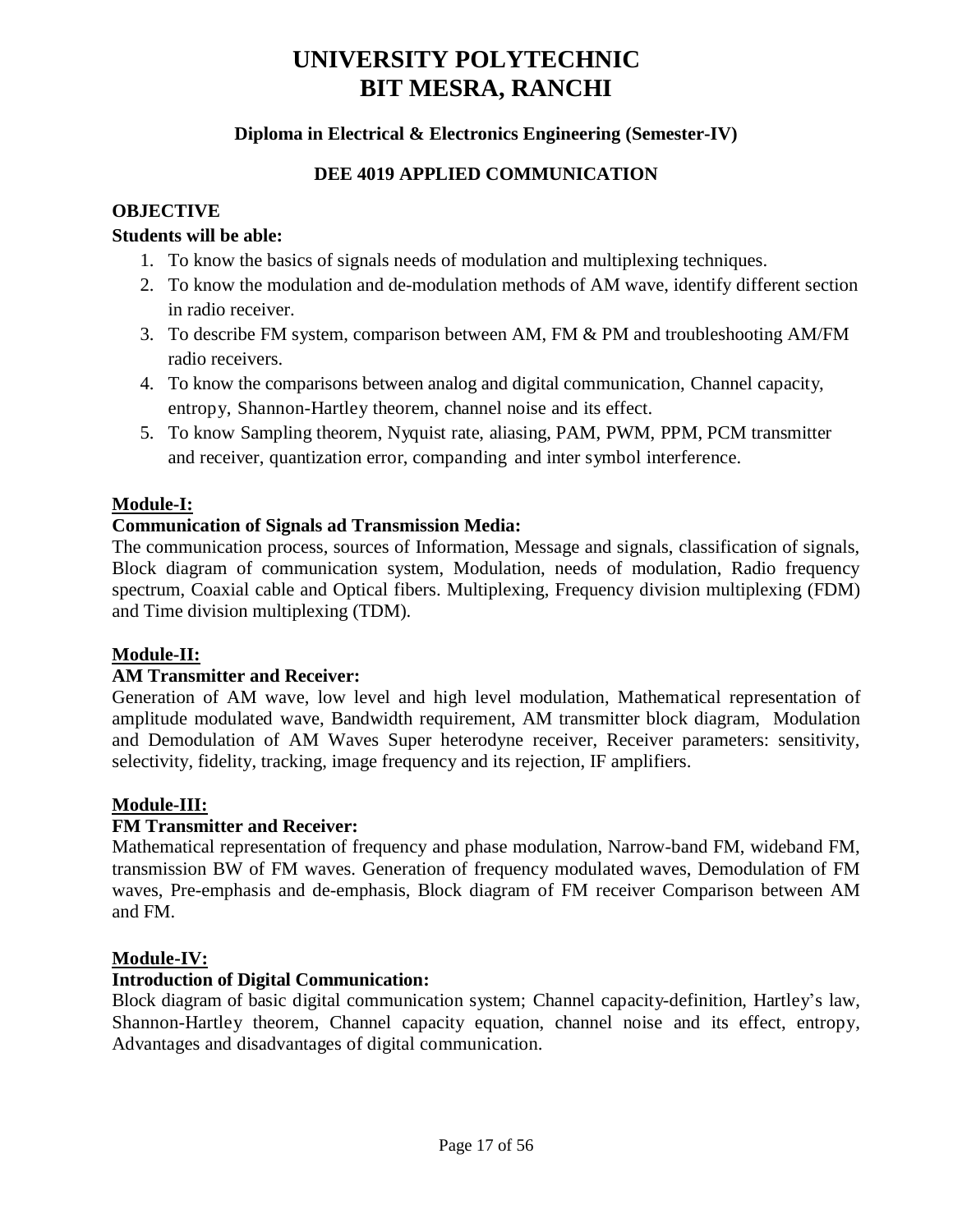# UNIVERSITY POLYTECHNIC
# BIT MESRA, RANCHI

**Diploma in Electrical & Electronics Engineering (Semester-IV)**

**DEE 4019 APPLIED COMMUNICATION**

**OBJECTIVE**

**Students will be able:**

1. To know the basics of signals needs of modulation and multiplexing techniques.
2. To know the modulation and de-modulation methods of AM wave, identify different section in radio receiver.
3. To describe FM system, comparison between AM, FM & PM and troubleshooting AM/FM radio receivers.
4. To know the comparisons between analog and digital communication, Channel capacity, entropy, Shannon-Hartley theorem, channel noise and its effect.
5. To know Sampling theorem, Nyquist rate, aliasing, PAM, PWM, PPM, PCM transmitter and receiver, quantization error, companding and inter symbol interference.

**Module-I:**

**Communication of Signals ad Transmission Media:**

The communication process, sources of Information, Message and signals, classification of signals, Block diagram of communication system, Modulation, needs of modulation, Radio frequency spectrum, Coaxial cable and Optical fibers. Multiplexing, Frequency division multiplexing (FDM) and Time division multiplexing (TDM).

**Module-II:**

**AM Transmitter and Receiver:**

Generation of AM wave, low level and high level modulation, Mathematical representation of amplitude modulated wave, Bandwidth requirement, AM transmitter block diagram, Modulation and Demodulation of AM Waves Super heterodyne receiver, Receiver parameters: sensitivity, selectivity, fidelity, tracking, image frequency and its rejection, IF amplifiers.

**Module-III:**

**FM Transmitter and Receiver:**

Mathematical representation of frequency and phase modulation, Narrow-band FM, wideband FM, transmission BW of FM waves. Generation of frequency modulated waves, Demodulation of FM waves, Pre-emphasis and de-emphasis, Block diagram of FM receiver Comparison between AM and FM.

**Module-IV:**

**Introduction of Digital Communication:**

Block diagram of basic digital communication system; Channel capacity-definition, Hartley's law, Shannon-Hartley theorem, Channel capacity equation, channel noise and its effect, entropy, Advantages and disadvantages of digital communication.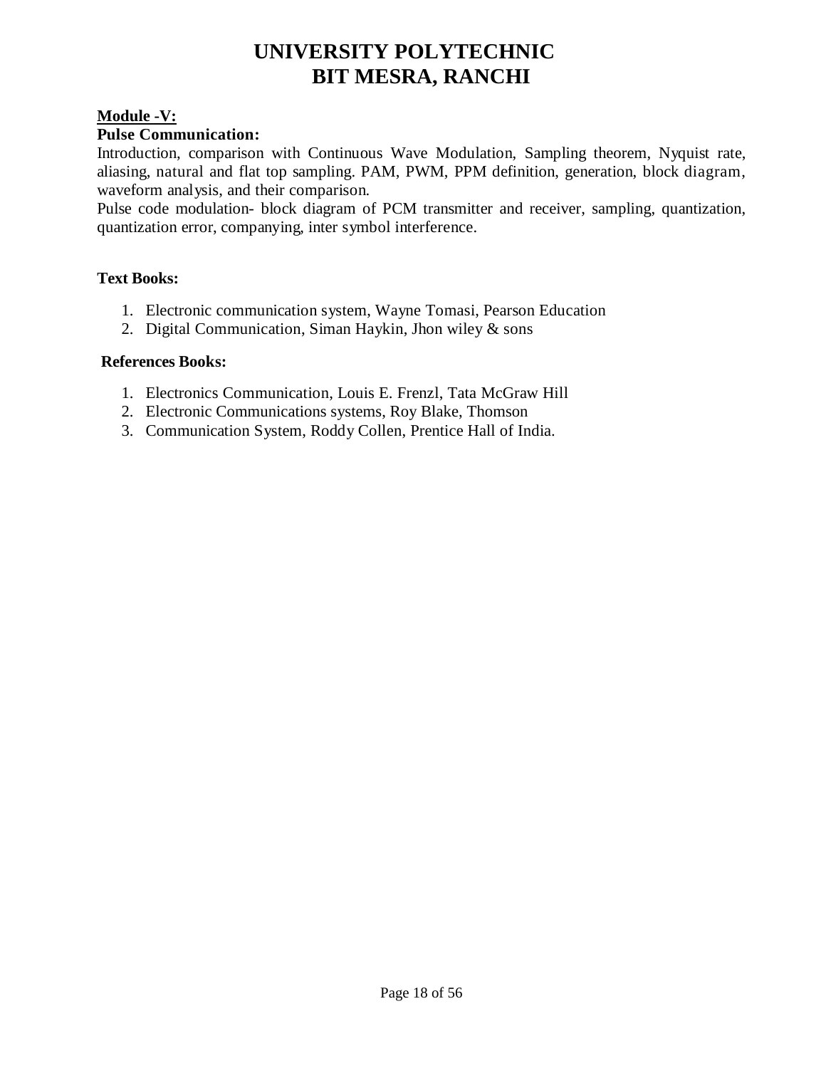# UNIVERSITY POLYTECHNIC
## BIT MESRA, RANCHI

**Module -V:**

**Pulse Communication:**

Introduction, comparison with Continuous Wave Modulation, Sampling theorem, Nyquist rate, aliasing, natural and flat top sampling. PAM, PWM, PPM definition, generation, block diagram, waveform analysis, and their comparison.

Pulse code modulation- block diagram of PCM transmitter and receiver, sampling, quantization, quantization error, companying, inter symbol interference.

**Text Books:**

1. Electronic communication system, Wayne Tomasi, Pearson Education
2. Digital Communication, Siman Haykin, Jhon wiley & sons

**References Books:**

1. Electronics Communication, Louis E. Frenzl, Tata McGraw Hill
2. Electronic Communications systems, Roy Blake, Thomson
3. Communication System, Roddy Collen, Prentice Hall of India.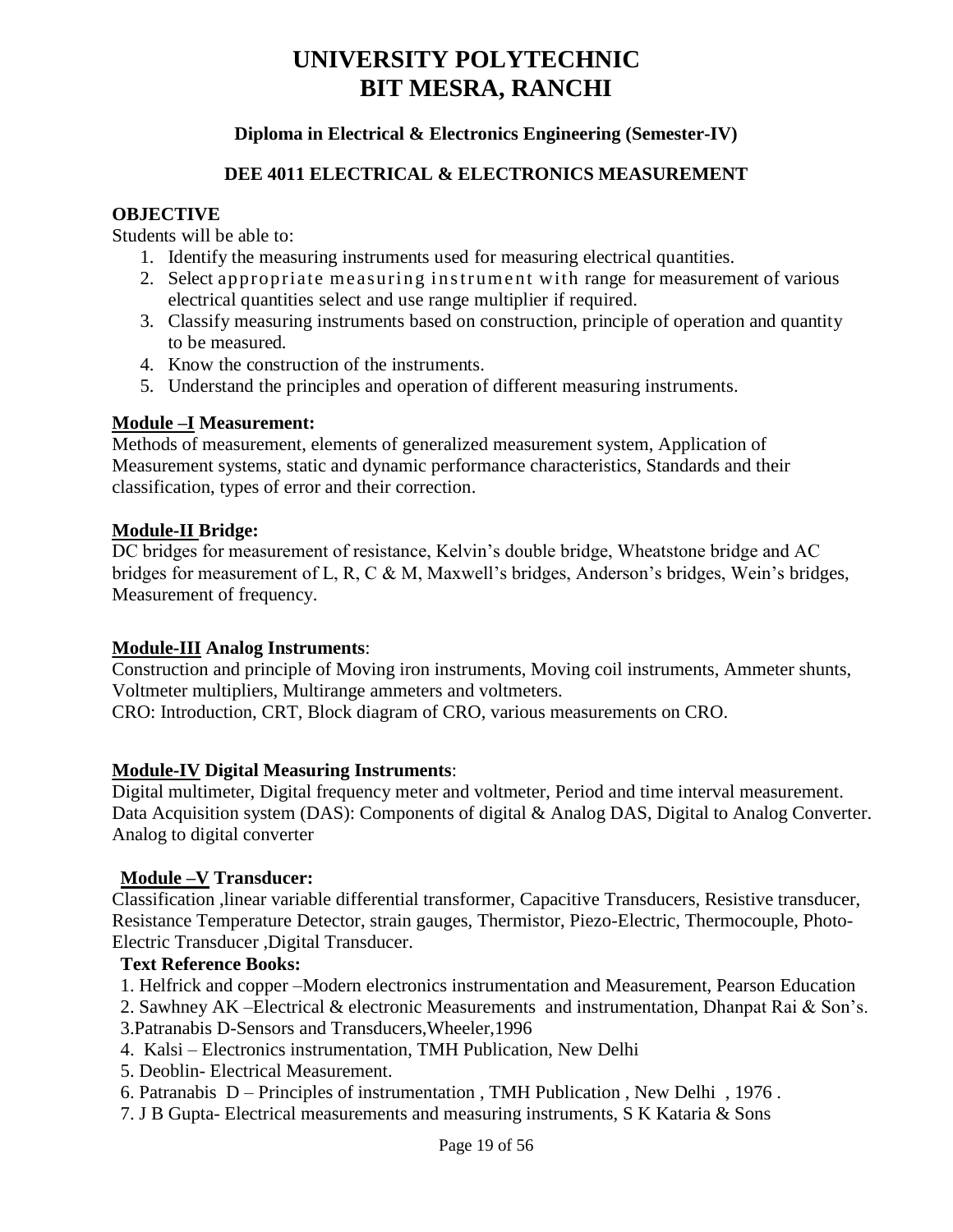# UNIVERSITY POLYTECHNIC
# BIT MESRA, RANCHI

### Diploma in Electrical & Electronics Engineering (Semester-IV)

### DEE 4011 ELECTRICAL & ELECTRONICS MEASUREMENT

**OBJECTIVE**

Students will be able to:

1. Identify the measuring instruments used for measuring electrical quantities.
2. Select appropriate measuring instrument with range for measurement of various electrical quantities select and use range multiplier if required.
3. Classify measuring instruments based on construction, principle of operation and quantity to be measured.
4. Know the construction of the instruments.
5. Understand the principles and operation of different measuring instruments.

**Module –I Measurement:**

Methods of measurement, elements of generalized measurement system, Application of Measurement systems, static and dynamic performance characteristics, Standards and their classification, types of error and their correction.

**Module-II Bridge:**

DC bridges for measurement of resistance, Kelvin's double bridge, Wheatstone bridge and AC bridges for measurement of L, R, C & M, Maxwell's bridges, Anderson's bridges, Wein's bridges, Measurement of frequency.

**Module-III Analog Instruments**:

Construction and principle of Moving iron instruments, Moving coil instruments, Ammeter shunts, Voltmeter multipliers, Multirange ammeters and voltmeters.

CRO: Introduction, CRT, Block diagram of CRO, various measurements on CRO.

**Module-IV Digital Measuring Instruments**:

Digital multimeter, Digital frequency meter and voltmeter, Period and time interval measurement. Data Acquisition system (DAS): Components of digital & Analog DAS, Digital to Analog Converter. Analog to digital converter

**Module –V Transducer:**

Classification ,linear variable differential transformer, Capacitive Transducers, Resistive transducer, Resistance Temperature Detector, strain gauges, Thermistor, Piezo-Electric, Thermocouple, Photo-Electric Transducer ,Digital Transducer.

**Text Reference Books:**

1. Helfrick and copper –Modern electronics instrumentation and Measurement, Pearson Education
2. Sawhney AK –Electrical & electronic Measurements and instrumentation, Dhanpat Rai & Son's.
3. Patranabis D-Sensors and Transducers,Wheeler,1996
4. Kalsi – Electronics instrumentation, TMH Publication, New Delhi
5. Deoblin- Electrical Measurement.
6. Patranabis D – Principles of instrumentation , TMH Publication , New Delhi , 1976 .
7. J B Gupta- Electrical measurements and measuring instruments, S K Kataria & Sons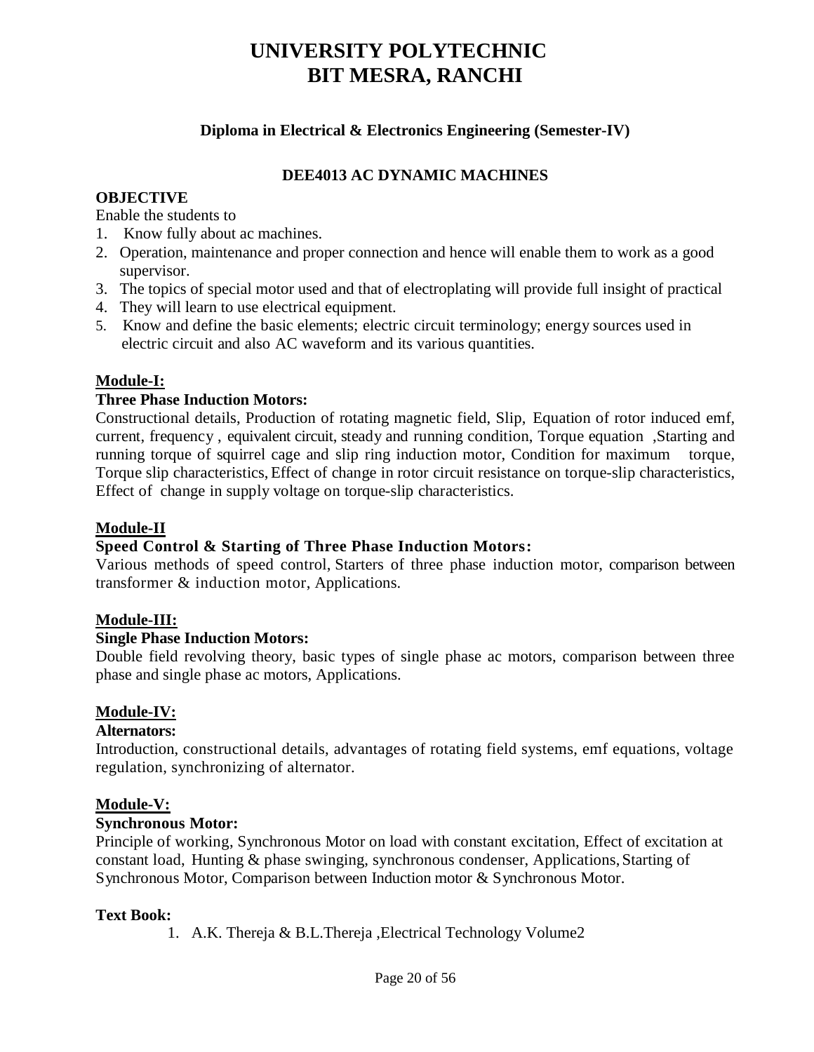# UNIVERSITY POLYTECHNIC
# BIT MESRA, RANCHI

### Diploma in Electrical & Electronics Engineering (Semester-IV)

### DEE4013 AC DYNAMIC MACHINES

**OBJECTIVE**

Enable the students to

1. Know fully about ac machines.
2. Operation, maintenance and proper connection and hence will enable them to work as a good supervisor.
3. The topics of special motor used and that of electroplating will provide full insight of practical
4. They will learn to use electrical equipment.
5. Know and define the basic elements; electric circuit terminology; energy sources used in electric circuit and also AC waveform and its various quantities.

**Module-I:**

**Three Phase Induction Motors:**

Constructional details, Production of rotating magnetic field, Slip, Equation of rotor induced emf, current, frequency , equivalent circuit, steady and running condition, Torque equation ,Starting and running torque of squirrel cage and slip ring induction motor, Condition for maximum torque, Torque slip characteristics, Effect of change in rotor circuit resistance on torque-slip characteristics, Effect of change in supply voltage on torque-slip characteristics.

**Module-II**

**Speed Control & Starting of Three Phase Induction Motors:**

Various methods of speed control, Starters of three phase induction motor, comparison between transformer & induction motor, Applications.

**Module-III:**

**Single Phase Induction Motors:**

Double field revolving theory, basic types of single phase ac motors, comparison between three phase and single phase ac motors, Applications.

**Module-IV:**

**Alternators:**

Introduction, constructional details, advantages of rotating field systems, emf equations, voltage regulation, synchronizing of alternator.

**Module-V:**

**Synchronous Motor:**

Principle of working, Synchronous Motor on load with constant excitation, Effect of excitation at constant load, Hunting & phase swinging, synchronous condenser, Applications, Starting of Synchronous Motor, Comparison between Induction motor & Synchronous Motor.

**Text Book:**

1. A.K. Thereja & B.L.Thereja ,Electrical Technology Volume2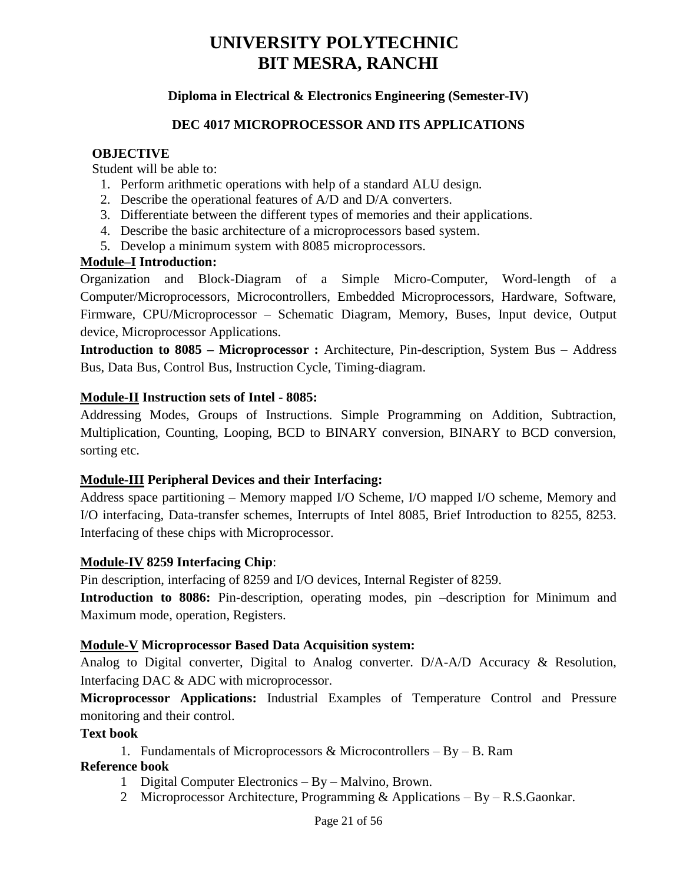# UNIVERSITY POLYTECHNIC
# BIT MESRA, RANCHI

### Diploma in Electrical & Electronics Engineering (Semester-IV)

### DEC 4017 MICROPROCESSOR AND ITS APPLICATIONS

**OBJECTIVE**

Student will be able to:

1. Perform arithmetic operations with help of a standard ALU design.
2. Describe the operational features of A/D and D/A converters.
3. Differentiate between the different types of memories and their applications.
4. Describe the basic architecture of a microprocessors based system.
5. Develop a minimum system with 8085 microprocessors.

**Module–I Introduction:**

Organization and Block-Diagram of a Simple Micro-Computer, Word-length of a Computer/Microprocessors, Microcontrollers, Embedded Microprocessors, Hardware, Software, Firmware, CPU/Microprocessor – Schematic Diagram, Memory, Buses, Input device, Output device, Microprocessor Applications.

**Introduction to 8085 – Microprocessor :** Architecture, Pin-description, System Bus – Address Bus, Data Bus, Control Bus, Instruction Cycle, Timing-diagram.

**Module-II Instruction sets of Intel - 8085:**

Addressing Modes, Groups of Instructions. Simple Programming on Addition, Subtraction, Multiplication, Counting, Looping, BCD to BINARY conversion, BINARY to BCD conversion, sorting etc.

**Module-III Peripheral Devices and their Interfacing:**

Address space partitioning – Memory mapped I/O Scheme, I/O mapped I/O scheme, Memory and I/O interfacing, Data-transfer schemes, Interrupts of Intel 8085, Brief Introduction to 8255, 8253. Interfacing of these chips with Microprocessor.

**Module-IV 8259 Interfacing Chip**:

Pin description, interfacing of 8259 and I/O devices, Internal Register of 8259.

**Introduction to 8086:** Pin-description, operating modes, pin –description for Minimum and Maximum mode, operation, Registers.

**Module-V Microprocessor Based Data Acquisition system:**

Analog to Digital converter, Digital to Analog converter. D/A-A/D Accuracy & Resolution, Interfacing DAC & ADC with microprocessor.

**Microprocessor Applications:** Industrial Examples of Temperature Control and Pressure monitoring and their control.

**Text book**

1. Fundamentals of Microprocessors & Microcontrollers – By – B. Ram

**Reference book**

1. Digital Computer Electronics – By – Malvino, Brown.
2. Microprocessor Architecture, Programming & Applications – By – R.S.Gaonkar.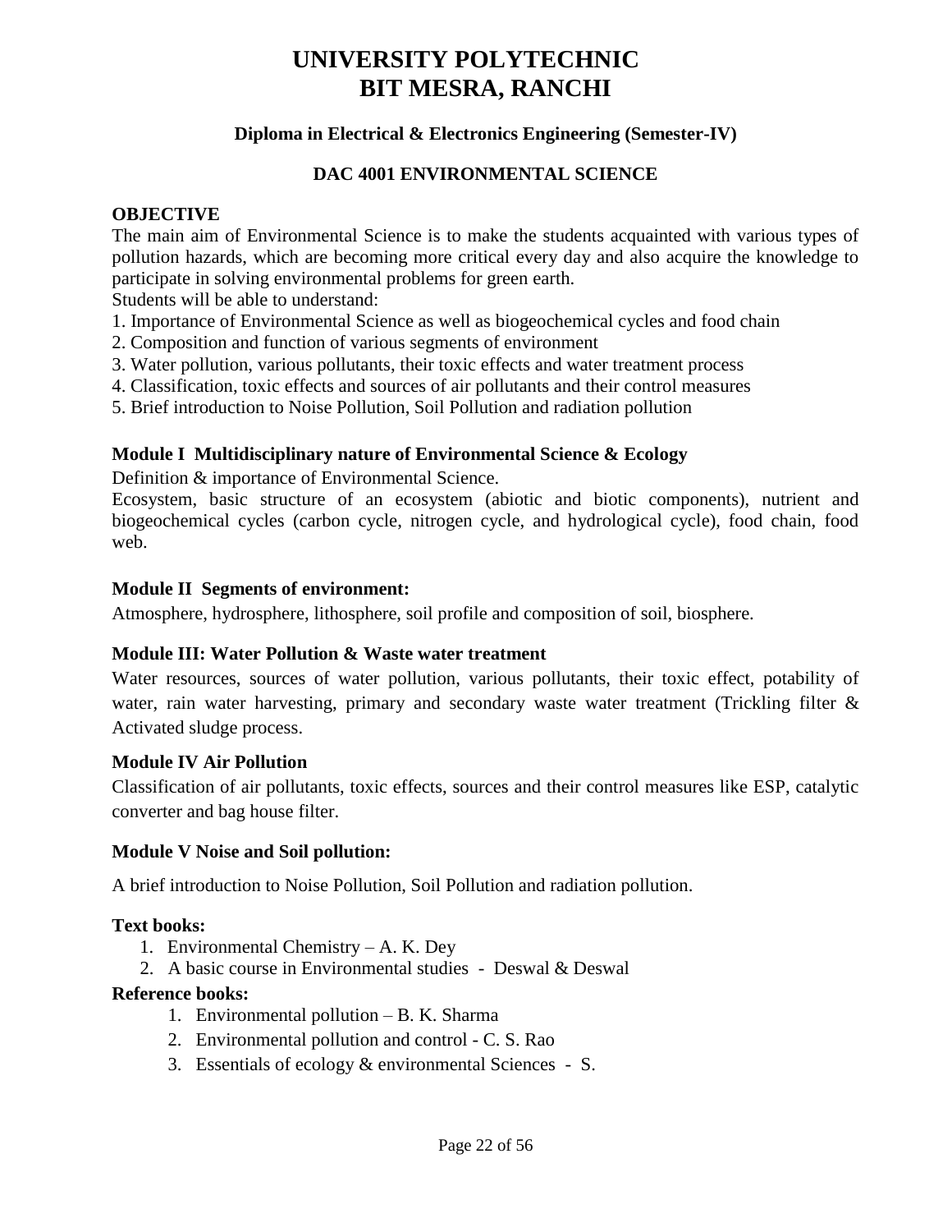# UNIVERSITY POLYTECHNIC
# BIT MESRA, RANCHI

### Diploma in Electrical & Electronics Engineering (Semester-IV)

### DAC 4001 ENVIRONMENTAL SCIENCE

**OBJECTIVE**

The main aim of Environmental Science is to make the students acquainted with various types of pollution hazards, which are becoming more critical every day and also acquire the knowledge to participate in solving environmental problems for green earth.

Students will be able to understand:

1. Importance of Environmental Science as well as biogeochemical cycles and food chain
2. Composition and function of various segments of environment
3. Water pollution, various pollutants, their toxic effects and water treatment process
4. Classification, toxic effects and sources of air pollutants and their control measures
5. Brief introduction to Noise Pollution, Soil Pollution and radiation pollution

**Module I Multidisciplinary nature of Environmental Science & Ecology**

Definition & importance of Environmental Science.

Ecosystem, basic structure of an ecosystem (abiotic and biotic components), nutrient and biogeochemical cycles (carbon cycle, nitrogen cycle, and hydrological cycle), food chain, food web.

**Module II Segments of environment:**

Atmosphere, hydrosphere, lithosphere, soil profile and composition of soil, biosphere.

**Module III: Water Pollution & Waste water treatment**

Water resources, sources of water pollution, various pollutants, their toxic effect, potability of water, rain water harvesting, primary and secondary waste water treatment (Trickling filter & Activated sludge process.

**Module IV Air Pollution**

Classification of air pollutants, toxic effects, sources and their control measures like ESP, catalytic converter and bag house filter.

**Module V Noise and Soil pollution:**

A brief introduction to Noise Pollution, Soil Pollution and radiation pollution.

**Text books:**

1. Environmental Chemistry – A. K. Dey
2. A basic course in Environmental studies - Deswal & Deswal

**Reference books:**

1. Environmental pollution – B. K. Sharma
2. Environmental pollution and control - C. S. Rao
3. Essentials of ecology & environmental Sciences - S.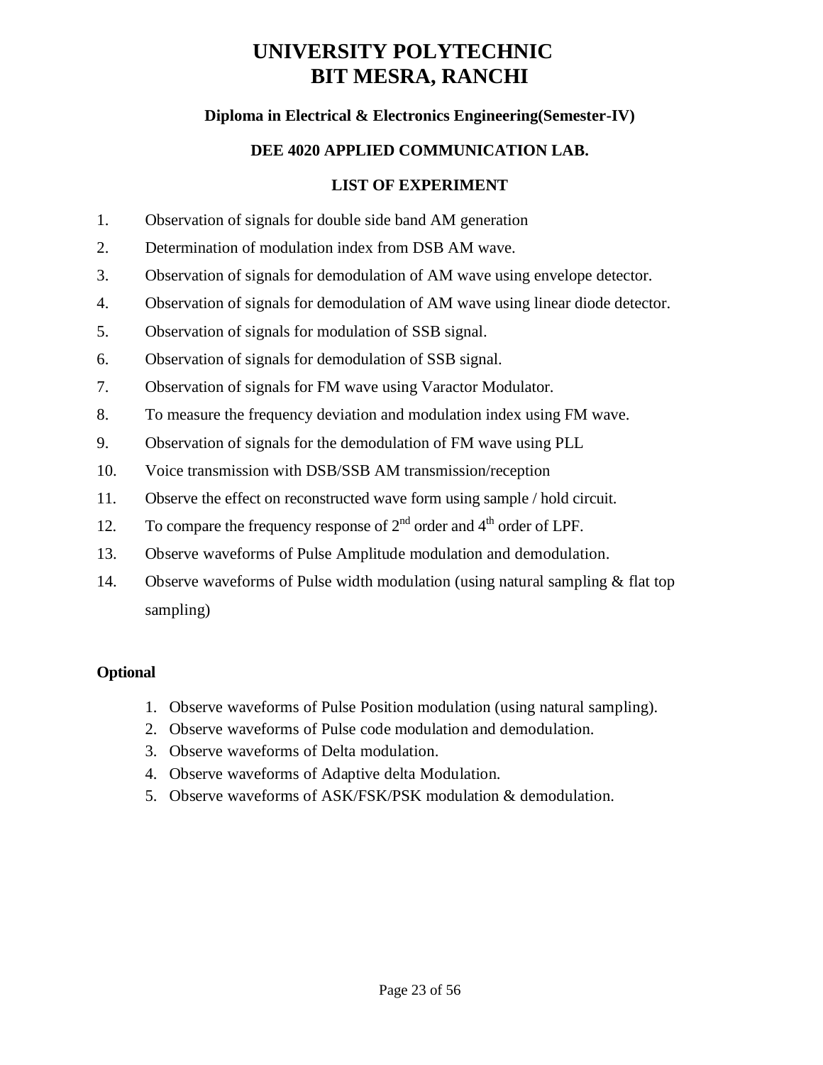# UNIVERSITY POLYTECHNIC
# BIT MESRA, RANCHI

### Diploma in Electrical & Electronics Engineering(Semester-IV)

### DEE 4020 APPLIED COMMUNICATION LAB.

### LIST OF EXPERIMENT

1. Observation of signals for double side band AM generation
2. Determination of modulation index from DSB AM wave.
3. Observation of signals for demodulation of AM wave using envelope detector.
4. Observation of signals for demodulation of AM wave using linear diode detector.
5. Observation of signals for modulation of SSB signal.
6. Observation of signals for demodulation of SSB signal.
7. Observation of signals for FM wave using Varactor Modulator.
8. To measure the frequency deviation and modulation index using FM wave.
9. Observation of signals for the demodulation of FM wave using PLL
10. Voice transmission with DSB/SSB AM transmission/reception
11. Observe the effect on reconstructed wave form using sample / hold circuit.
12. To compare the frequency response of $2^{nd}$ order and $4^{th}$ order of LPF.
13. Observe waveforms of Pulse Amplitude modulation and demodulation.
14. Observe waveforms of Pulse width modulation (using natural sampling & flat top sampling)

**Optional**

1. Observe waveforms of Pulse Position modulation (using natural sampling).
2. Observe waveforms of Pulse code modulation and demodulation.
3. Observe waveforms of Delta modulation.
4. Observe waveforms of Adaptive delta Modulation.
5. Observe waveforms of ASK/FSK/PSK modulation & demodulation.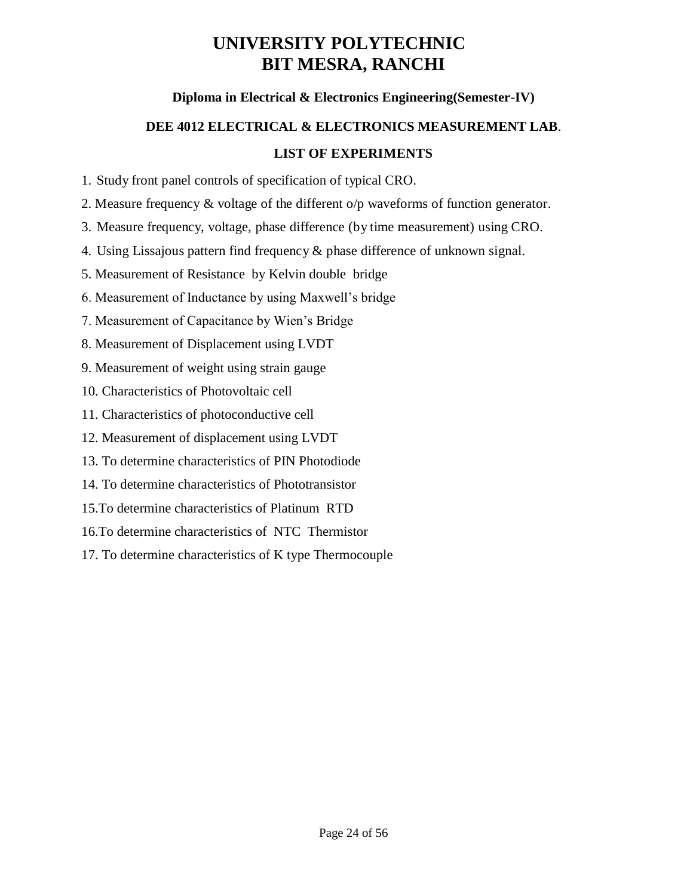# UNIVERSITY POLYTECHNIC
# BIT MESRA, RANCHI

**Diploma in Electrical & Electronics Engineering(Semester-IV)**

**DEE 4012 ELECTRICAL & ELECTRONICS MEASUREMENT LAB**.

**LIST OF EXPERIMENTS**

1. Study front panel controls of specification of typical CRO.
2. Measure frequency & voltage of the different o/p waveforms of function generator.
3. Measure frequency, voltage, phase difference (by time measurement) using CRO.
4. Using Lissajous pattern find frequency & phase difference of unknown signal.
5. Measurement of Resistance by Kelvin double bridge
6. Measurement of Inductance by using Maxwell's bridge
7. Measurement of Capacitance by Wien's Bridge
8. Measurement of Displacement using LVDT
9. Measurement of weight using strain gauge
10. Characteristics of Photovoltaic cell
11. Characteristics of photoconductive cell
12. Measurement of displacement using LVDT
13. To determine characteristics of PIN Photodiode
14. To determine characteristics of Phototransistor
15. To determine characteristics of Platinum RTD
16. To determine characteristics of NTC Thermistor
17. To determine characteristics of K type Thermocouple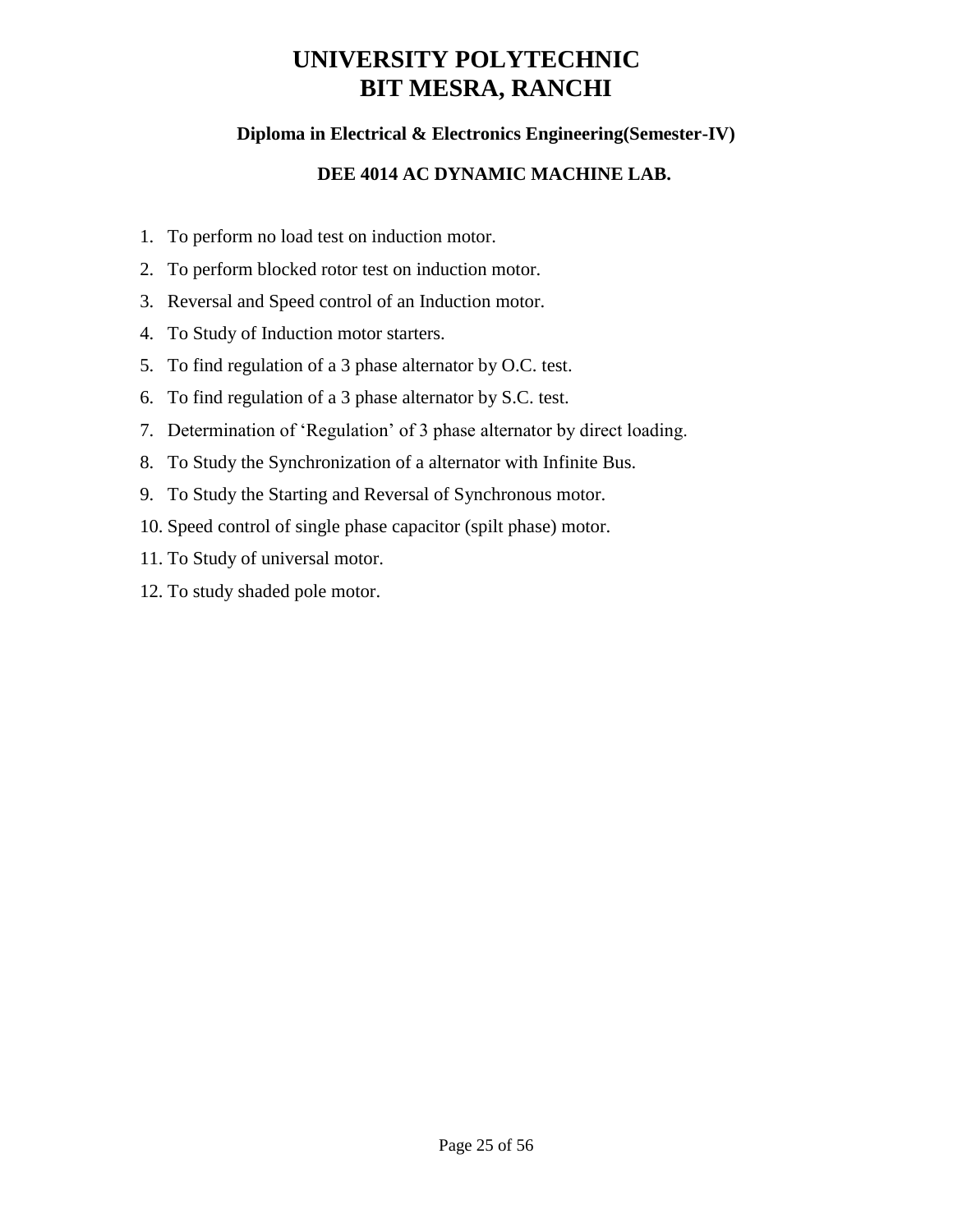# UNIVERSITY POLYTECHNIC
# BIT MESRA, RANCHI

### Diploma in Electrical & Electronics Engineering(Semester-IV)

### DEE 4014 AC DYNAMIC MACHINE LAB.

1. To perform no load test on induction motor.
2. To perform blocked rotor test on induction motor.
3. Reversal and Speed control of an Induction motor.
4. To Study of Induction motor starters.
5. To find regulation of a 3 phase alternator by O.C. test.
6. To find regulation of a 3 phase alternator by S.C. test.
7. Determination of 'Regulation' of 3 phase alternator by direct loading.
8. To Study the Synchronization of a alternator with Infinite Bus.
9. To Study the Starting and Reversal of Synchronous motor.
10. Speed control of single phase capacitor (spilt phase) motor.
11. To Study of universal motor.
12. To study shaded pole motor.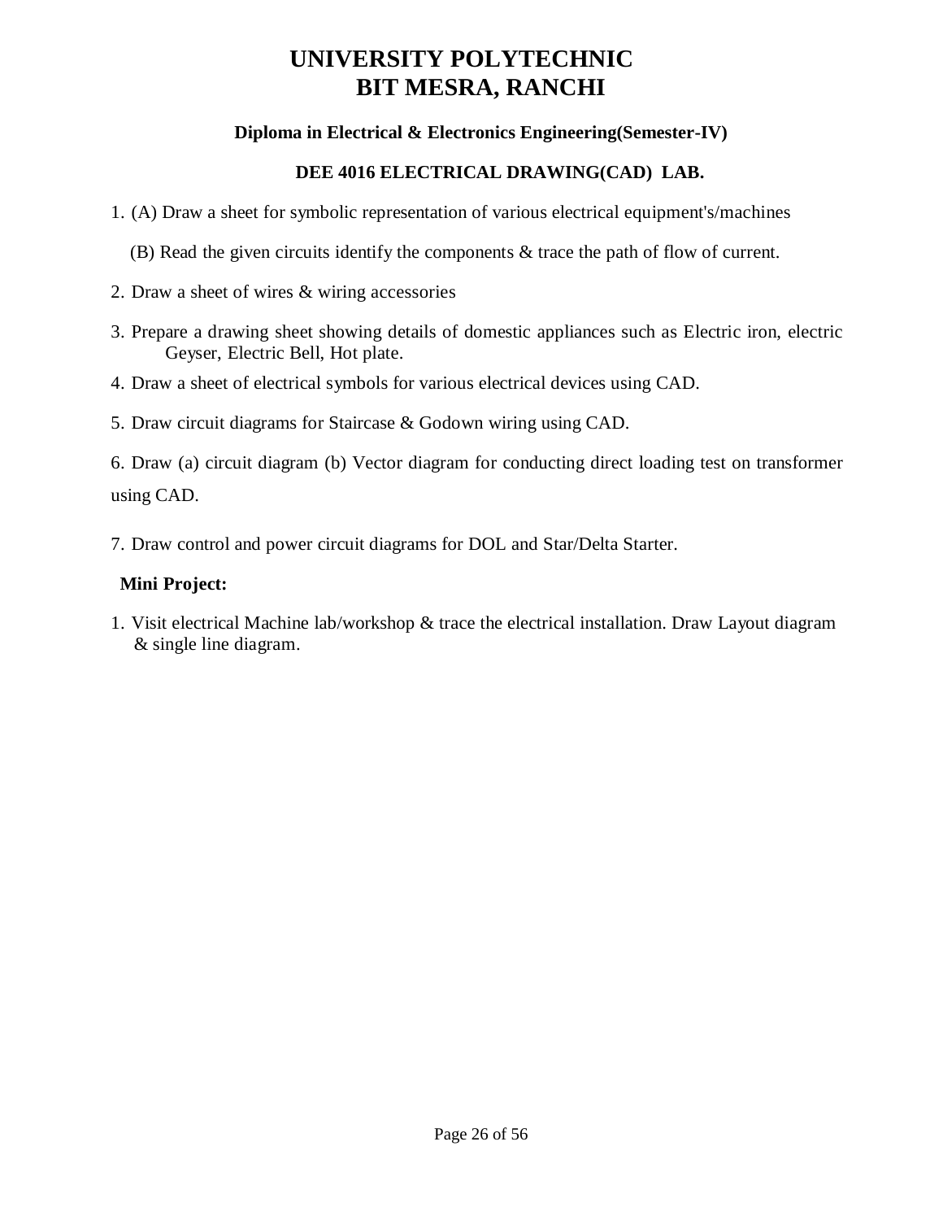# UNIVERSITY POLYTECHNIC
# BIT MESRA, RANCHI

### Diploma in Electrical & Electronics Engineering(Semester-IV)

### DEE 4016 ELECTRICAL DRAWING(CAD) LAB.

1. (A) Draw a sheet for symbolic representation of various electrical equipment's/machines

   (B) Read the given circuits identify the components & trace the path of flow of current.

2. Draw a sheet of wires & wiring accessories

3. Prepare a drawing sheet showing details of domestic appliances such as Electric iron, electric Geyser, Electric Bell, Hot plate.

4. Draw a sheet of electrical symbols for various electrical devices using CAD.

5. Draw circuit diagrams for Staircase & Godown wiring using CAD.

6. Draw (a) circuit diagram (b) Vector diagram for conducting direct loading test on transformer using CAD.

7. Draw control and power circuit diagrams for DOL and Star/Delta Starter.

**Mini Project:**

1. Visit electrical Machine lab/workshop & trace the electrical installation. Draw Layout diagram & single line diagram.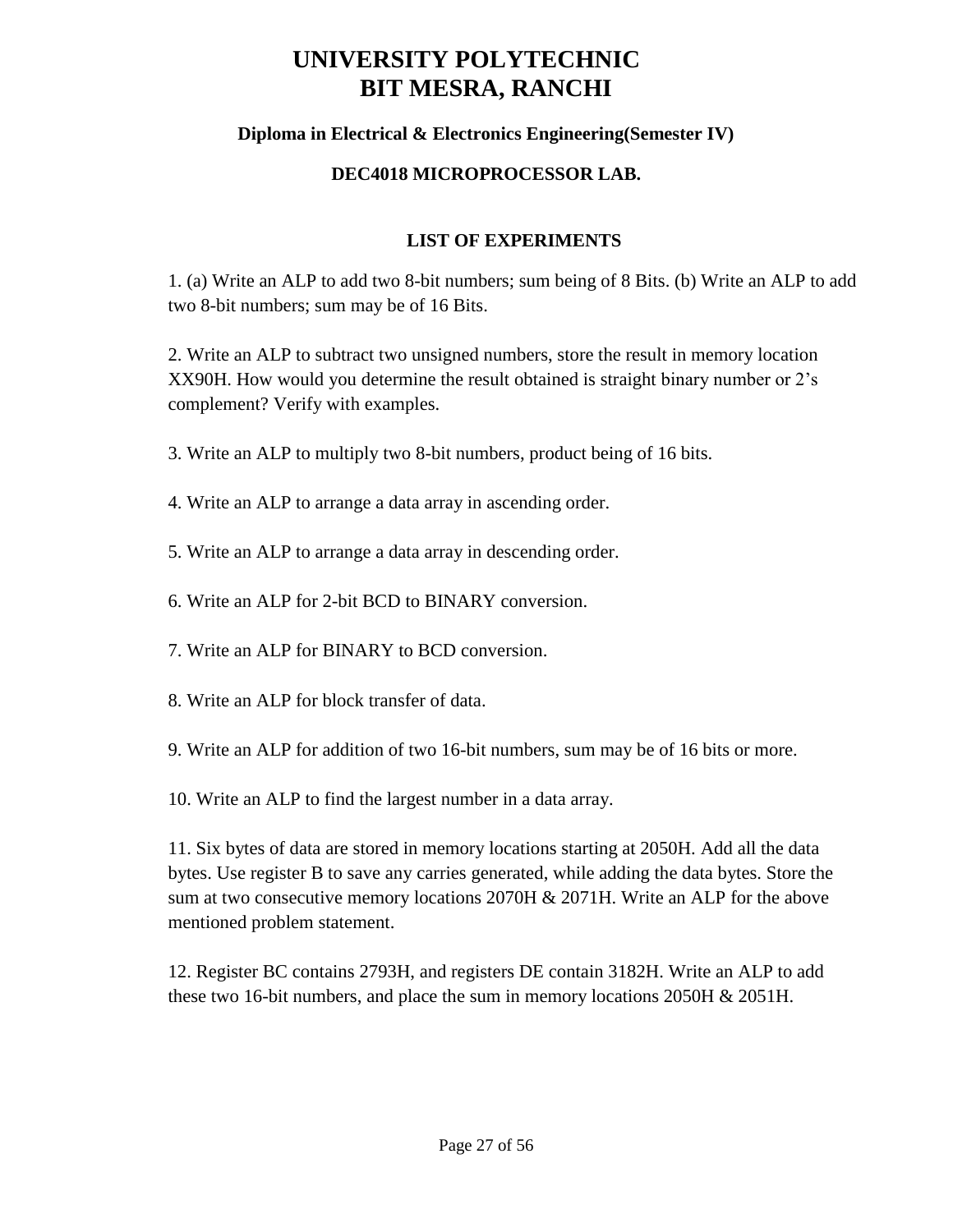# UNIVERSITY POLYTECHNIC
# BIT MESRA, RANCHI

### Diploma in Electrical & Electronics Engineering(Semester IV)

### DEC4018 MICROPROCESSOR LAB.

## LIST OF EXPERIMENTS

1. (a) Write an ALP to add two 8-bit numbers; sum being of 8 Bits. (b) Write an ALP to add two 8-bit numbers; sum may be of 16 Bits.

2. Write an ALP to subtract two unsigned numbers, store the result in memory location XX90H. How would you determine the result obtained is straight binary number or 2's complement? Verify with examples.

3. Write an ALP to multiply two 8-bit numbers, product being of 16 bits.

4. Write an ALP to arrange a data array in ascending order.

5. Write an ALP to arrange a data array in descending order.

6. Write an ALP for 2-bit BCD to BINARY conversion.

7. Write an ALP for BINARY to BCD conversion.

8. Write an ALP for block transfer of data.

9. Write an ALP for addition of two 16-bit numbers, sum may be of 16 bits or more.

10. Write an ALP to find the largest number in a data array.

11. Six bytes of data are stored in memory locations starting at 2050H. Add all the data bytes. Use register B to save any carries generated, while adding the data bytes. Store the sum at two consecutive memory locations 2070H & 2071H. Write an ALP for the above mentioned problem statement.

12. Register BC contains 2793H, and registers DE contain 3182H. Write an ALP to add these two 16-bit numbers, and place the sum in memory locations 2050H & 2051H.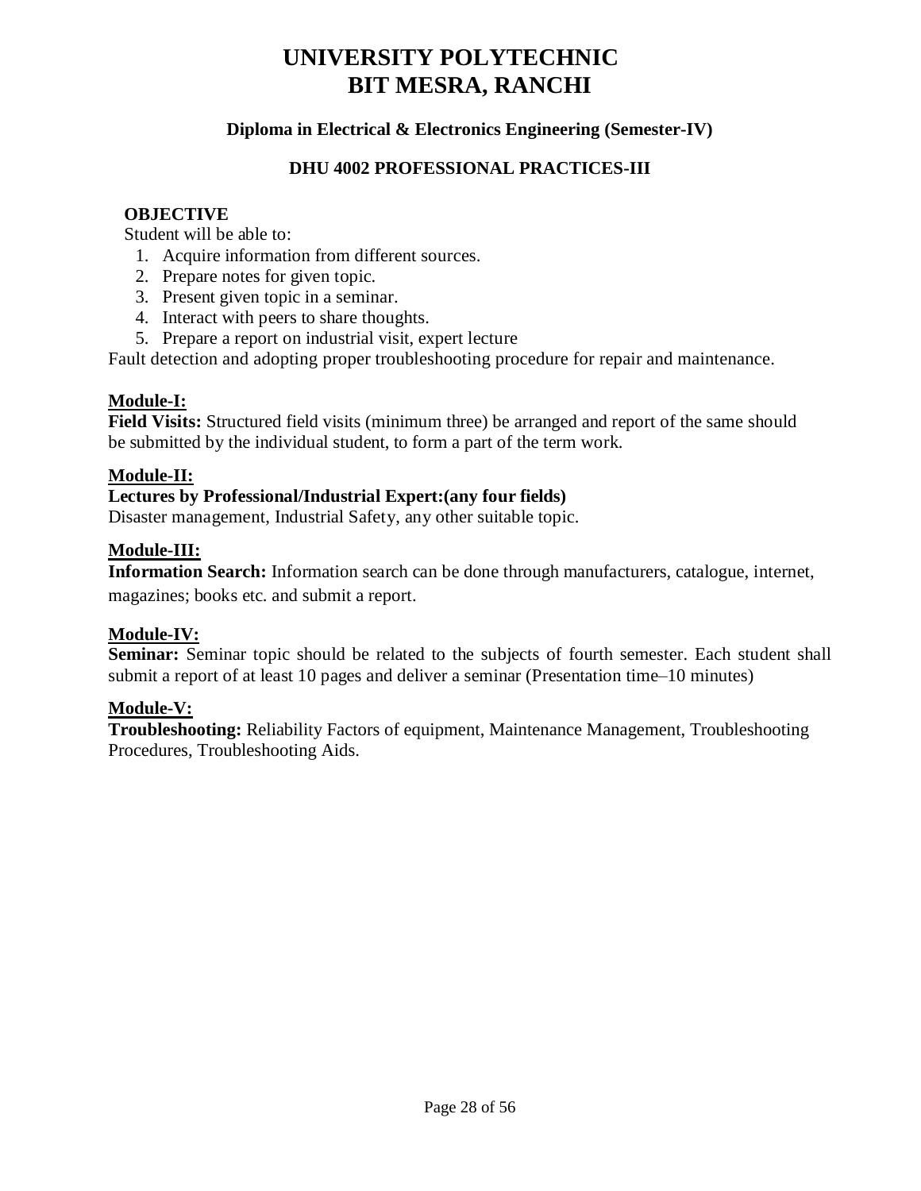# UNIVERSITY POLYTECHNIC
# BIT MESRA, RANCHI

### Diploma in Electrical & Electronics Engineering (Semester-IV)

### DHU 4002 PROFESSIONAL PRACTICES-III

**OBJECTIVE**

Student will be able to:

1. Acquire information from different sources.
2. Prepare notes for given topic.
3. Present given topic in a seminar.
4. Interact with peers to share thoughts.
5. Prepare a report on industrial visit, expert lecture

Fault detection and adopting proper troubleshooting procedure for repair and maintenance.

**Module-I:**

**Field Visits:** Structured field visits (minimum three) be arranged and report of the same should be submitted by the individual student, to form a part of the term work.

**Module-II:**

**Lectures by Professional/Industrial Expert:(any four fields)**

Disaster management, Industrial Safety, any other suitable topic.

**Module-III:**

**Information Search:** Information search can be done through manufacturers, catalogue, internet, magazines; books etc. and submit a report.

**Module-IV:**

**Seminar:** Seminar topic should be related to the subjects of fourth semester. Each student shall submit a report of at least 10 pages and deliver a seminar (Presentation time–10 minutes)

**Module-V:**

**Troubleshooting:** Reliability Factors of equipment, Maintenance Management, Troubleshooting Procedures, Troubleshooting Aids.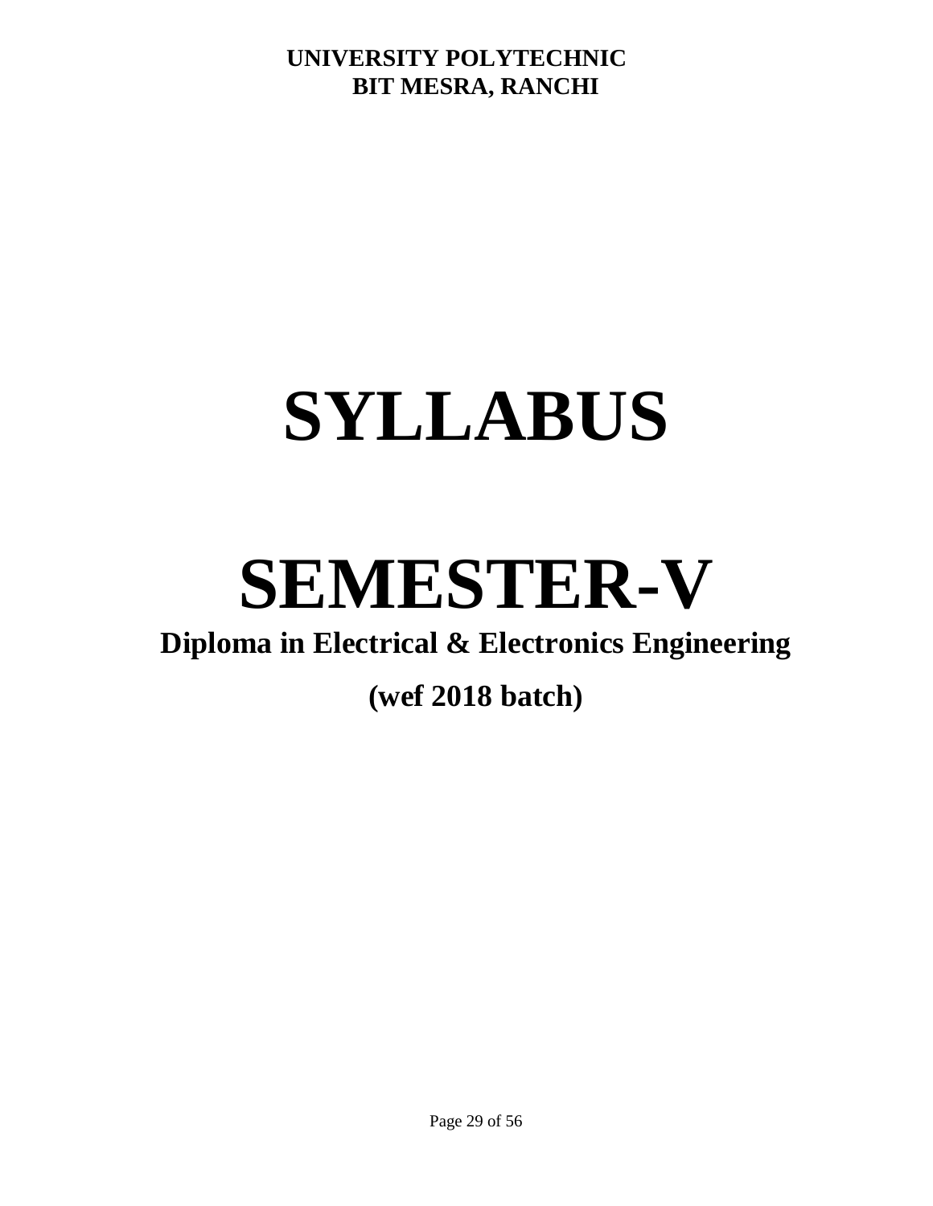**UNIVERSITY POLYTECHNIC**
**BIT MESRA, RANCHI**

# SYLLABUS

# SEMESTER-V

## Diploma in Electrical & Electronics Engineering

## (wef 2018 batch)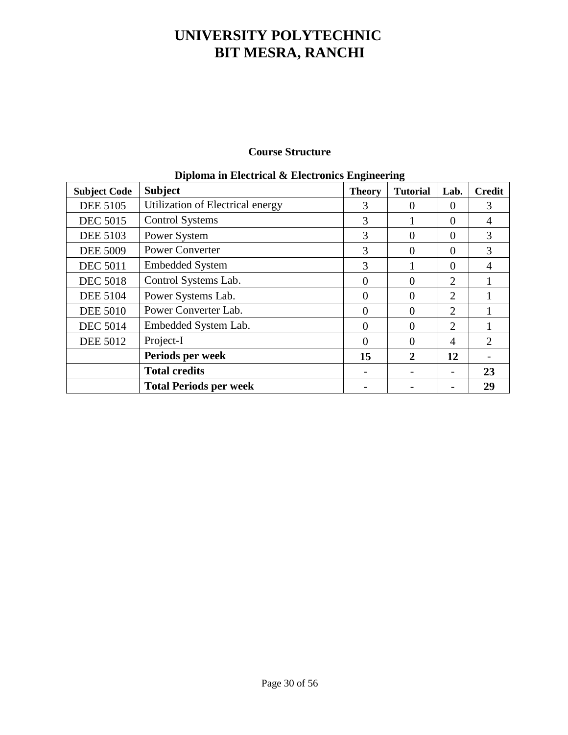# UNIVERSITY POLYTECHNIC
# BIT MESRA, RANCHI

## Course Structure

### Diploma in Electrical & Electronics Engineering

| Subject Code | Subject | Theory | Tutorial | Lab. | Credit |
|---|---|---|---|---|---|
| DEE 5105 | Utilization of Electrical energy | 3 | 0 | 0 | 3 |
| DEC 5015 | Control Systems | 3 | 1 | 0 | 4 |
| DEE 5103 | Power System | 3 | 0 | 0 | 3 |
| DEE 5009 | Power Converter | 3 | 0 | 0 | 3 |
| DEC 5011 | Embedded System | 3 | 1 | 0 | 4 |
| DEC 5018 | Control Systems Lab. | 0 | 0 | 2 | 1 |
| DEE 5104 | Power Systems Lab. | 0 | 0 | 2 | 1 |
| DEE 5010 | Power Converter Lab. | 0 | 0 | 2 | 1 |
| DEC 5014 | Embedded System Lab. | 0 | 0 | 2 | 1 |
| DEE 5012 | Project-I | 0 | 0 | 4 | 2 |
| | **Periods per week** | **15** | **2** | **12** | **-** |
| | **Total credits** | **-** | **-** | **-** | **23** |
| | **Total Periods per week** | **-** | **-** | **-** | **29** |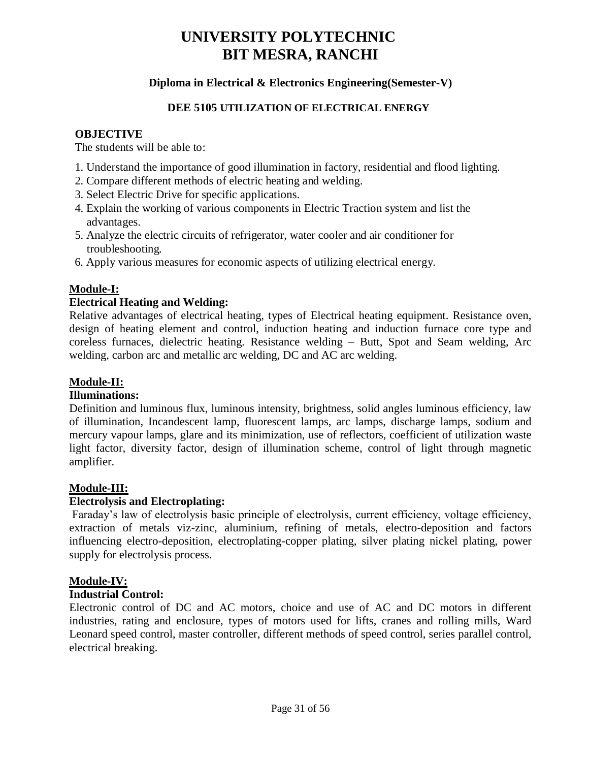# UNIVERSITY POLYTECHNIC
# BIT MESRA, RANCHI

### Diploma in Electrical & Electronics Engineering(Semester-V)

### DEE 5105 UTILIZATION OF ELECTRICAL ENERGY

**OBJECTIVE**

The students will be able to:

1. Understand the importance of good illumination in factory, residential and flood lighting.
2. Compare different methods of electric heating and welding.
3. Select Electric Drive for specific applications.
4. Explain the working of various components in Electric Traction system and list the advantages.
5. Analyze the electric circuits of refrigerator, water cooler and air conditioner for troubleshooting.
6. Apply various measures for economic aspects of utilizing electrical energy.

**Module-I:**

**Electrical Heating and Welding:**

Relative advantages of electrical heating, types of Electrical heating equipment. Resistance oven, design of heating element and control, induction heating and induction furnace core type and coreless furnaces, dielectric heating. Resistance welding – Butt, Spot and Seam welding, Arc welding, carbon arc and metallic arc welding, DC and AC arc welding.

**Module-II:**

**Illuminations:**

Definition and luminous flux, luminous intensity, brightness, solid angles luminous efficiency, law of illumination, Incandescent lamp, fluorescent lamps, arc lamps, discharge lamps, sodium and mercury vapour lamps, glare and its minimization, use of reflectors, coefficient of utilization waste light factor, diversity factor, design of illumination scheme, control of light through magnetic amplifier.

**Module-III:**

**Electrolysis and Electroplating:**

Faraday's law of electrolysis basic principle of electrolysis, current efficiency, voltage efficiency, extraction of metals viz-zinc, aluminium, refining of metals, electro-deposition and factors influencing electro-deposition, electroplating-copper plating, silver plating nickel plating, power supply for electrolysis process.

**Module-IV:**

**Industrial Control:**

Electronic control of DC and AC motors, choice and use of AC and DC motors in different industries, rating and enclosure, types of motors used for lifts, cranes and rolling mills, Ward Leonard speed control, master controller, different methods of speed control, series parallel control, electrical breaking.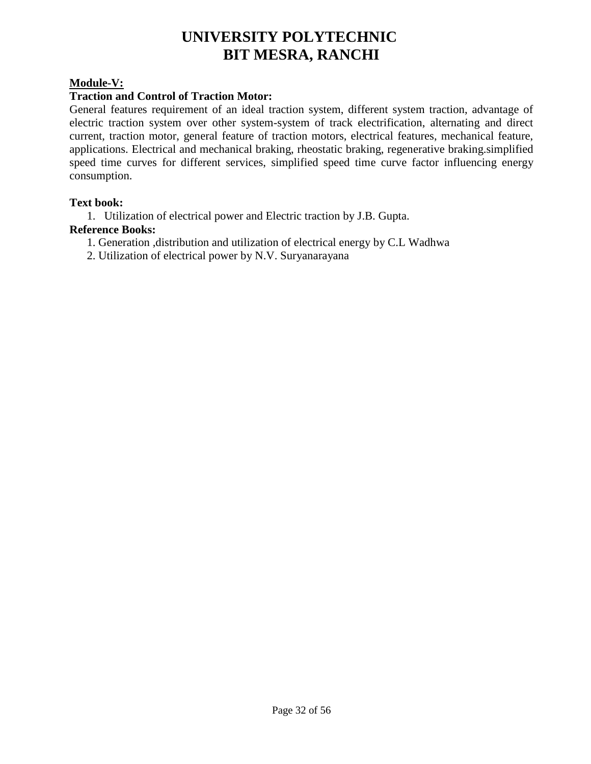# UNIVERSITY POLYTECHNIC
# BIT MESRA, RANCHI

**Module-V:**

**Traction and Control of Traction Motor:**

General features requirement of an ideal traction system, different system traction, advantage of electric traction system over other system-system of track electrification, alternating and direct current, traction motor, general feature of traction motors, electrical features, mechanical feature, applications. Electrical and mechanical braking, rheostatic braking, regenerative braking.simplified speed time curves for different services, simplified speed time curve factor influencing energy consumption.

**Text book:**

1. Utilization of electrical power and Electric traction by J.B. Gupta.

**Reference Books:**

1. Generation ,distribution and utilization of electrical energy by C.L Wadhwa
2. Utilization of electrical power by N.V. Suryanarayana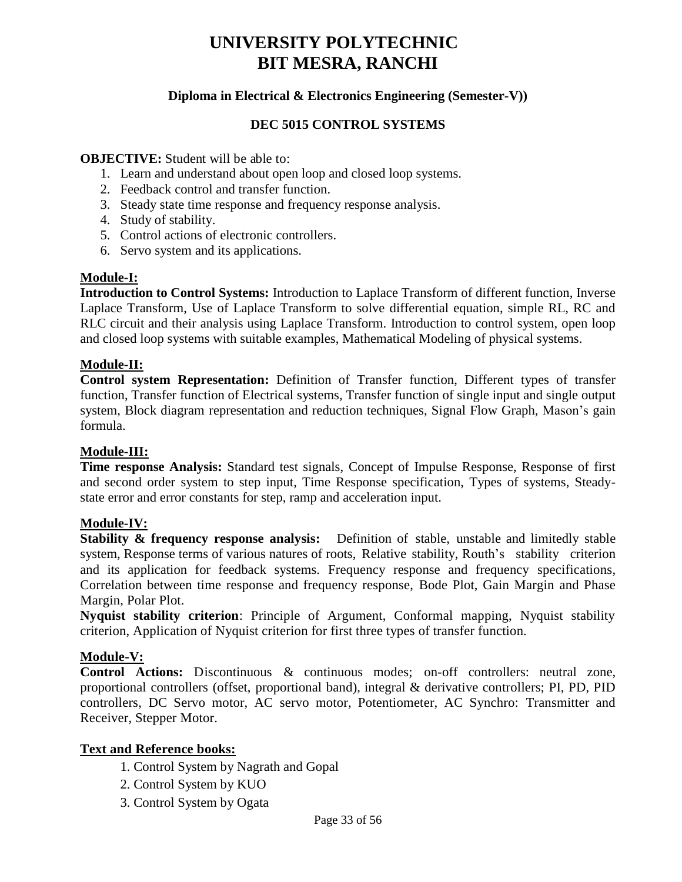# UNIVERSITY POLYTECHNIC
# BIT MESRA, RANCHI

**Diploma in Electrical & Electronics Engineering (Semester-V))**

**DEC 5015 CONTROL SYSTEMS**

**OBJECTIVE:** Student will be able to:

1. Learn and understand about open loop and closed loop systems.
2. Feedback control and transfer function.
3. Steady state time response and frequency response analysis.
4. Study of stability.
5. Control actions of electronic controllers.
6. Servo system and its applications.

## Module-I:

**Introduction to Control Systems:** Introduction to Laplace Transform of different function, Inverse Laplace Transform, Use of Laplace Transform to solve differential equation, simple RL, RC and RLC circuit and their analysis using Laplace Transform. Introduction to control system, open loop and closed loop systems with suitable examples, Mathematical Modeling of physical systems.

## Module-II:

**Control system Representation:** Definition of Transfer function, Different types of transfer function, Transfer function of Electrical systems, Transfer function of single input and single output system, Block diagram representation and reduction techniques, Signal Flow Graph, Mason's gain formula.

## Module-III:

**Time response Analysis:** Standard test signals, Concept of Impulse Response, Response of first and second order system to step input, Time Response specification, Types of systems, Steady-state error and error constants for step, ramp and acceleration input.

## Module-IV:

**Stability & frequency response analysis:** Definition of stable, unstable and limitedly stable system, Response terms of various natures of roots, Relative stability, Routh's stability criterion and its application for feedback systems. Frequency response and frequency specifications, Correlation between time response and frequency response, Bode Plot, Gain Margin and Phase Margin, Polar Plot.

**Nyquist stability criterion**: Principle of Argument, Conformal mapping, Nyquist stability criterion, Application of Nyquist criterion for first three types of transfer function.

## Module-V:

**Control Actions:** Discontinuous & continuous modes; on-off controllers: neutral zone, proportional controllers (offset, proportional band), integral & derivative controllers; PI, PD, PID controllers, DC Servo motor, AC servo motor, Potentiometer, AC Synchro: Transmitter and Receiver, Stepper Motor.

## Text and Reference books:

1. Control System by Nagrath and Gopal
2. Control System by KUO
3. Control System by Ogata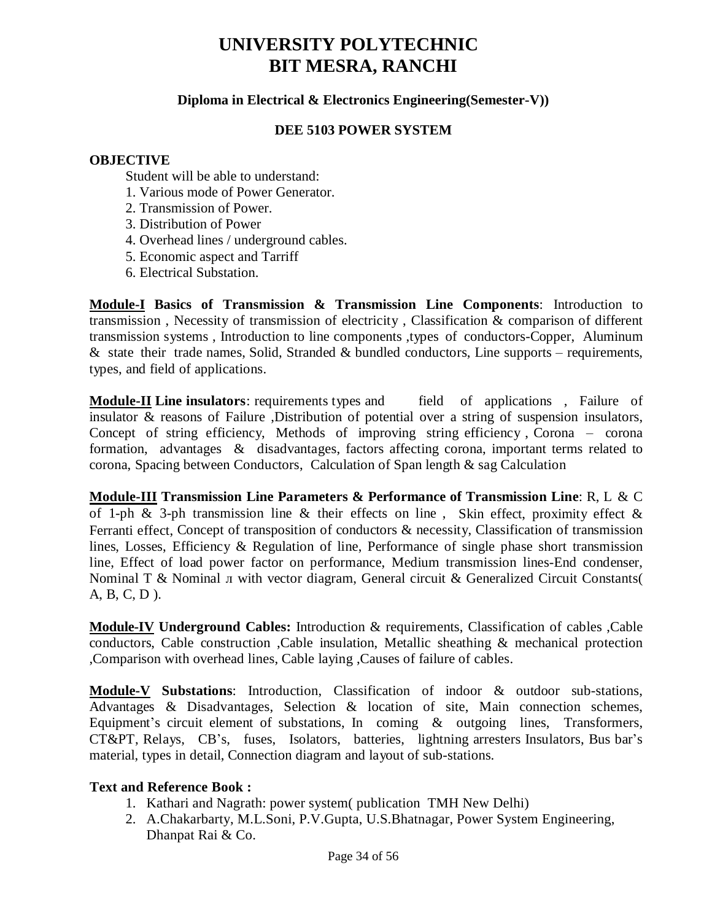# UNIVERSITY POLYTECHNIC
# BIT MESRA, RANCHI

### Diploma in Electrical & Electronics Engineering(Semester-V))

### DEE 5103 POWER SYSTEM

**OBJECTIVE**

Student will be able to understand:

1. Various mode of Power Generator.
2. Transmission of Power.
3. Distribution of Power
4. Overhead lines / underground cables.
5. Economic aspect and Tarriff
6. Electrical Substation.

**Module-I Basics of Transmission & Transmission Line Components**: Introduction to transmission , Necessity of transmission of electricity , Classification & comparison of different transmission systems , Introduction to line components ,types of conductors-Copper, Aluminum & state their trade names, Solid, Stranded & bundled conductors, Line supports – requirements, types, and field of applications.

**Module-II Line insulators**: requirements types and field of applications , Failure of insulator & reasons of Failure ,Distribution of potential over a string of suspension insulators, Concept of string efficiency, Methods of improving string efficiency , Corona – corona formation, advantages & disadvantages, factors affecting corona, important terms related to corona, Spacing between Conductors, Calculation of Span length & sag Calculation

**Module-III Transmission Line Parameters & Performance of Transmission Line**: R, L & C of 1-ph & 3-ph transmission line & their effects on line , Skin effect, proximity effect & Ferranti effect, Concept of transposition of conductors & necessity, Classification of transmission lines, Losses, Efficiency & Regulation of line, Performance of single phase short transmission line, Effect of load power factor on performance, Medium transmission lines-End condenser, Nominal T & Nominal л with vector diagram, General circuit & Generalized Circuit Constants( A, B, C, D ).

**Module-IV Underground Cables:** Introduction & requirements, Classification of cables ,Cable conductors, Cable construction ,Cable insulation, Metallic sheathing & mechanical protection ,Comparison with overhead lines, Cable laying ,Causes of failure of cables.

**Module-V Substations**: Introduction, Classification of indoor & outdoor sub-stations, Advantages & Disadvantages, Selection & location of site, Main connection schemes, Equipment's circuit element of substations, In coming & outgoing lines, Transformers, CT&PT, Relays, CB's, fuses, Isolators, batteries, lightning arresters Insulators, Bus bar's material, types in detail, Connection diagram and layout of sub-stations.

**Text and Reference Book :**

1. Kathari and Nagrath: power system( publication TMH New Delhi)
2. A.Chakarbarty, M.L.Soni, P.V.Gupta, U.S.Bhatnagar, Power System Engineering, Dhanpat Rai & Co.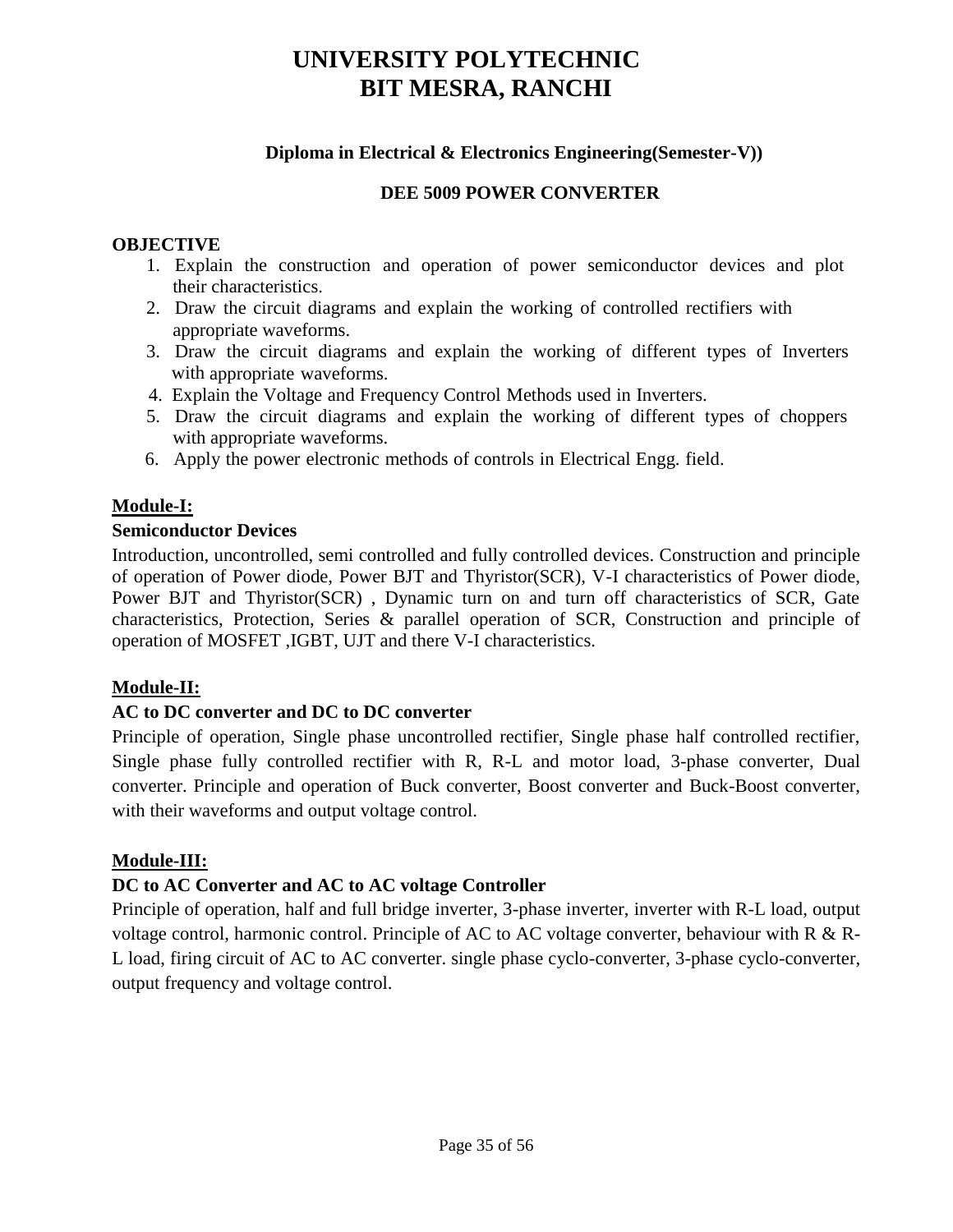# UNIVERSITY POLYTECHNIC
# BIT MESRA, RANCHI

**Diploma in Electrical & Electronics Engineering(Semester-V))**

**DEE 5009 POWER CONVERTER**

**OBJECTIVE**

1. Explain the construction and operation of power semiconductor devices and plot their characteristics.
2. Draw the circuit diagrams and explain the working of controlled rectifiers with appropriate waveforms.
3. Draw the circuit diagrams and explain the working of different types of Inverters with appropriate waveforms.
4. Explain the Voltage and Frequency Control Methods used in Inverters.
5. Draw the circuit diagrams and explain the working of different types of choppers with appropriate waveforms.
6. Apply the power electronic methods of controls in Electrical Engg. field.

**Module-I:**

**Semiconductor Devices**

Introduction, uncontrolled, semi controlled and fully controlled devices. Construction and principle of operation of Power diode, Power BJT and Thyristor(SCR), V-I characteristics of Power diode, Power BJT and Thyristor(SCR) , Dynamic turn on and turn off characteristics of SCR, Gate characteristics, Protection, Series & parallel operation of SCR, Construction and principle of operation of MOSFET ,IGBT, UJT and there V-I characteristics.

**Module-II:**

**AC to DC converter and DC to DC converter**

Principle of operation, Single phase uncontrolled rectifier, Single phase half controlled rectifier, Single phase fully controlled rectifier with R, R-L and motor load, 3-phase converter, Dual converter. Principle and operation of Buck converter, Boost converter and Buck-Boost converter, with their waveforms and output voltage control.

**Module-III:**

**DC to AC Converter and AC to AC voltage Controller**

Principle of operation, half and full bridge inverter, 3-phase inverter, inverter with R-L load, output voltage control, harmonic control. Principle of AC to AC voltage converter, behaviour with R & R-L load, firing circuit of AC to AC converter. single phase cyclo-converter, 3-phase cyclo-converter, output frequency and voltage control.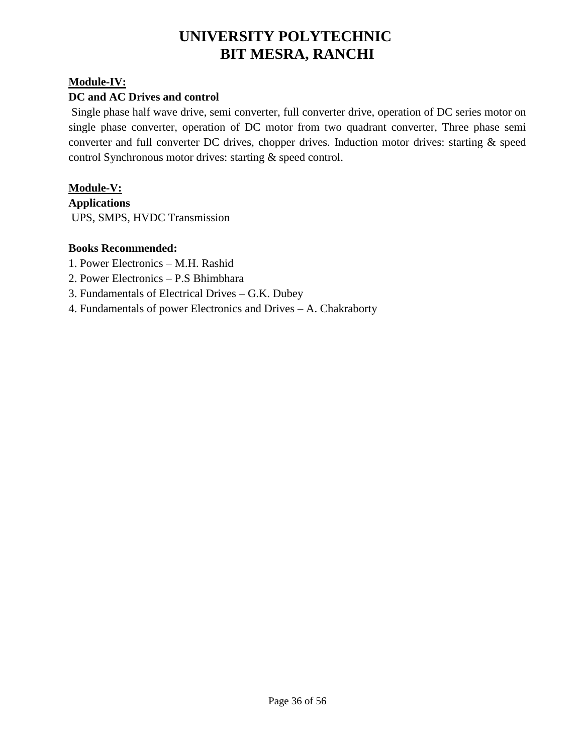**Module-IV:**

**DC and AC Drives and control**

Single phase half wave drive, semi converter, full converter drive, operation of DC series motor on single phase converter, operation of DC motor from two quadrant converter, Three phase semi converter and full converter DC drives, chopper drives. Induction motor drives: starting & speed control Synchronous motor drives: starting & speed control.

**Module-V:**

**Applications**

UPS, SMPS, HVDC Transmission

**Books Recommended:**

1. Power Electronics – M.H. Rashid
2. Power Electronics – P.S Bhimbhara
3. Fundamentals of Electrical Drives – G.K. Dubey
4. Fundamentals of power Electronics and Drives – A. Chakraborty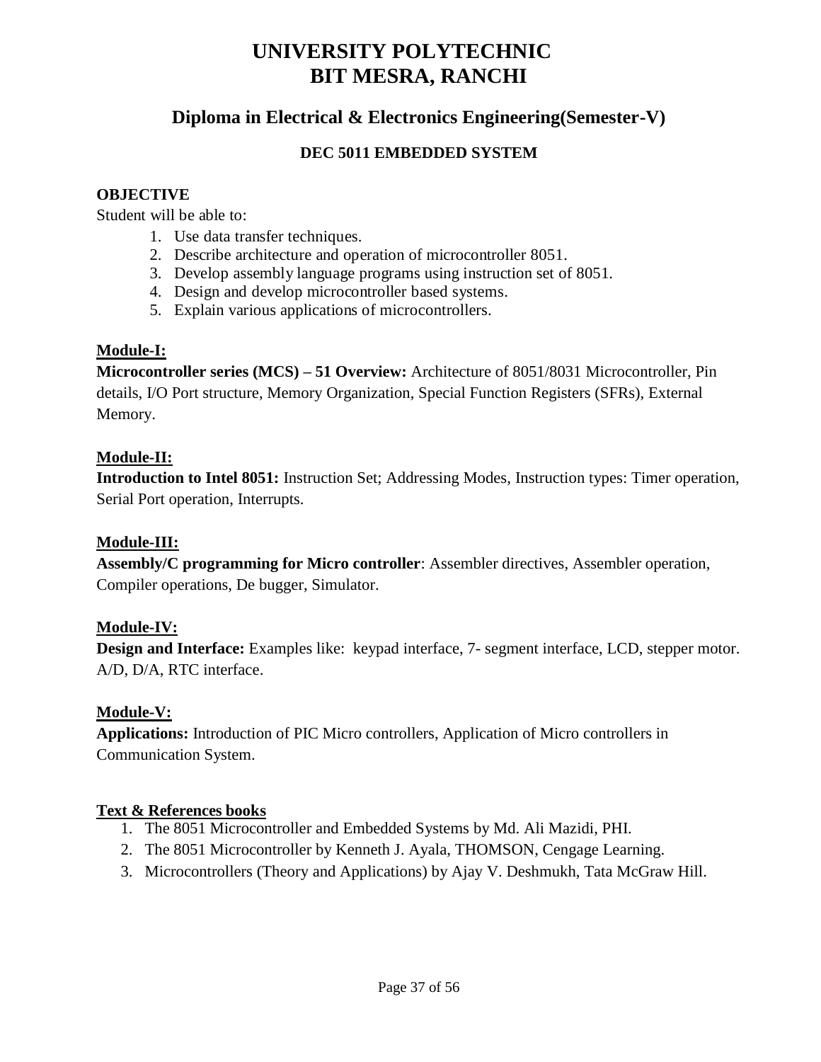# UNIVERSITY POLYTECHNIC
# BIT MESRA, RANCHI

## Diploma in Electrical & Electronics Engineering(Semester-V)

### DEC 5011 EMBEDDED SYSTEM

**OBJECTIVE**

Student will be able to:

1. Use data transfer techniques.
2. Describe architecture and operation of microcontroller 8051.
3. Develop assembly language programs using instruction set of 8051.
4. Design and develop microcontroller based systems.
5. Explain various applications of microcontrollers.

**Module-I:**

**Microcontroller series (MCS) – 51 Overview:** Architecture of 8051/8031 Microcontroller, Pin details, I/O Port structure, Memory Organization, Special Function Registers (SFRs), External Memory.

**Module-II:**

**Introduction to Intel 8051:** Instruction Set; Addressing Modes, Instruction types: Timer operation, Serial Port operation, Interrupts.

**Module-III:**

**Assembly/C programming for Micro controller**: Assembler directives, Assembler operation, Compiler operations, De bugger, Simulator.

**Module-IV:**

**Design and Interface:** Examples like: keypad interface, 7- segment interface, LCD, stepper motor. A/D, D/A, RTC interface.

**Module-V:**

**Applications:** Introduction of PIC Micro controllers, Application of Micro controllers in Communication System.

**Text & References books**

1. The 8051 Microcontroller and Embedded Systems by Md. Ali Mazidi, PHI.
2. The 8051 Microcontroller by Kenneth J. Ayala, THOMSON, Cengage Learning.
3. Microcontrollers (Theory and Applications) by Ajay V. Deshmukh, Tata McGraw Hill.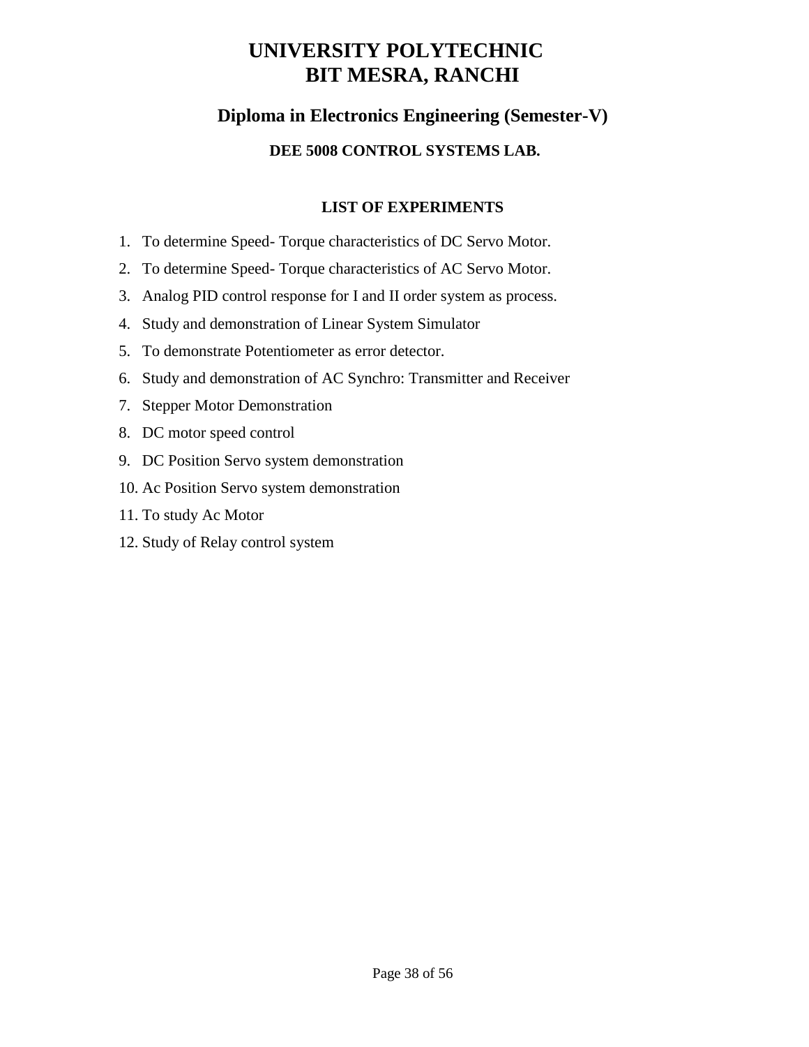# UNIVERSITY POLYTECHNIC
# BIT MESRA, RANCHI

## Diploma in Electronics Engineering (Semester-V)

### DEE 5008 CONTROL SYSTEMS LAB.

**LIST OF EXPERIMENTS**

1. To determine Speed- Torque characteristics of DC Servo Motor.
2. To determine Speed- Torque characteristics of AC Servo Motor.
3. Analog PID control response for I and II order system as process.
4. Study and demonstration of Linear System Simulator
5. To demonstrate Potentiometer as error detector.
6. Study and demonstration of AC Synchro: Transmitter and Receiver
7. Stepper Motor Demonstration
8. DC motor speed control
9. DC Position Servo system demonstration
10. Ac Position Servo system demonstration
11. To study Ac Motor
12. Study of Relay control system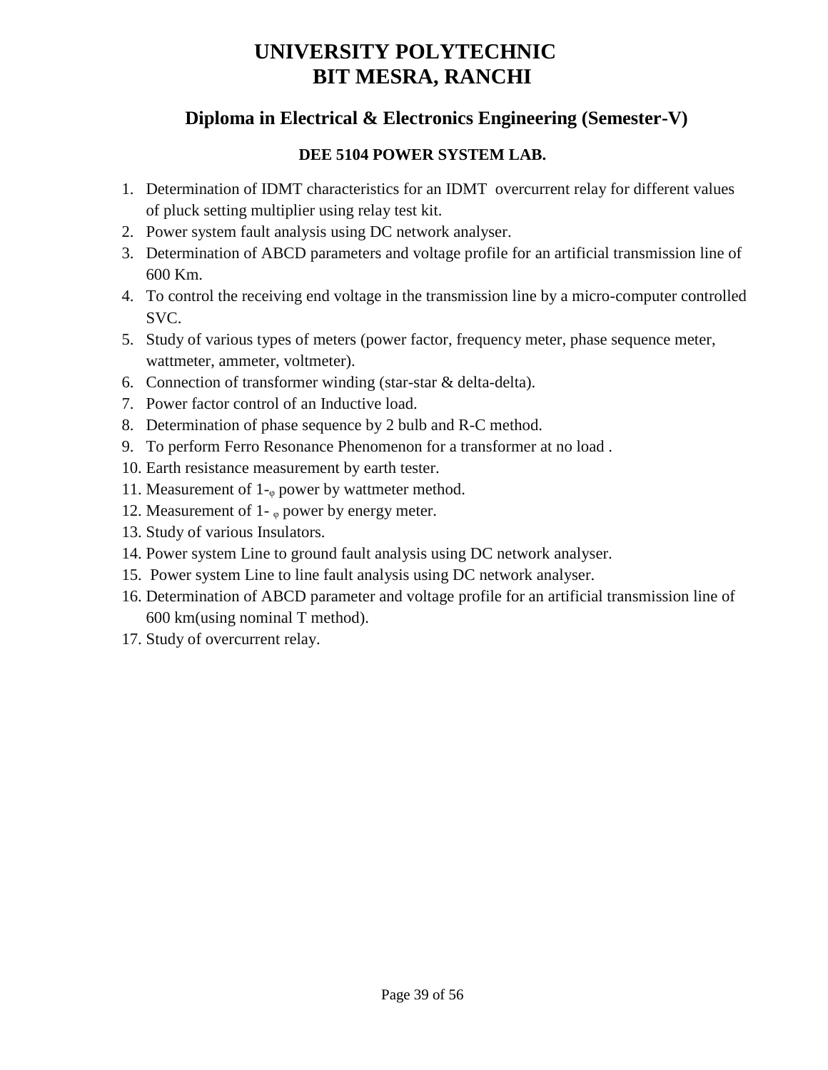# UNIVERSITY POLYTECHNIC
# BIT MESRA, RANCHI

## Diploma in Electrical & Electronics Engineering (Semester-V)

### DEE 5104 POWER SYSTEM LAB.

1. Determination of IDMT characteristics for an IDMT overcurrent relay for different values of pluck setting multiplier using relay test kit.
2. Power system fault analysis using DC network analyser.
3. Determination of ABCD parameters and voltage profile for an artificial transmission line of 600 Km.
4. To control the receiving end voltage in the transmission line by a micro-computer controlled SVC.
5. Study of various types of meters (power factor, frequency meter, phase sequence meter, wattmeter, ammeter, voltmeter).
6. Connection of transformer winding (star-star & delta-delta).
7. Power factor control of an Inductive load.
8. Determination of phase sequence by 2 bulb and R-C method.
9. To perform Ferro Resonance Phenomenon for a transformer at no load .
10. Earth resistance measurement by earth tester.
11. Measurement of 1-$\varphi$ power by wattmeter method.
12. Measurement of 1- $\varphi$ power by energy meter.
13. Study of various Insulators.
14. Power system Line to ground fault analysis using DC network analyser.
15. Power system Line to line fault analysis using DC network analyser.
16. Determination of ABCD parameter and voltage profile for an artificial transmission line of 600 km(using nominal T method).
17. Study of overcurrent relay.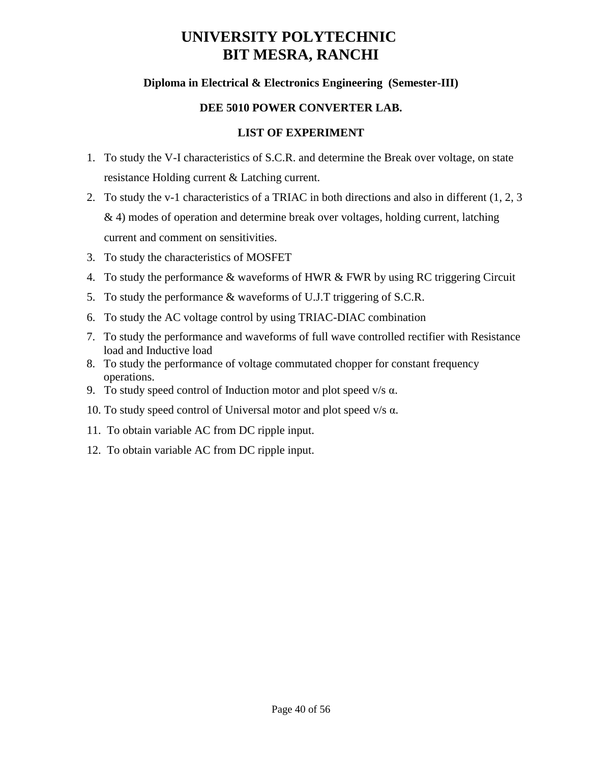# UNIVERSITY POLYTECHNIC
# BIT MESRA, RANCHI

### Diploma in Electrical & Electronics Engineering (Semester-III)

### DEE 5010 POWER CONVERTER LAB.

### LIST OF EXPERIMENT

1. To study the V-I characteristics of S.C.R. and determine the Break over voltage, on state resistance Holding current & Latching current.
2. To study the v-1 characteristics of a TRIAC in both directions and also in different (1, 2, 3 & 4) modes of operation and determine break over voltages, holding current, latching current and comment on sensitivities.
3. To study the characteristics of MOSFET
4. To study the performance & waveforms of HWR & FWR by using RC triggering Circuit
5. To study the performance & waveforms of U.J.T triggering of S.C.R.
6. To study the AC voltage control by using TRIAC-DIAC combination
7. To study the performance and waveforms of full wave controlled rectifier with Resistance load and Inductive load
8. To study the performance of voltage commutated chopper for constant frequency operations.
9. To study speed control of Induction motor and plot speed v/s α.
10. To study speed control of Universal motor and plot speed v/s α.
11. To obtain variable AC from DC ripple input.
12. To obtain variable AC from DC ripple input.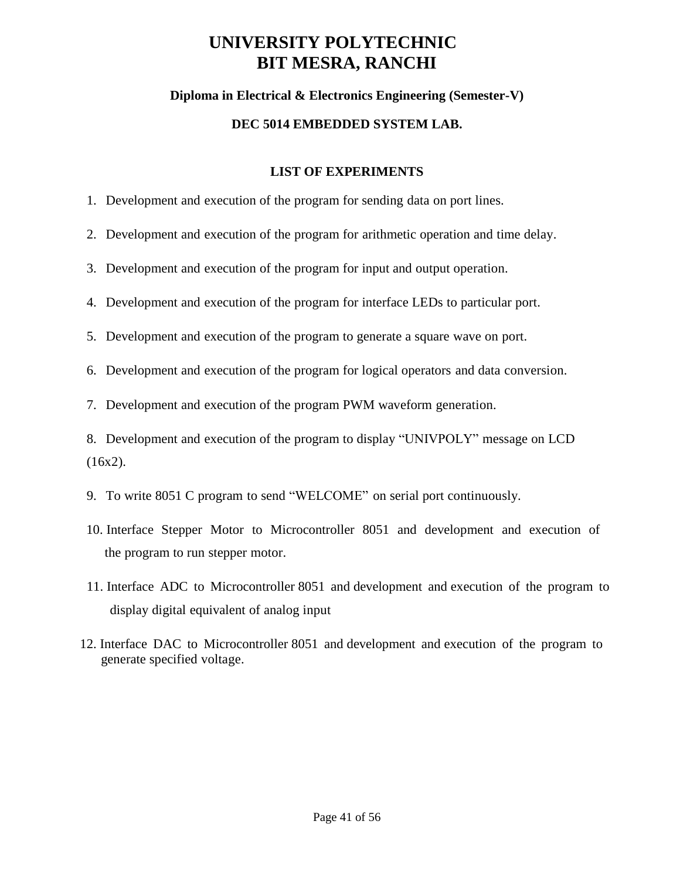# UNIVERSITY POLYTECHNIC
# BIT MESRA, RANCHI

**Diploma in Electrical & Electronics Engineering (Semester-V)**

**DEC 5014 EMBEDDED SYSTEM LAB.**

## LIST OF EXPERIMENTS

1. Development and execution of the program for sending data on port lines.
2. Development and execution of the program for arithmetic operation and time delay.
3. Development and execution of the program for input and output operation.
4. Development and execution of the program for interface LEDs to particular port.
5. Development and execution of the program to generate a square wave on port.
6. Development and execution of the program for logical operators and data conversion.
7. Development and execution of the program PWM waveform generation.
8. Development and execution of the program to display "UNIVPOLY" message on LCD (16x2).
9. To write 8051 C program to send "WELCOME" on serial port continuously.
10. Interface Stepper Motor to Microcontroller 8051 and development and execution of the program to run stepper motor.
11. Interface ADC to Microcontroller 8051 and development and execution of the program to display digital equivalent of analog input
12. Interface DAC to Microcontroller 8051 and development and execution of the program to generate specified voltage.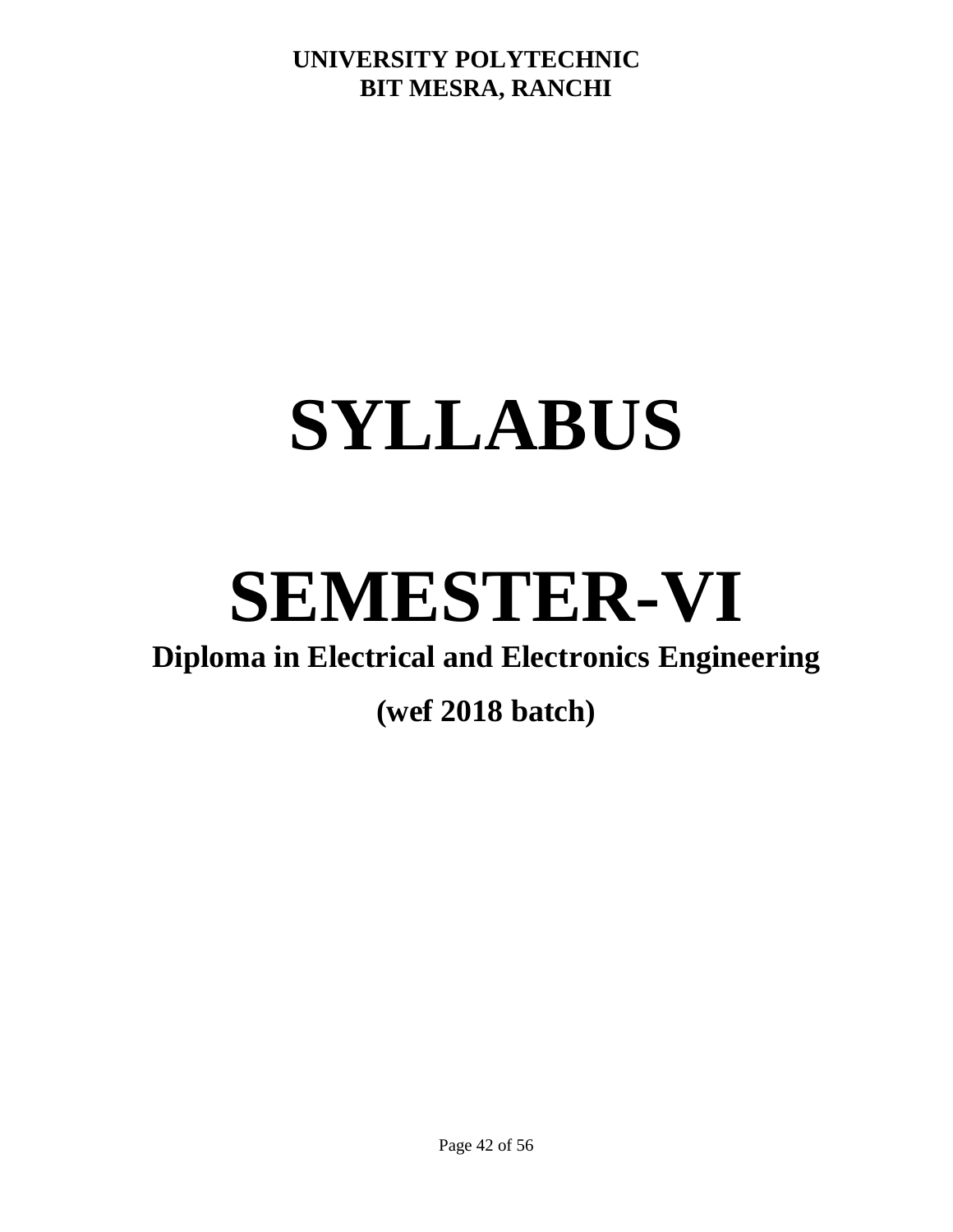**UNIVERSITY POLYTECHNIC**
**BIT MESRA, RANCHI**

# SYLLABUS

# SEMESTER-VI

## Diploma in Electrical and Electronics Engineering

## (wef 2018 batch)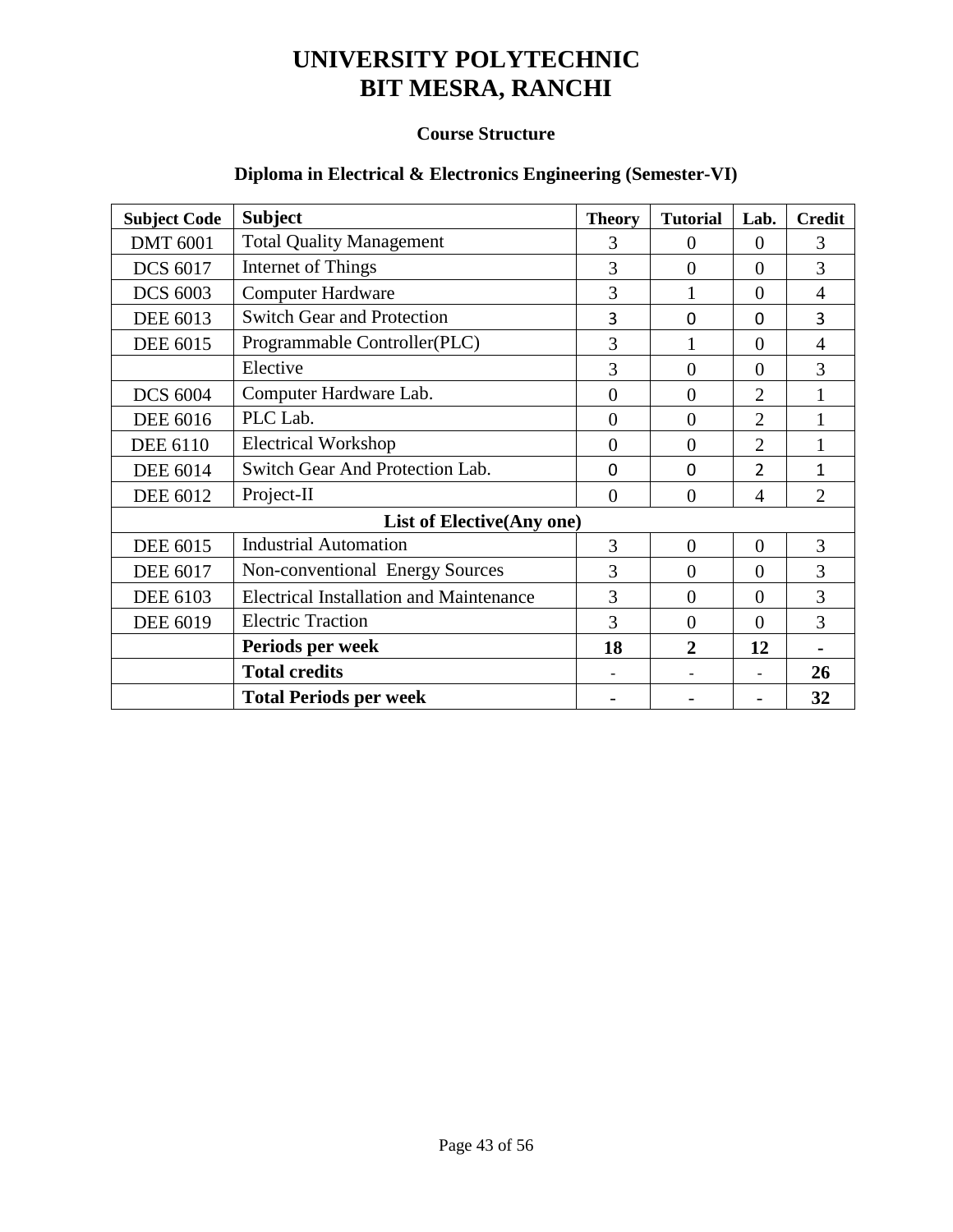# UNIVERSITY POLYTECHNIC
# BIT MESRA, RANCHI

### Course Structure

### Diploma in Electrical & Electronics Engineering (Semester-VI)

| Subject Code | Subject | Theory | Tutorial | Lab. | Credit |
|---|---|---|---|---|---|
| DMT 6001 | Total Quality Management | 3 | 0 | 0 | 3 |
| DCS 6017 | Internet of Things | 3 | 0 | 0 | 3 |
| DCS 6003 | Computer Hardware | 3 | 1 | 0 | 4 |
| DEE 6013 | Switch Gear and Protection | 3 | 0 | 0 | 3 |
| DEE 6015 | Programmable Controller(PLC) | 3 | 1 | 0 | 4 |
| | Elective | 3 | 0 | 0 | 3 |
| DCS 6004 | Computer Hardware Lab. | 0 | 0 | 2 | 1 |
| DEE 6016 | PLC Lab. | 0 | 0 | 2 | 1 |
| DEE 6110 | Electrical Workshop | 0 | 0 | 2 | 1 |
| DEE 6014 | Switch Gear And Protection Lab. | 0 | 0 | 2 | 1 |
| DEE 6012 | Project-II | 0 | 0 | 4 | 2 |
| | **List of Elective(Any one)** | | | | |
| DEE 6015 | Industrial Automation | 3 | 0 | 0 | 3 |
| DEE 6017 | Non-conventional Energy Sources | 3 | 0 | 0 | 3 |
| DEE 6103 | Electrical Installation and Maintenance | 3 | 0 | 0 | 3 |
| DEE 6019 | Electric Traction | 3 | 0 | 0 | 3 |
| | **Periods per week** | **18** | **2** | **12** | **-** |
| | **Total credits** | - | - | - | **26** |
| | **Total Periods per week** | **-** | **-** | **-** | **32** |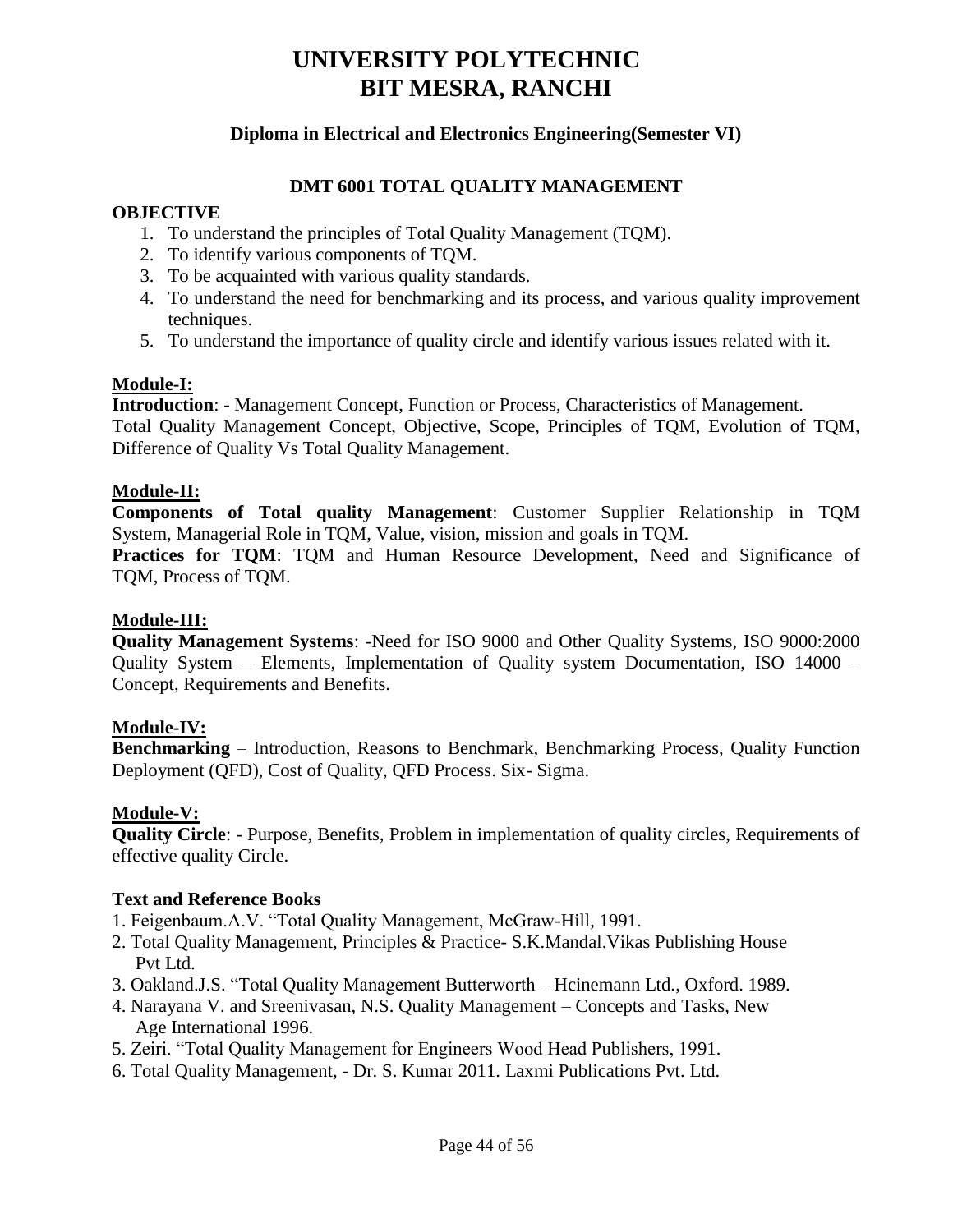# UNIVERSITY POLYTECHNIC
# BIT MESRA, RANCHI

### Diploma in Electrical and Electronics Engineering(Semester VI)

### DMT 6001 TOTAL QUALITY MANAGEMENT

**OBJECTIVE**

1. To understand the principles of Total Quality Management (TQM).
2. To identify various components of TQM.
3. To be acquainted with various quality standards.
4. To understand the need for benchmarking and its process, and various quality improvement techniques.
5. To understand the importance of quality circle and identify various issues related with it.

**Module-I:**

**Introduction**: - Management Concept, Function or Process, Characteristics of Management. Total Quality Management Concept, Objective, Scope, Principles of TQM, Evolution of TQM, Difference of Quality Vs Total Quality Management.

**Module-II:**

**Components of Total quality Management**: Customer Supplier Relationship in TQM System, Managerial Role in TQM, Value, vision, mission and goals in TQM.

**Practices for TQM**: TQM and Human Resource Development, Need and Significance of TQM, Process of TQM.

**Module-III:**

**Quality Management Systems**: -Need for ISO 9000 and Other Quality Systems, ISO 9000:2000 Quality System – Elements, Implementation of Quality system Documentation, ISO 14000 – Concept, Requirements and Benefits.

**Module-IV:**

**Benchmarking** – Introduction, Reasons to Benchmark, Benchmarking Process, Quality Function Deployment (QFD), Cost of Quality, QFD Process. Six- Sigma.

**Module-V:**

**Quality Circle**: - Purpose, Benefits, Problem in implementation of quality circles, Requirements of effective quality Circle.

**Text and Reference Books**

1. Feigenbaum.A.V. "Total Quality Management, McGraw-Hill, 1991.
2. Total Quality Management, Principles & Practice- S.K.Mandal.Vikas Publishing House Pvt Ltd.
3. Oakland.J.S. "Total Quality Management Butterworth – Hcinemann Ltd., Oxford. 1989.
4. Narayana V. and Sreenivasan, N.S. Quality Management – Concepts and Tasks, New Age International 1996.
5. Zeiri. "Total Quality Management for Engineers Wood Head Publishers, 1991.
6. Total Quality Management, - Dr. S. Kumar 2011. Laxmi Publications Pvt. Ltd.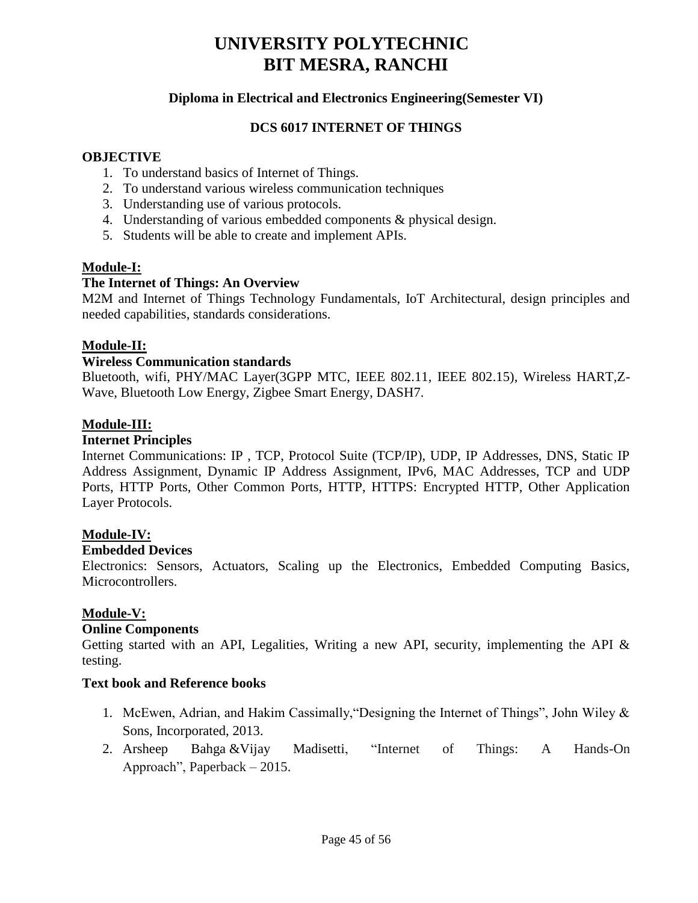# UNIVERSITY POLYTECHNIC
# BIT MESRA, RANCHI

### Diploma in Electrical and Electronics Engineering(Semester VI)

### DCS 6017 INTERNET OF THINGS

**OBJECTIVE**

1. To understand basics of Internet of Things.
2. To understand various wireless communication techniques
3. Understanding use of various protocols.
4. Understanding of various embedded components & physical design.
5. Students will be able to create and implement APIs.

**Module-I:**

**The Internet of Things: An Overview**

M2M and Internet of Things Technology Fundamentals, IoT Architectural, design principles and needed capabilities, standards considerations.

**Module-II:**

**Wireless Communication standards**

Bluetooth, wifi, PHY/MAC Layer(3GPP MTC, IEEE 802.11, IEEE 802.15), Wireless HART,Z-Wave, Bluetooth Low Energy, Zigbee Smart Energy, DASH7.

**Module-III:**

**Internet Principles**

Internet Communications: IP , TCP, Protocol Suite (TCP/IP), UDP, IP Addresses, DNS, Static IP Address Assignment, Dynamic IP Address Assignment, IPv6, MAC Addresses, TCP and UDP Ports, HTTP Ports, Other Common Ports, HTTP, HTTPS: Encrypted HTTP, Other Application Layer Protocols.

**Module-IV:**

**Embedded Devices**

Electronics: Sensors, Actuators, Scaling up the Electronics, Embedded Computing Basics, Microcontrollers.

**Module-V:**

**Online Components**

Getting started with an API, Legalities, Writing a new API, security, implementing the API & testing.

**Text book and Reference books**

1. McEwen, Adrian, and Hakim Cassimally,"Designing the Internet of Things", John Wiley & Sons, Incorporated, 2013.
2. Arsheep Bahga &Vijay Madisetti, "Internet of Things: A Hands-On Approach", Paperback – 2015.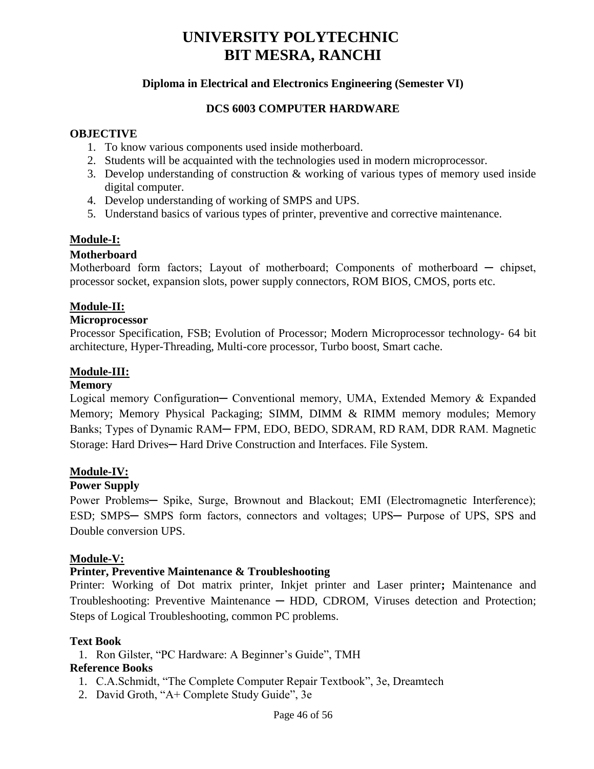# UNIVERSITY POLYTECHNIC
# BIT MESRA, RANCHI

### Diploma in Electrical and Electronics Engineering (Semester VI)

### DCS 6003 COMPUTER HARDWARE

**OBJECTIVE**

1. To know various components used inside motherboard.
2. Students will be acquainted with the technologies used in modern microprocessor.
3. Develop understanding of construction & working of various types of memory used inside digital computer.
4. Develop understanding of working of SMPS and UPS.
5. Understand basics of various types of printer, preventive and corrective maintenance.

**Module-I:**

**Motherboard**

Motherboard form factors; Layout of motherboard; Components of motherboard ─ chipset, processor socket, expansion slots, power supply connectors, ROM BIOS, CMOS, ports etc.

**Module-II:**

**Microprocessor**

Processor Specification, FSB; Evolution of Processor; Modern Microprocessor technology- 64 bit architecture, Hyper-Threading, Multi-core processor, Turbo boost, Smart cache.

**Module-III:**

**Memory**

Logical memory Configuration─ Conventional memory, UMA, Extended Memory & Expanded Memory; Memory Physical Packaging; SIMM, DIMM & RIMM memory modules; Memory Banks; Types of Dynamic RAM─ FPM, EDO, BEDO, SDRAM, RD RAM, DDR RAM. Magnetic Storage: Hard Drives─ Hard Drive Construction and Interfaces. File System.

**Module-IV:**

**Power Supply**

Power Problems─ Spike, Surge, Brownout and Blackout; EMI (Electromagnetic Interference); ESD; SMPS─ SMPS form factors, connectors and voltages; UPS─ Purpose of UPS, SPS and Double conversion UPS.

**Module-V:**

**Printer, Preventive Maintenance & Troubleshooting**

Printer: Working of Dot matrix printer, Inkjet printer and Laser printer**;** Maintenance and Troubleshooting: Preventive Maintenance ─ HDD, CDROM, Viruses detection and Protection; Steps of Logical Troubleshooting, common PC problems.

**Text Book**

1. Ron Gilster, "PC Hardware: A Beginner's Guide", TMH

**Reference Books**

1. C.A.Schmidt, "The Complete Computer Repair Textbook", 3e, Dreamtech
2. David Groth, "A+ Complete Study Guide", 3e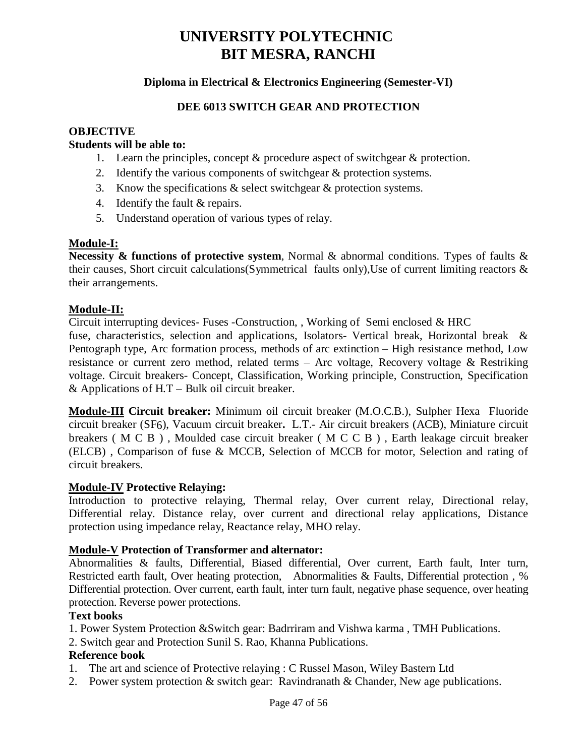# UNIVERSITY POLYTECHNIC
# BIT MESRA, RANCHI

### Diploma in Electrical & Electronics Engineering (Semester-VI)

### DEE 6013 SWITCH GEAR AND PROTECTION

**OBJECTIVE**

**Students will be able to:**

1. Learn the principles, concept & procedure aspect of switchgear & protection.
2. Identify the various components of switchgear & protection systems.
3. Know the specifications & select switchgear & protection systems.
4. Identify the fault & repairs.
5. Understand operation of various types of relay.

**Module-I:**

**Necessity & functions of protective system**, Normal & abnormal conditions. Types of faults & their causes, Short circuit calculations(Symmetrical faults only),Use of current limiting reactors & their arrangements.

**Module-II:**

Circuit interrupting devices- Fuses -Construction, , Working of Semi enclosed & HRC fuse, characteristics, selection and applications, Isolators- Vertical break, Horizontal break & Pentograph type, Arc formation process, methods of arc extinction – High resistance method, Low resistance or current zero method, related terms – Arc voltage, Recovery voltage & Restriking voltage. Circuit breakers- Concept, Classification, Working principle, Construction, Specification & Applications of H.T – Bulk oil circuit breaker.

**Module-III Circuit breaker:** Minimum oil circuit breaker (M.O.C.B.), Sulpher Hexa Fluoride circuit breaker ($SF_6$), Vacuum circuit breaker**.** L.T.- Air circuit breakers (ACB), Miniature circuit breakers ( M C B ) , Moulded case circuit breaker ( M C C B ) , Earth leakage circuit breaker (ELCB) , Comparison of fuse & MCCB, Selection of MCCB for motor, Selection and rating of circuit breakers.

**Module-IV Protective Relaying:**

Introduction to protective relaying, Thermal relay, Over current relay, Directional relay, Differential relay. Distance relay, over current and directional relay applications, Distance protection using impedance relay, Reactance relay, MHO relay.

**Module-V Protection of Transformer and alternator:**

Abnormalities & faults, Differential, Biased differential, Over current, Earth fault, Inter turn, Restricted earth fault, Over heating protection, Abnormalities & Faults, Differential protection , % Differential protection. Over current, earth fault, inter turn fault, negative phase sequence, over heating protection. Reverse power protections.

**Text books**

1. Power System Protection &Switch gear: Badrriram and Vishwa karma , TMH Publications.
2. Switch gear and Protection Sunil S. Rao, Khanna Publications.

**Reference book**

1. The art and science of Protective relaying : C Russel Mason, Wiley Bastern Ltd
2. Power system protection & switch gear: Ravindranath & Chander, New age publications.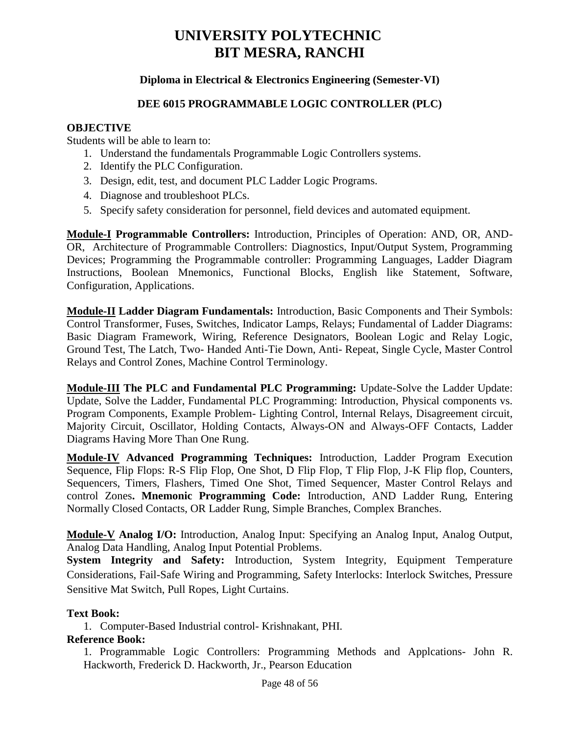# UNIVERSITY POLYTECHNIC
# BIT MESRA, RANCHI

### Diploma in Electrical & Electronics Engineering (Semester-VI)

### DEE 6015 PROGRAMMABLE LOGIC CONTROLLER (PLC)

**OBJECTIVE**

Students will be able to learn to:

1. Understand the fundamentals Programmable Logic Controllers systems.
2. Identify the PLC Configuration.
3. Design, edit, test, and document PLC Ladder Logic Programs.
4. Diagnose and troubleshoot PLCs.
5. Specify safety consideration for personnel, field devices and automated equipment.

**Module-I Programmable Controllers:** Introduction, Principles of Operation: AND, OR, AND-OR, Architecture of Programmable Controllers: Diagnostics, Input/Output System, Programming Devices; Programming the Programmable controller: Programming Languages, Ladder Diagram Instructions, Boolean Mnemonics, Functional Blocks, English like Statement, Software, Configuration, Applications.

**Module-II Ladder Diagram Fundamentals:** Introduction, Basic Components and Their Symbols: Control Transformer, Fuses, Switches, Indicator Lamps, Relays; Fundamental of Ladder Diagrams: Basic Diagram Framework, Wiring, Reference Designators, Boolean Logic and Relay Logic, Ground Test, The Latch, Two- Handed Anti-Tie Down, Anti- Repeat, Single Cycle, Master Control Relays and Control Zones, Machine Control Terminology.

**Module-III The PLC and Fundamental PLC Programming:** Update-Solve the Ladder Update: Update, Solve the Ladder, Fundamental PLC Programming: Introduction, Physical components vs. Program Components, Example Problem- Lighting Control, Internal Relays, Disagreement circuit, Majority Circuit, Oscillator, Holding Contacts, Always-ON and Always-OFF Contacts, Ladder Diagrams Having More Than One Rung.

**Module-IV Advanced Programming Techniques:** Introduction, Ladder Program Execution Sequence, Flip Flops: R-S Flip Flop, One Shot, D Flip Flop, T Flip Flop, J-K Flip flop, Counters, Sequencers, Timers, Flashers, Timed One Shot, Timed Sequencer, Master Control Relays and control Zones**. Mnemonic Programming Code:** Introduction, AND Ladder Rung, Entering Normally Closed Contacts, OR Ladder Rung, Simple Branches, Complex Branches.

**Module-V Analog I/O:** Introduction, Analog Input: Specifying an Analog Input, Analog Output, Analog Data Handling, Analog Input Potential Problems.

**System Integrity and Safety:** Introduction, System Integrity, Equipment Temperature Considerations, Fail-Safe Wiring and Programming, Safety Interlocks: Interlock Switches, Pressure Sensitive Mat Switch, Pull Ropes, Light Curtains.

**Text Book:**

1. Computer-Based Industrial control- Krishnakant, PHI.

**Reference Book:**

1. Programmable Logic Controllers: Programming Methods and Applcations- John R. Hackworth, Frederick D. Hackworth, Jr., Pearson Education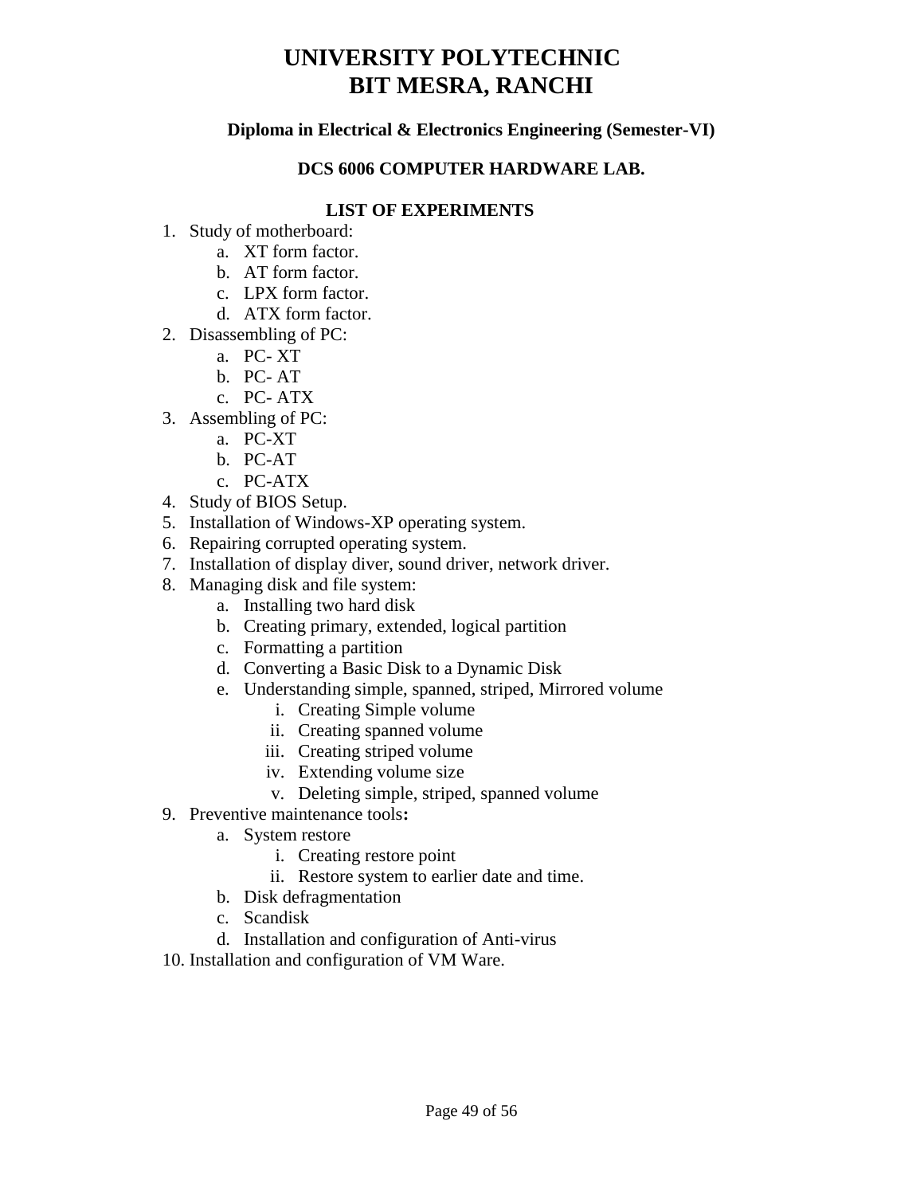# UNIVERSITY POLYTECHNIC
# BIT MESRA, RANCHI

### Diploma in Electrical & Electronics Engineering (Semester-VI)

### DCS 6006 COMPUTER HARDWARE LAB.

### LIST OF EXPERIMENTS

1. Study of motherboard:
    a. XT form factor.
    b. AT form factor.
    c. LPX form factor.
    d. ATX form factor.
2. Disassembling of PC:
    a. PC- XT
    b. PC- AT
    c. PC- ATX
3. Assembling of PC:
    a. PC-XT
    b. PC-AT
    c. PC-ATX
4. Study of BIOS Setup.
5. Installation of Windows-XP operating system.
6. Repairing corrupted operating system.
7. Installation of display diver, sound driver, network driver.
8. Managing disk and file system:
    a. Installing two hard disk
    b. Creating primary, extended, logical partition
    c. Formatting a partition
    d. Converting a Basic Disk to a Dynamic Disk
    e. Understanding simple, spanned, striped, Mirrored volume
        i. Creating Simple volume
        ii. Creating spanned volume
        iii. Creating striped volume
        iv. Extending volume size
        v. Deleting simple, striped, spanned volume
9. Preventive maintenance tools**:**
    a. System restore
        i. Creating restore point
        ii. Restore system to earlier date and time.
    b. Disk defragmentation
    c. Scandisk
    d. Installation and configuration of Anti-virus
10. Installation and configuration of VM Ware.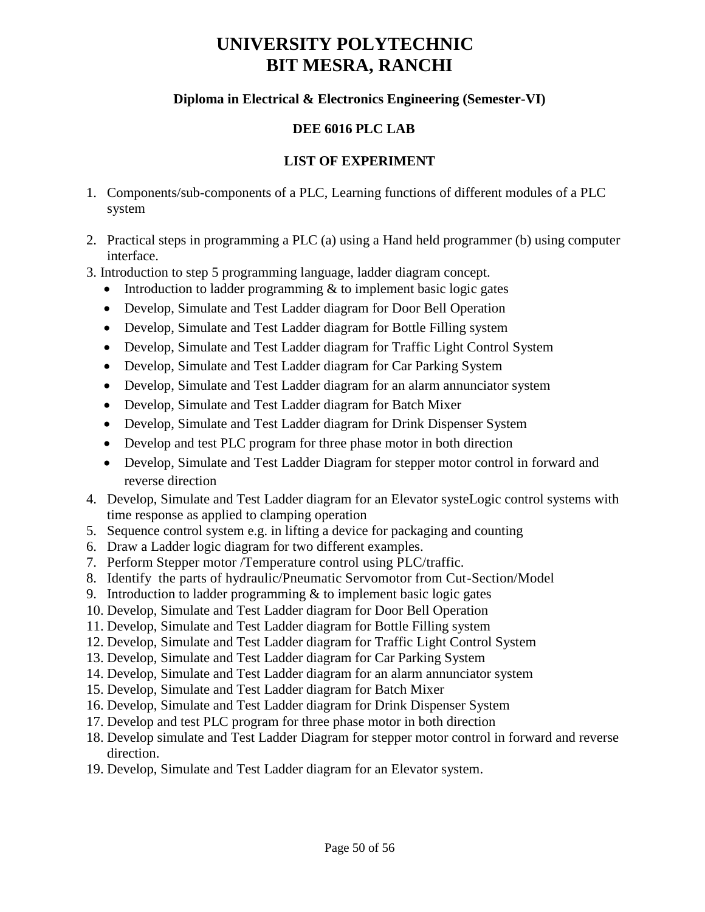# UNIVERSITY POLYTECHNIC
# BIT MESRA, RANCHI

### Diploma in Electrical & Electronics Engineering (Semester-VI)

### DEE 6016 PLC LAB

### LIST OF EXPERIMENT

1. Components/sub-components of a PLC, Learning functions of different modules of a PLC system

2. Practical steps in programming a PLC (a) using a Hand held programmer (b) using computer interface.

3. Introduction to step 5 programming language, ladder diagram concept.
   - Introduction to ladder programming & to implement basic logic gates
   - Develop, Simulate and Test Ladder diagram for Door Bell Operation
   - Develop, Simulate and Test Ladder diagram for Bottle Filling system
   - Develop, Simulate and Test Ladder diagram for Traffic Light Control System
   - Develop, Simulate and Test Ladder diagram for Car Parking System
   - Develop, Simulate and Test Ladder diagram for an alarm annunciator system
   - Develop, Simulate and Test Ladder diagram for Batch Mixer
   - Develop, Simulate and Test Ladder diagram for Drink Dispenser System
   - Develop and test PLC program for three phase motor in both direction
   - Develop, Simulate and Test Ladder Diagram for stepper motor control in forward and reverse direction
4. Develop, Simulate and Test Ladder diagram for an Elevator systeLogic control systems with time response as applied to clamping operation
5. Sequence control system e.g. in lifting a device for packaging and counting
6. Draw a Ladder logic diagram for two different examples.
7. Perform Stepper motor /Temperature control using PLC/traffic.
8. Identify the parts of hydraulic/Pneumatic Servomotor from Cut-Section/Model
9. Introduction to ladder programming & to implement basic logic gates
10. Develop, Simulate and Test Ladder diagram for Door Bell Operation
11. Develop, Simulate and Test Ladder diagram for Bottle Filling system
12. Develop, Simulate and Test Ladder diagram for Traffic Light Control System
13. Develop, Simulate and Test Ladder diagram for Car Parking System
14. Develop, Simulate and Test Ladder diagram for an alarm annunciator system
15. Develop, Simulate and Test Ladder diagram for Batch Mixer
16. Develop, Simulate and Test Ladder diagram for Drink Dispenser System
17. Develop and test PLC program for three phase motor in both direction
18. Develop simulate and Test Ladder Diagram for stepper motor control in forward and reverse direction.
19. Develop, Simulate and Test Ladder diagram for an Elevator system.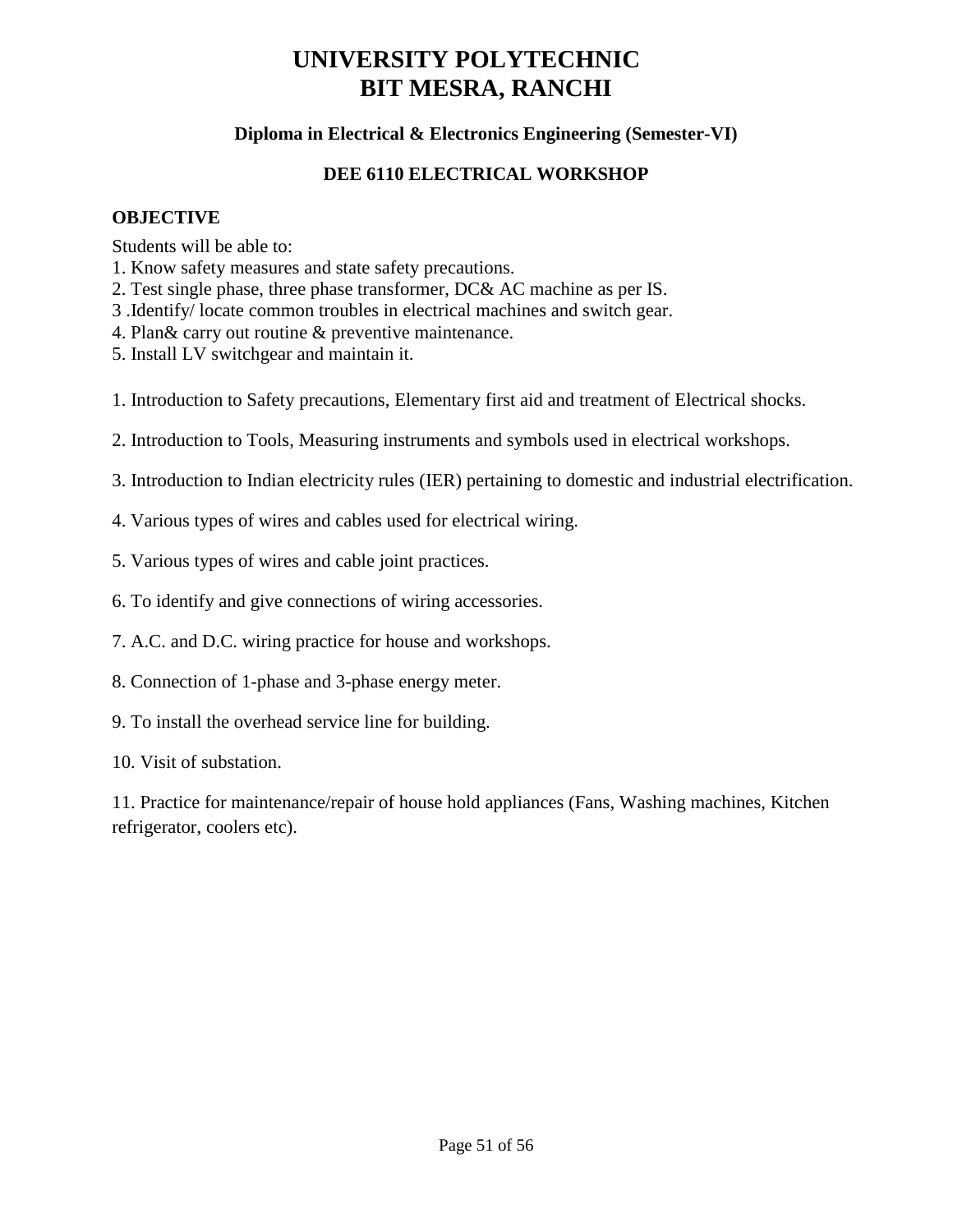# UNIVERSITY POLYTECHNIC
# BIT MESRA, RANCHI

### Diploma in Electrical & Electronics Engineering (Semester-VI)

### DEE 6110 ELECTRICAL WORKSHOP

**OBJECTIVE**

Students will be able to:

1. Know safety measures and state safety precautions.
2. Test single phase, three phase transformer, DC& AC machine as per IS.
3. Identify/ locate common troubles in electrical machines and switch gear.
4. Plan& carry out routine & preventive maintenance.
5. Install LV switchgear and maintain it.

1. Introduction to Safety precautions, Elementary first aid and treatment of Electrical shocks.

2. Introduction to Tools, Measuring instruments and symbols used in electrical workshops.

3. Introduction to Indian electricity rules (IER) pertaining to domestic and industrial electrification.

4. Various types of wires and cables used for electrical wiring.

5. Various types of wires and cable joint practices.

6. To identify and give connections of wiring accessories.

7. A.C. and D.C. wiring practice for house and workshops.

8. Connection of 1-phase and 3-phase energy meter.

9. To install the overhead service line for building.

10. Visit of substation.

11. Practice for maintenance/repair of house hold appliances (Fans, Washing machines, Kitchen refrigerator, coolers etc).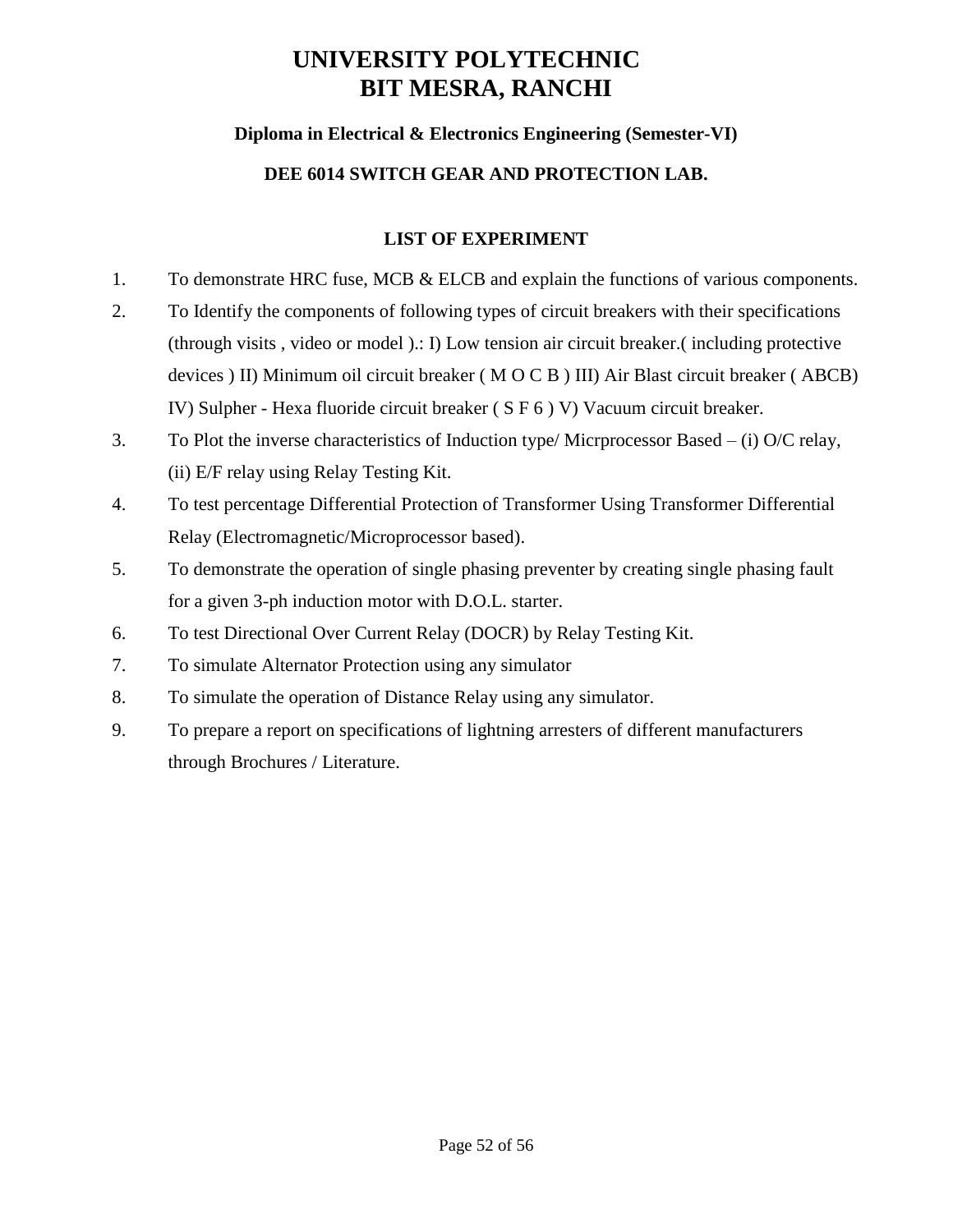# UNIVERSITY POLYTECHNIC
# BIT MESRA, RANCHI

### Diploma in Electrical & Electronics Engineering (Semester-VI)

### DEE 6014 SWITCH GEAR AND PROTECTION LAB.

### LIST OF EXPERIMENT

1. To demonstrate HRC fuse, MCB & ELCB and explain the functions of various components.
2. To Identify the components of following types of circuit breakers with their specifications (through visits , video or model ).: I) Low tension air circuit breaker.( including protective devices ) II) Minimum oil circuit breaker ( M O C B ) III) Air Blast circuit breaker ( ABCB) IV) Sulpher - Hexa fluoride circuit breaker ( S F 6 ) V) Vacuum circuit breaker.
3. To Plot the inverse characteristics of Induction type/ Micrprocessor Based – (i) O/C relay, (ii) E/F relay using Relay Testing Kit.
4. To test percentage Differential Protection of Transformer Using Transformer Differential Relay (Electromagnetic/Microprocessor based).
5. To demonstrate the operation of single phasing preventer by creating single phasing fault for a given 3-ph induction motor with D.O.L. starter.
6. To test Directional Over Current Relay (DOCR) by Relay Testing Kit.
7. To simulate Alternator Protection using any simulator
8. To simulate the operation of Distance Relay using any simulator.
9. To prepare a report on specifications of lightning arresters of different manufacturers through Brochures / Literature.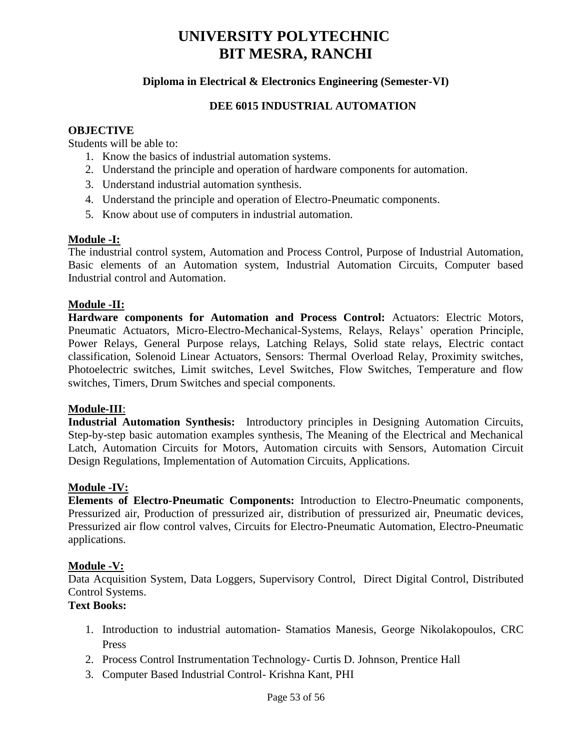# UNIVERSITY POLYTECHNIC
# BIT MESRA, RANCHI

### Diploma in Electrical & Electronics Engineering (Semester-VI)

### DEE 6015 INDUSTRIAL AUTOMATION

**OBJECTIVE**

Students will be able to:

1. Know the basics of industrial automation systems.
2. Understand the principle and operation of hardware components for automation.
3. Understand industrial automation synthesis.
4. Understand the principle and operation of Electro-Pneumatic components.
5. Know about use of computers in industrial automation.

**Module -I:**

The industrial control system, Automation and Process Control, Purpose of Industrial Automation, Basic elements of an Automation system, Industrial Automation Circuits, Computer based Industrial control and Automation.

**Module -II:**

**Hardware components for Automation and Process Control:** Actuators: Electric Motors, Pneumatic Actuators, Micro-Electro-Mechanical-Systems, Relays, Relays' operation Principle, Power Relays, General Purpose relays, Latching Relays, Solid state relays, Electric contact classification, Solenoid Linear Actuators, Sensors: Thermal Overload Relay, Proximity switches, Photoelectric switches, Limit switches, Level Switches, Flow Switches, Temperature and flow switches, Timers, Drum Switches and special components.

**Module-III**:

**Industrial Automation Synthesis:** Introductory principles in Designing Automation Circuits, Step-by-step basic automation examples synthesis, The Meaning of the Electrical and Mechanical Latch, Automation Circuits for Motors, Automation circuits with Sensors, Automation Circuit Design Regulations, Implementation of Automation Circuits, Applications.

**Module -IV:**

**Elements of Electro-Pneumatic Components:** Introduction to Electro-Pneumatic components, Pressurized air, Production of pressurized air, distribution of pressurized air, Pneumatic devices, Pressurized air flow control valves, Circuits for Electro-Pneumatic Automation, Electro-Pneumatic applications.

**Module -V:**

Data Acquisition System, Data Loggers, Supervisory Control, Direct Digital Control, Distributed Control Systems.

**Text Books:**

1. Introduction to industrial automation- Stamatios Manesis, George Nikolakopoulos, CRC Press
2. Process Control Instrumentation Technology- Curtis D. Johnson, Prentice Hall
3. Computer Based Industrial Control- Krishna Kant, PHI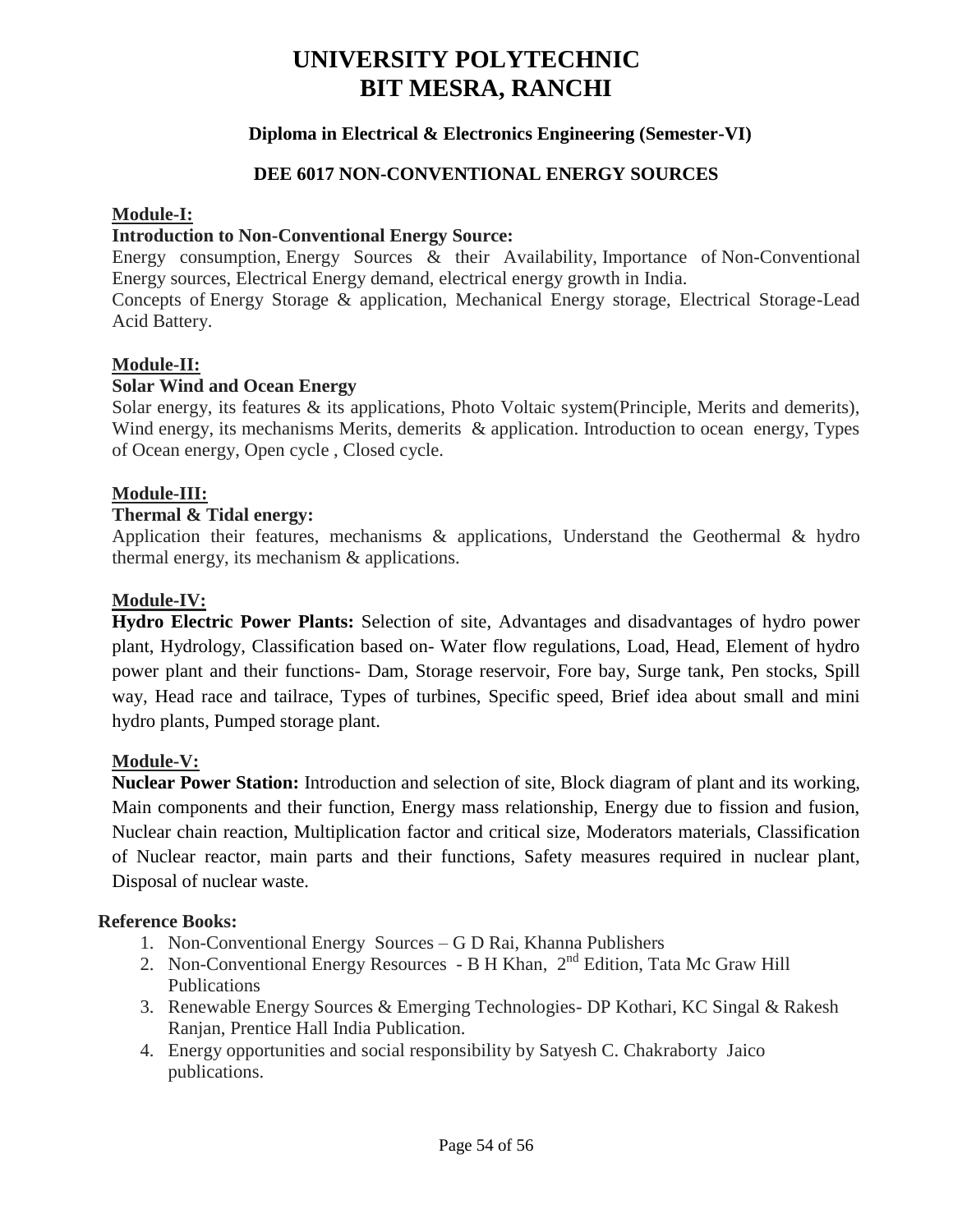# UNIVERSITY POLYTECHNIC
# BIT MESRA, RANCHI

### Diploma in Electrical & Electronics Engineering (Semester-VI)

### DEE 6017 NON-CONVENTIONAL ENERGY SOURCES

**Module-I:**

**Introduction to Non-Conventional Energy Source:**

Energy consumption, Energy Sources & their Availability, Importance of Non-Conventional Energy sources, Electrical Energy demand, electrical energy growth in India.

Concepts of Energy Storage & application, Mechanical Energy storage, Electrical Storage-Lead Acid Battery.

**Module-II:**

**Solar Wind and Ocean Energy**

Solar energy, its features & its applications, Photo Voltaic system(Principle, Merits and demerits), Wind energy, its mechanisms Merits, demerits & application. Introduction to ocean energy, Types of Ocean energy, Open cycle , Closed cycle.

**Module-III:**

**Thermal & Tidal energy:**

Application their features, mechanisms & applications, Understand the Geothermal & hydro thermal energy, its mechanism & applications.

**Module-IV:**

**Hydro Electric Power Plants:** Selection of site, Advantages and disadvantages of hydro power plant, Hydrology, Classification based on- Water flow regulations, Load, Head, Element of hydro power plant and their functions- Dam, Storage reservoir, Fore bay, Surge tank, Pen stocks, Spill way, Head race and tailrace, Types of turbines, Specific speed, Brief idea about small and mini hydro plants, Pumped storage plant.

**Module-V:**

**Nuclear Power Station:** Introduction and selection of site, Block diagram of plant and its working, Main components and their function, Energy mass relationship, Energy due to fission and fusion, Nuclear chain reaction, Multiplication factor and critical size, Moderators materials, Classification of Nuclear reactor, main parts and their functions, Safety measures required in nuclear plant, Disposal of nuclear waste.

**Reference Books:**

1. Non-Conventional Energy Sources – G D Rai, Khanna Publishers
2. Non-Conventional Energy Resources - B H Khan, 2nd Edition, Tata Mc Graw Hill Publications
3. Renewable Energy Sources & Emerging Technologies- DP Kothari, KC Singal & Rakesh Ranjan, Prentice Hall India Publication.
4. Energy opportunities and social responsibility by Satyesh C. Chakraborty Jaico publications.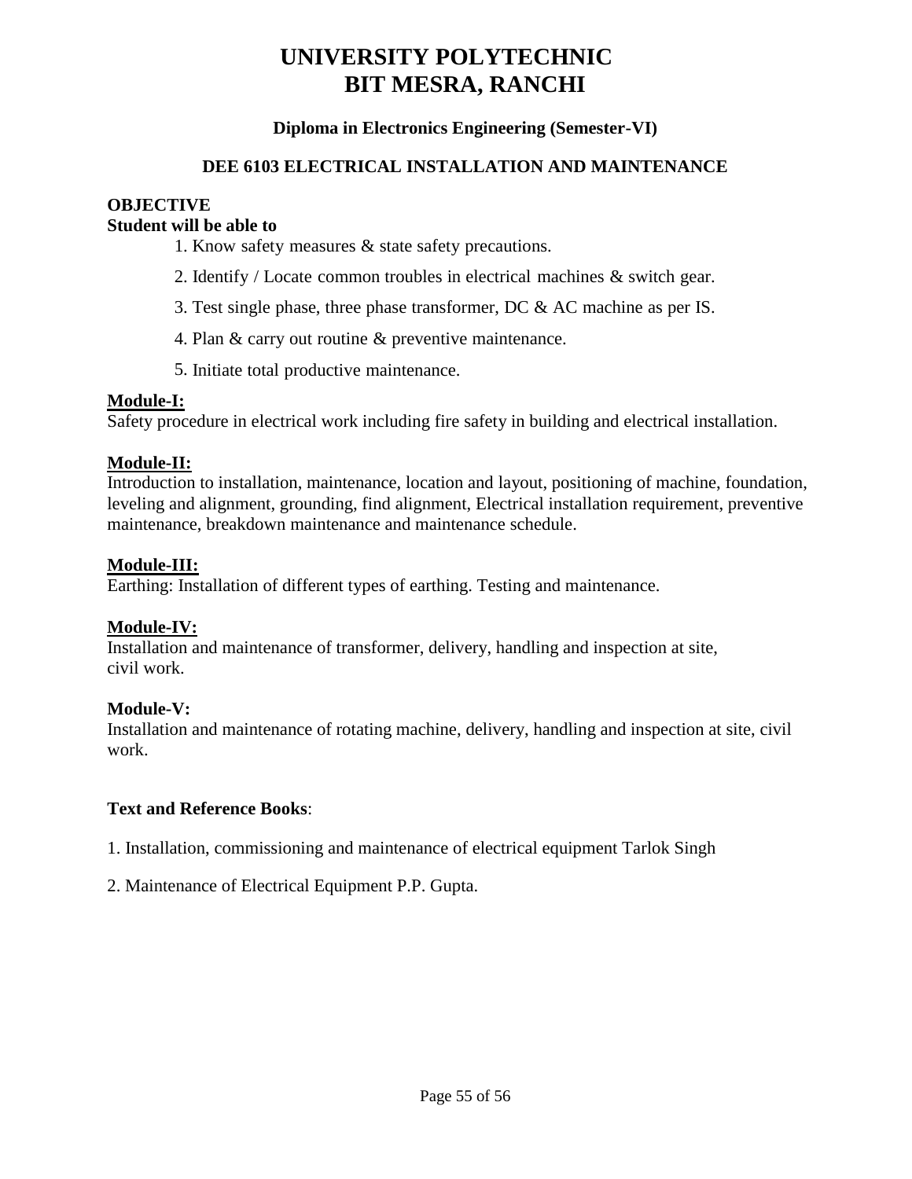# UNIVERSITY POLYTECHNIC
# BIT MESRA, RANCHI

### Diploma in Electronics Engineering (Semester-VI)

### DEE 6103 ELECTRICAL INSTALLATION AND MAINTENANCE

**OBJECTIVE**

**Student will be able to**

1. Know safety measures & state safety precautions.
2. Identify / Locate common troubles in electrical machines & switch gear.
3. Test single phase, three phase transformer, DC & AC machine as per IS.
4. Plan & carry out routine & preventive maintenance.
5. Initiate total productive maintenance.

**Module-I:**

Safety procedure in electrical work including fire safety in building and electrical installation.

**Module-II:**

Introduction to installation, maintenance, location and layout, positioning of machine, foundation, leveling and alignment, grounding, find alignment, Electrical installation requirement, preventive maintenance, breakdown maintenance and maintenance schedule.

**Module-III:**

Earthing: Installation of different types of earthing. Testing and maintenance.

**Module-IV:**

Installation and maintenance of transformer, delivery, handling and inspection at site, civil work.

**Module-V:**

Installation and maintenance of rotating machine, delivery, handling and inspection at site, civil work.

**Text and Reference Books**:

1. Installation, commissioning and maintenance of electrical equipment Tarlok Singh
2. Maintenance of Electrical Equipment P.P. Gupta.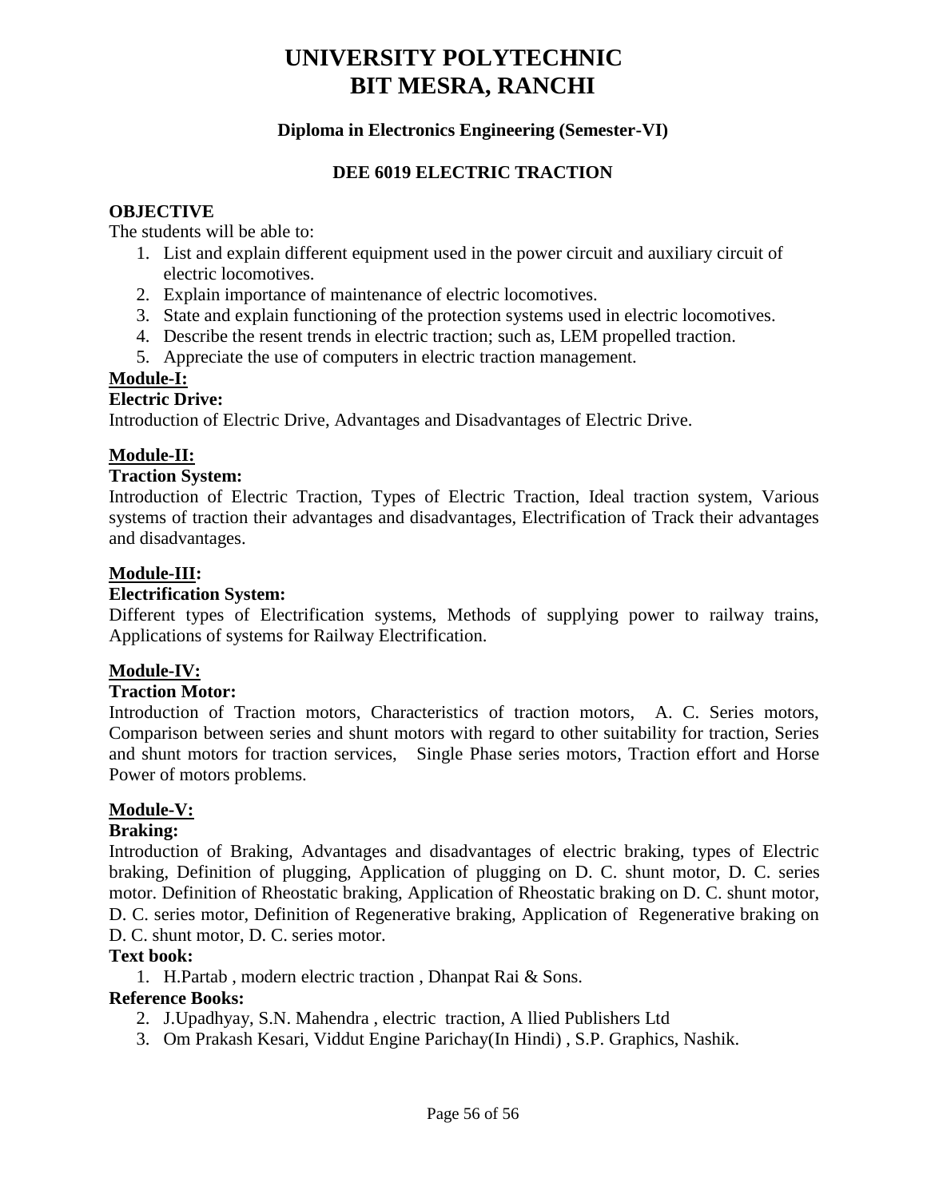# UNIVERSITY POLYTECHNIC
# BIT MESRA, RANCHI

### Diploma in Electronics Engineering (Semester-VI)

### DEE 6019 ELECTRIC TRACTION

**OBJECTIVE**

The students will be able to:

1. List and explain different equipment used in the power circuit and auxiliary circuit of electric locomotives.
2. Explain importance of maintenance of electric locomotives.
3. State and explain functioning of the protection systems used in electric locomotives.
4. Describe the resent trends in electric traction; such as, LEM propelled traction.
5. Appreciate the use of computers in electric traction management.

**Module-I:**

**Electric Drive:**

Introduction of Electric Drive, Advantages and Disadvantages of Electric Drive.

**Module-II:**

**Traction System:**

Introduction of Electric Traction, Types of Electric Traction, Ideal traction system, Various systems of traction their advantages and disadvantages, Electrification of Track their advantages and disadvantages.

**Module-III:**

**Electrification System:**

Different types of Electrification systems, Methods of supplying power to railway trains, Applications of systems for Railway Electrification.

**Module-IV:**

**Traction Motor:**

Introduction of Traction motors, Characteristics of traction motors, A. C. Series motors, Comparison between series and shunt motors with regard to other suitability for traction, Series and shunt motors for traction services, Single Phase series motors, Traction effort and Horse Power of motors problems.

**Module-V:**

**Braking:**

Introduction of Braking, Advantages and disadvantages of electric braking, types of Electric braking, Definition of plugging, Application of plugging on D. C. shunt motor, D. C. series motor. Definition of Rheostatic braking, Application of Rheostatic braking on D. C. shunt motor, D. C. series motor, Definition of Regenerative braking, Application of Regenerative braking on D. C. shunt motor, D. C. series motor.

**Text book:**

1. H.Partab , modern electric traction , Dhanpat Rai & Sons.

**Reference Books:**

2. J.Upadhyay, S.N. Mahendra , electric traction, A llied Publishers Ltd
3. Om Prakash Kesari, Viddut Engine Parichay(In Hindi) , S.P. Graphics, Nashik.